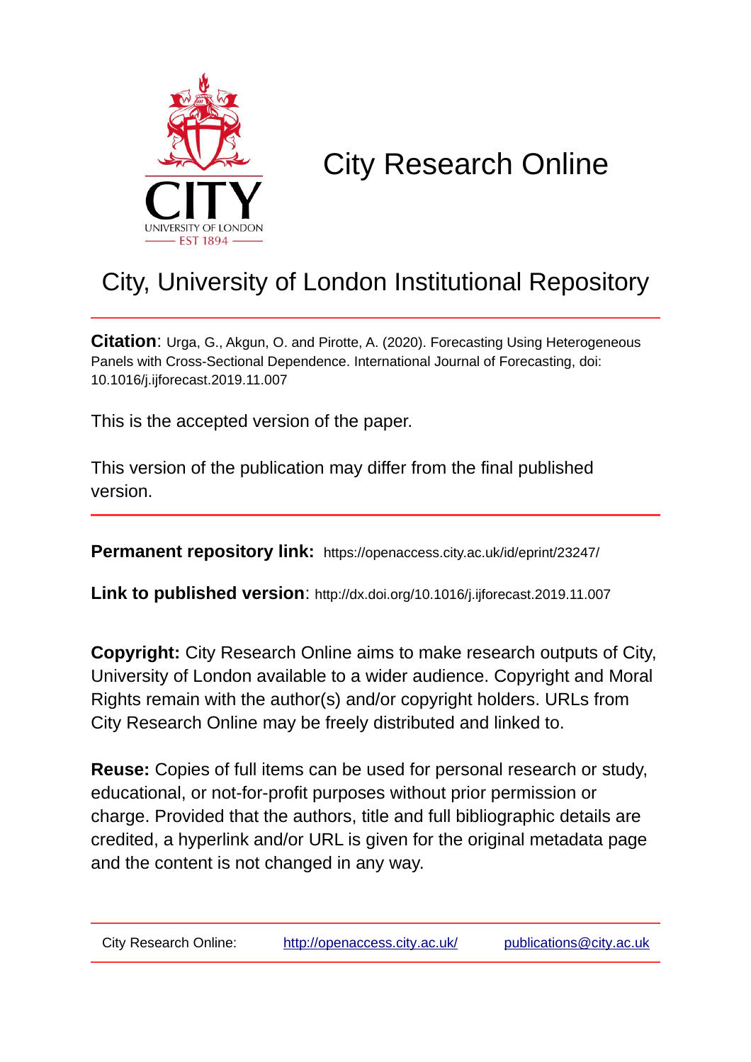# City Research Online

## City, University of London Institutional Repository

**Citation**: Urga, G., Akgun, O. and Pirotte, A. (2020). Forecasting Using Heterogeneous Panels with Cross-Sectional Dependence. International Journal of Forecasting, doi: 10.1016/j.ijforecast.2019.11.007

This is the accepted version of the paper.

This version of the publication may differ from the final published version.

**Permanent repository link:** https://openaccess.city.ac.uk/id/eprint/23247/

**Link to published version**: http://dx.doi.org/10.1016/j.ijforecast.2019.11.007

**Copyright:** City Research Online aims to make research outputs of City, University of London available to a wider audience. Copyright and Moral Rights remain with the author(s) and/or copyright holders. URLs from City Research Online may be freely distributed and linked to.

**Reuse:** Copies of full items can be used for personal research or study, educational, or not-for-profit purposes without prior permission or charge. Provided that the authors, title and full bibliographic details are credited, a hyperlink and/or URL is given for the original metadata page and the content is not changed in any way.

City Research Online: http://openaccess.city.ac.uk/ publications@city.ac.uk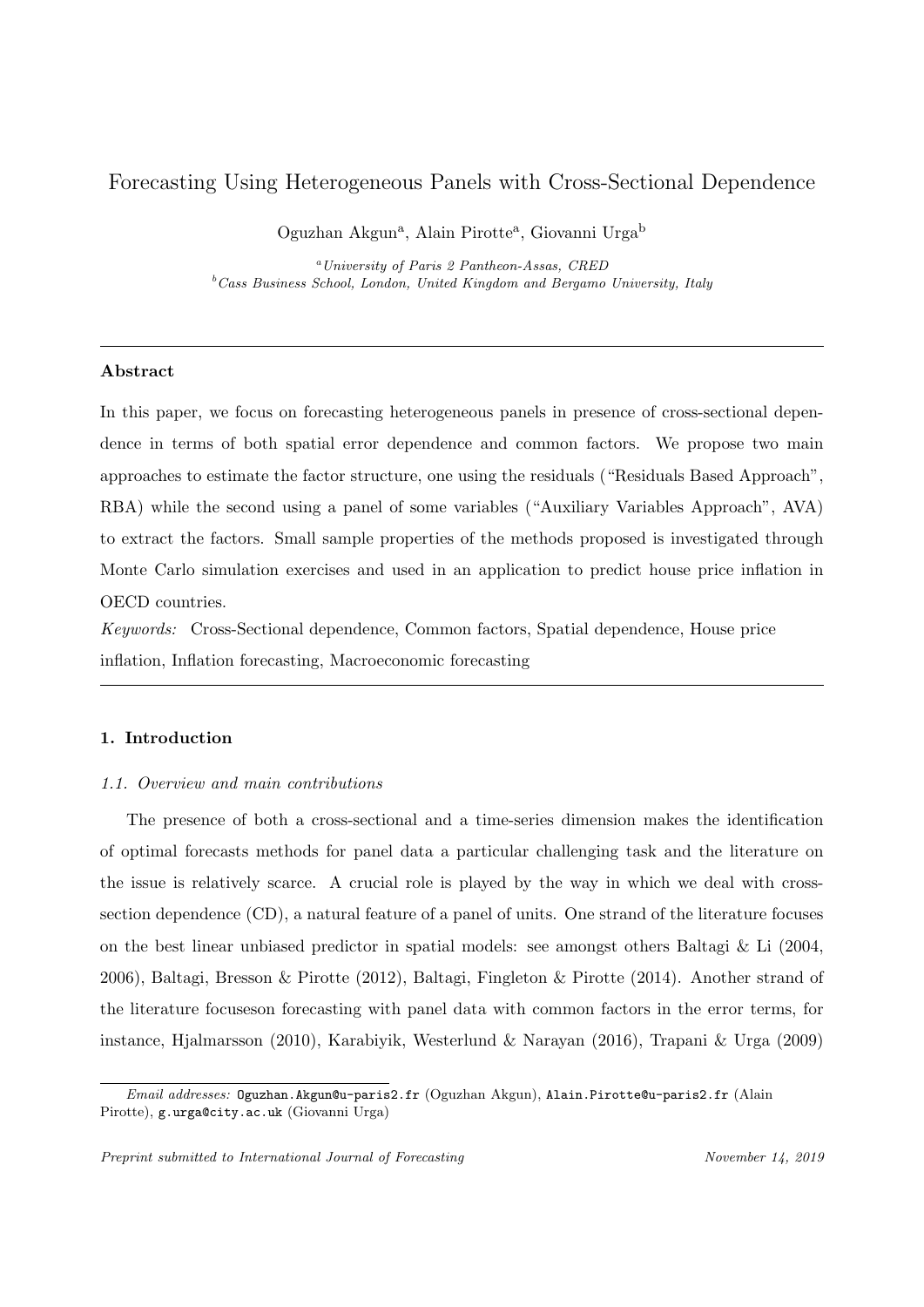# Forecasting Using Heterogeneous Panels with Cross-Sectional Dependence

Oguzhan Akgun[a], Alain Pirotte[a], Giovanni Urga[b]

[a] *University of Paris 2 Pantheon-Assas, CRED*
[b] *Cass Business School, London, United Kingdom and Bergamo University, Italy*

---

## Abstract

In this paper, we focus on forecasting heterogeneous panels in presence of cross-sectional dependence in terms of both spatial error dependence and common factors. We propose two main approaches to estimate the factor structure, one using the residuals ("Residuals Based Approach", RBA) while the second using a panel of some variables ("Auxiliary Variables Approach", AVA) to extract the factors. Small sample properties of the methods proposed is investigated through Monte Carlo simulation exercises and used in an application to predict house price inflation in OECD countries.

*Keywords:* Cross-Sectional dependence, Common factors, Spatial dependence, House price inflation, Inflation forecasting, Macroeconomic forecasting

---

## 1. Introduction

### 1.1. Overview and main contributions

The presence of both a cross-sectional and a time-series dimension makes the identification of optimal forecasts methods for panel data a particular challenging task and the literature on the issue is relatively scarce. A crucial role is played by the way in which we deal with cross-section dependence (CD), a natural feature of a panel of units. One strand of the literature focuses on the best linear unbiased predictor in spatial models: see amongst others Baltagi & Li (2004, 2006), Baltagi, Bresson & Pirotte (2012), Baltagi, Fingleton & Pirotte (2014). Another strand of the literature focuseson forecasting with panel data with common factors in the error terms, for instance, Hjalmarsson (2010), Karabiyik, Westerlund & Narayan (2016), Trapani & Urga (2009)

---

*Email addresses:* `Oguzhan.Akgun@u-paris2.fr` (Oguzhan Akgun), `Alain.Pirotte@u-paris2.fr` (Alain Pirotte), `g.urga@city.ac.uk` (Giovanni Urga)

*Preprint submitted to International Journal of Forecasting* *November 14, 2019*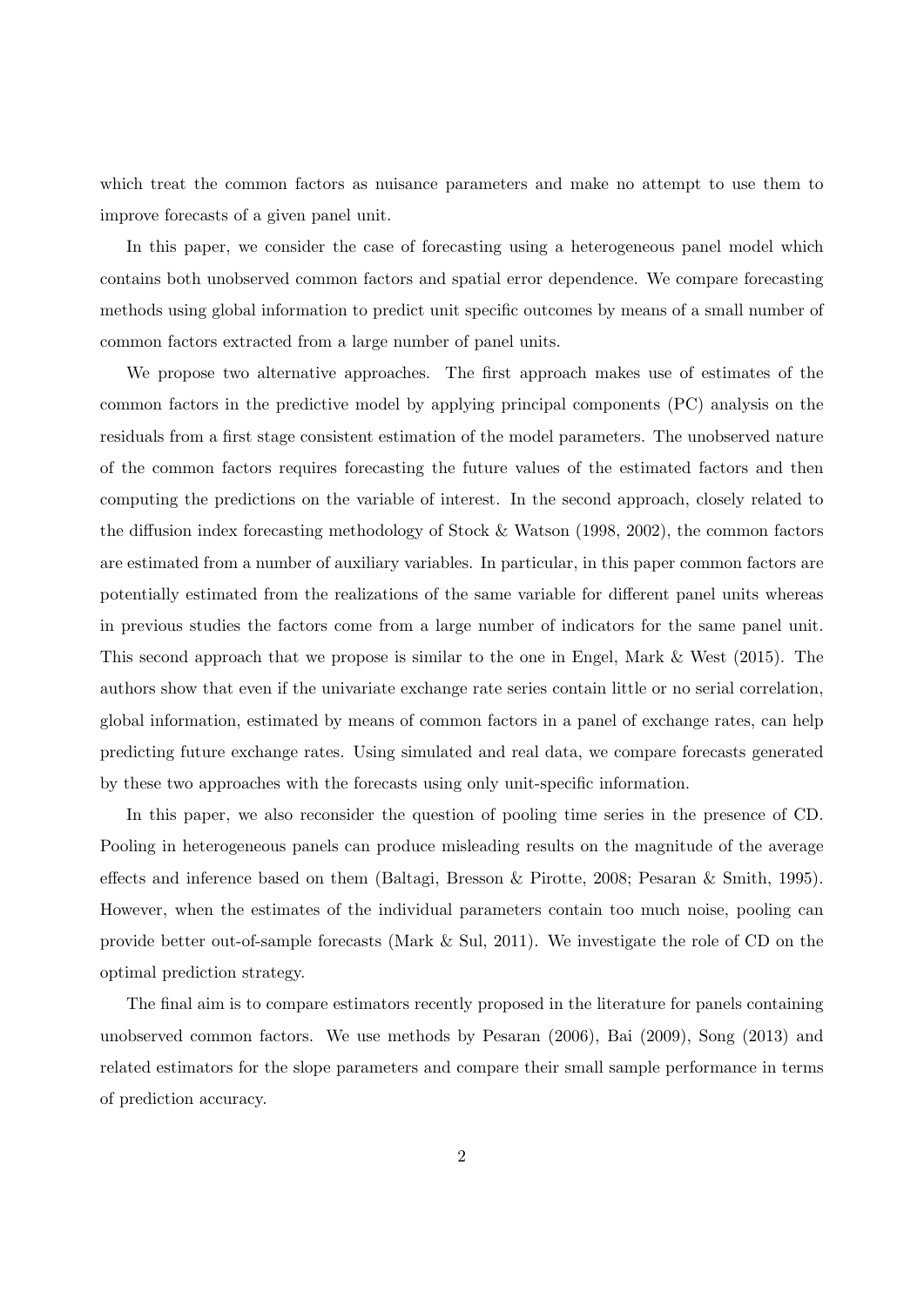which treat the common factors as nuisance parameters and make no attempt to use them to improve forecasts of a given panel unit.

In this paper, we consider the case of forecasting using a heterogeneous panel model which contains both unobserved common factors and spatial error dependence. We compare forecasting methods using global information to predict unit specific outcomes by means of a small number of common factors extracted from a large number of panel units.

We propose two alternative approaches. The first approach makes use of estimates of the common factors in the predictive model by applying principal components (PC) analysis on the residuals from a first stage consistent estimation of the model parameters. The unobserved nature of the common factors requires forecasting the future values of the estimated factors and then computing the predictions on the variable of interest. In the second approach, closely related to the diffusion index forecasting methodology of Stock & Watson (1998, 2002), the common factors are estimated from a number of auxiliary variables. In particular, in this paper common factors are potentially estimated from the realizations of the same variable for different panel units whereas in previous studies the factors come from a large number of indicators for the same panel unit. This second approach that we propose is similar to the one in Engel, Mark & West (2015). The authors show that even if the univariate exchange rate series contain little or no serial correlation, global information, estimated by means of common factors in a panel of exchange rates, can help predicting future exchange rates. Using simulated and real data, we compare forecasts generated by these two approaches with the forecasts using only unit-specific information.

In this paper, we also reconsider the question of pooling time series in the presence of CD. Pooling in heterogeneous panels can produce misleading results on the magnitude of the average effects and inference based on them (Baltagi, Bresson & Pirotte, 2008; Pesaran & Smith, 1995). However, when the estimates of the individual parameters contain too much noise, pooling can provide better out-of-sample forecasts (Mark & Sul, 2011). We investigate the role of CD on the optimal prediction strategy.

The final aim is to compare estimators recently proposed in the literature for panels containing unobserved common factors. We use methods by Pesaran (2006), Bai (2009), Song (2013) and related estimators for the slope parameters and compare their small sample performance in terms of prediction accuracy.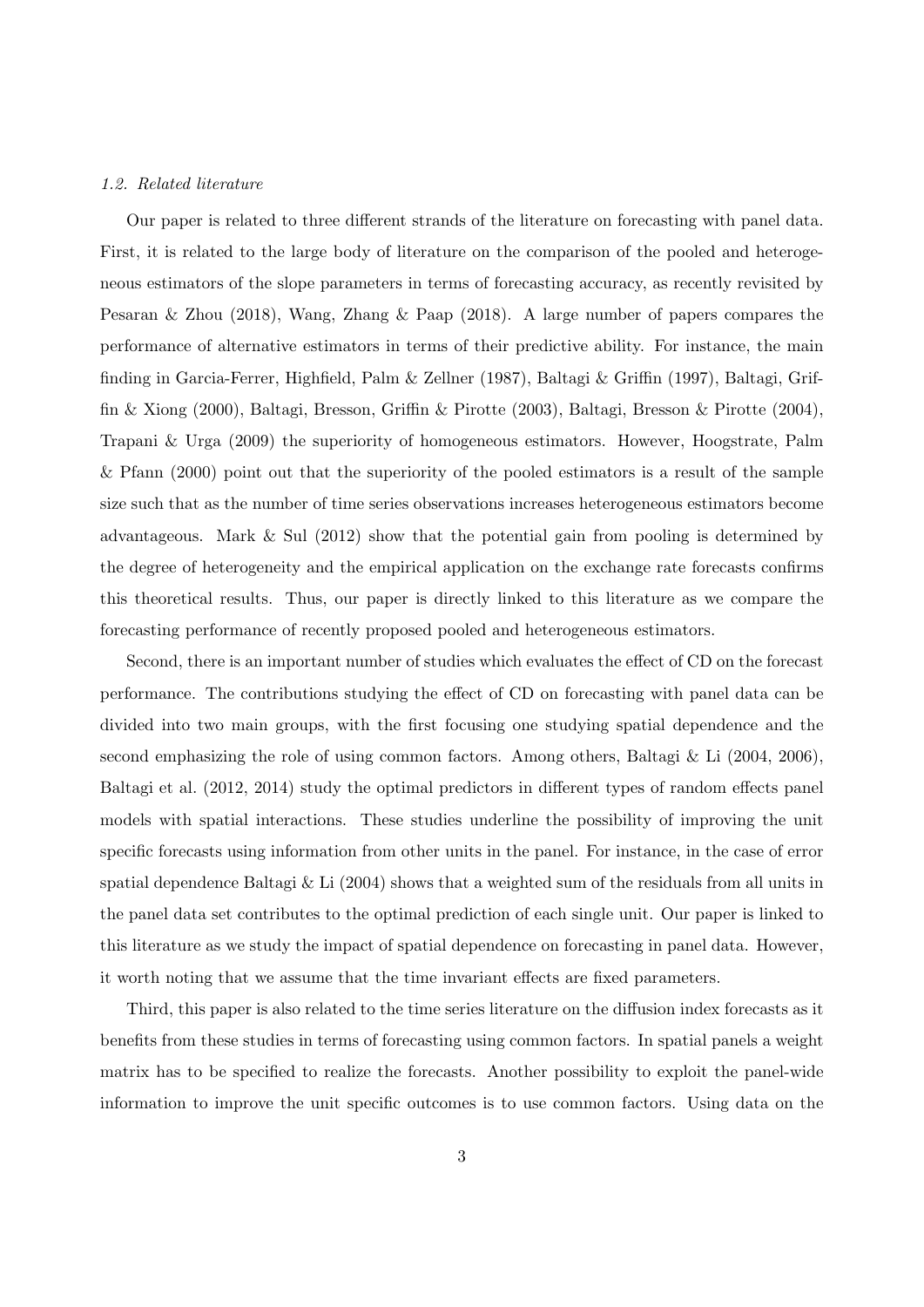### *1.2. Related literature*

Our paper is related to three different strands of the literature on forecasting with panel data. First, it is related to the large body of literature on the comparison of the pooled and heterogeneous estimators of the slope parameters in terms of forecasting accuracy, as recently revisited by Pesaran & Zhou (2018), Wang, Zhang & Paap (2018). A large number of papers compares the performance of alternative estimators in terms of their predictive ability. For instance, the main finding in Garcia-Ferrer, Highfield, Palm & Zellner (1987), Baltagi & Griffin (1997), Baltagi, Griffin & Xiong (2000), Baltagi, Bresson, Griffin & Pirotte (2003), Baltagi, Bresson & Pirotte (2004), Trapani & Urga (2009) the superiority of homogeneous estimators. However, Hoogstrate, Palm & Pfann (2000) point out that the superiority of the pooled estimators is a result of the sample size such that as the number of time series observations increases heterogeneous estimators become advantageous. Mark & Sul (2012) show that the potential gain from pooling is determined by the degree of heterogeneity and the empirical application on the exchange rate forecasts confirms this theoretical results. Thus, our paper is directly linked to this literature as we compare the forecasting performance of recently proposed pooled and heterogeneous estimators.

Second, there is an important number of studies which evaluates the effect of CD on the forecast performance. The contributions studying the effect of CD on forecasting with panel data can be divided into two main groups, with the first focusing one studying spatial dependence and the second emphasizing the role of using common factors. Among others, Baltagi & Li (2004, 2006), Baltagi et al. (2012, 2014) study the optimal predictors in different types of random effects panel models with spatial interactions. These studies underline the possibility of improving the unit specific forecasts using information from other units in the panel. For instance, in the case of error spatial dependence Baltagi & Li (2004) shows that a weighted sum of the residuals from all units in the panel data set contributes to the optimal prediction of each single unit. Our paper is linked to this literature as we study the impact of spatial dependence on forecasting in panel data. However, it worth noting that we assume that the time invariant effects are fixed parameters.

Third, this paper is also related to the time series literature on the diffusion index forecasts as it benefits from these studies in terms of forecasting using common factors. In spatial panels a weight matrix has to be specified to realize the forecasts. Another possibility to exploit the panel-wide information to improve the unit specific outcomes is to use common factors. Using data on the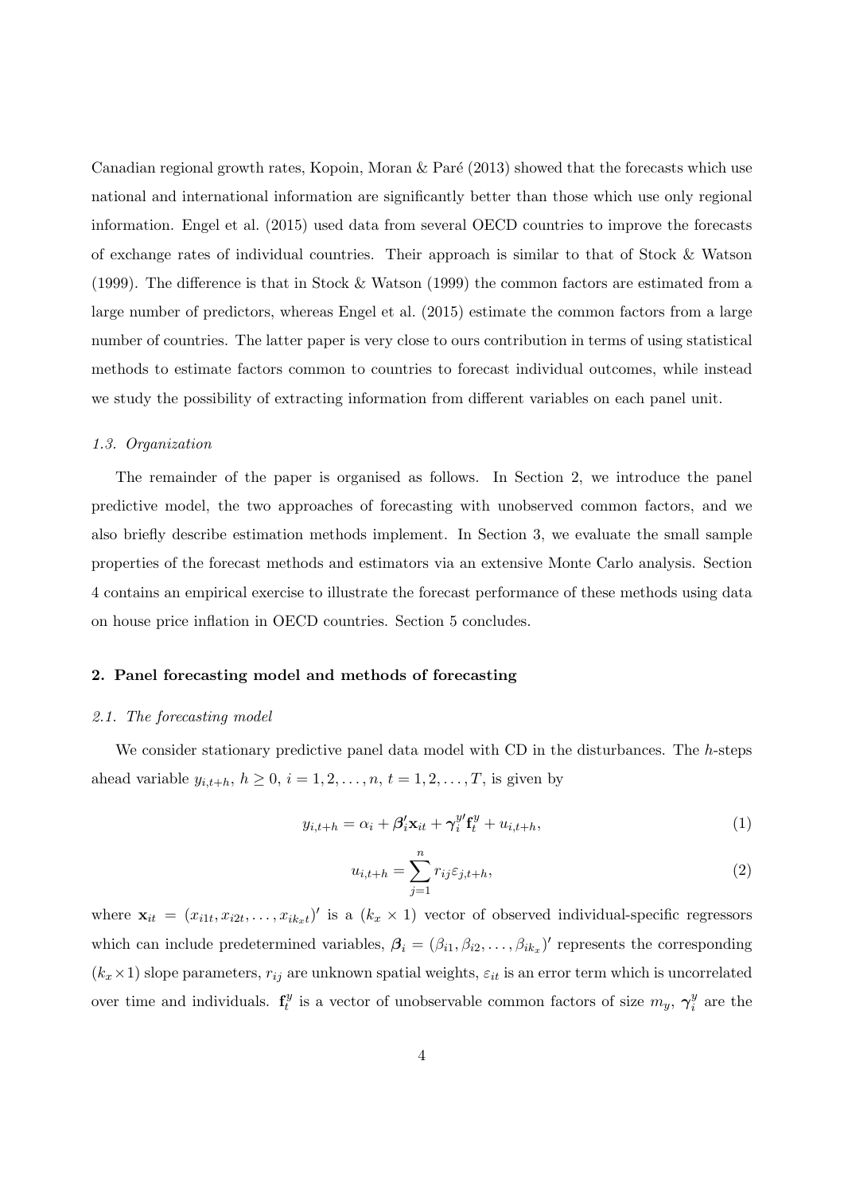Canadian regional growth rates, Kopoin, Moran & Paré (2013) showed that the forecasts which use national and international information are significantly better than those which use only regional information. Engel et al. (2015) used data from several OECD countries to improve the forecasts of exchange rates of individual countries. Their approach is similar to that of Stock & Watson (1999). The difference is that in Stock & Watson (1999) the common factors are estimated from a large number of predictors, whereas Engel et al. (2015) estimate the common factors from a large number of countries. The latter paper is very close to ours contribution in terms of using statistical methods to estimate factors common to countries to forecast individual outcomes, while instead we study the possibility of extracting information from different variables on each panel unit.

### *1.3. Organization*

The remainder of the paper is organised as follows. In Section 2, we introduce the panel predictive model, the two approaches of forecasting with unobserved common factors, and we also briefly describe estimation methods implement. In Section 3, we evaluate the small sample properties of the forecast methods and estimators via an extensive Monte Carlo analysis. Section 4 contains an empirical exercise to illustrate the forecast performance of these methods using data on house price inflation in OECD countries. Section 5 concludes.

## **2. Panel forecasting model and methods of forecasting**

### *2.1. The forecasting model*

We consider stationary predictive panel data model with CD in the disturbances. The $h$-steps ahead variable $y_{i,t+h}$, $h \geq 0$, $i = 1, 2, \dots, n$, $t = 1, 2, \dots, T$, is given by

$$y_{i,t+h} = \alpha_i + \boldsymbol{\beta}_i' \mathbf{x}_{it} + \boldsymbol{\gamma}_i^{y\prime} \mathbf{f}_t^y + u_{i,t+h}, \tag{1}$$

$$u_{i,t+h} = \sum_{j=1}^{n} r_{ij} \varepsilon_{j,t+h}, \tag{2}$$

where $\mathbf{x}_{it} = (x_{i1t}, x_{i2t}, \dots, x_{ik_xt})'$ is a $(k_x \times 1)$ vector of observed individual-specific regressors which can include predetermined variables, $\boldsymbol{\beta}_i = (\beta_{i1}, \beta_{i2}, \dots, \beta_{ik_x})'$ represents the corresponding $(k_x \times 1)$ slope parameters, $r_{ij}$ are unknown spatial weights, $\varepsilon_{it}$ is an error term which is uncorrelated over time and individuals. $\mathbf{f}_t^y$ is a vector of unobservable common factors of size $m_y$, $\boldsymbol{\gamma}_i^y$ are the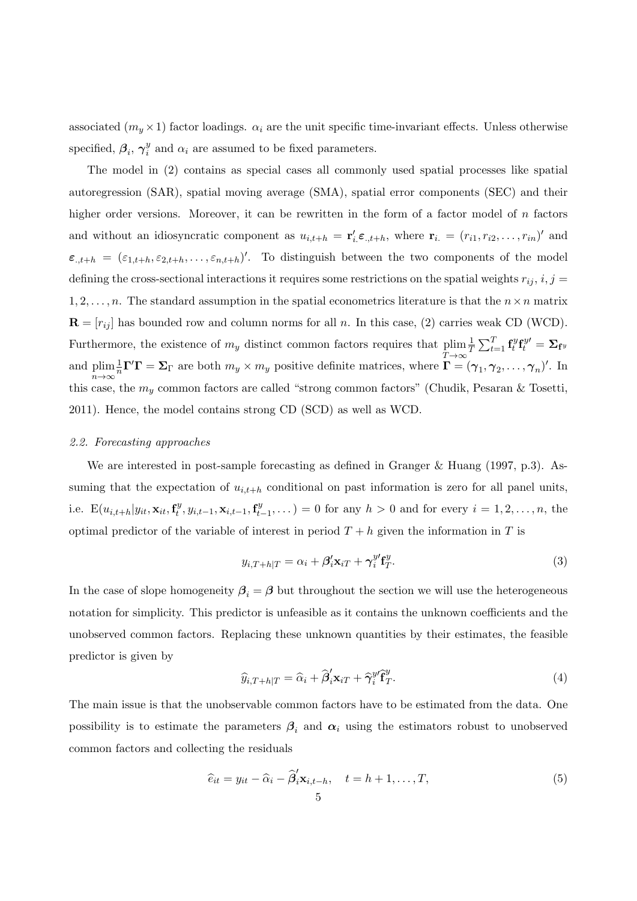associated $(m_y \times 1)$ factor loadings. $\alpha_i$ are the unit specific time-invariant effects. Unless otherwise specified, $\boldsymbol{\beta}_i$, $\boldsymbol{\gamma}_i^y$ and $\alpha_i$ are assumed to be fixed parameters.

The model in (2) contains as special cases all commonly used spatial processes like spatial autoregression (SAR), spatial moving average (SMA), spatial error components (SEC) and their higher order versions. Moreover, it can be rewritten in the form of a factor model of $n$ factors and without an idiosyncratic component as $u_{i,t+h} = \mathbf{r}_{i.}' \boldsymbol{\varepsilon}_{.,t+h}$, where $\mathbf{r}_{i.} = (r_{i1}, r_{i2}, \ldots, r_{in})'$ and $\boldsymbol{\varepsilon}_{.,t+h} = (\varepsilon_{1,t+h}, \varepsilon_{2,t+h}, \ldots, \varepsilon_{n,t+h})'$. To distinguish between the two components of the model defining the cross-sectional interactions it requires some restrictions on the spatial weights $r_{ij}$, $i, j = 1, 2, \ldots, n$. The standard assumption in the spatial econometrics literature is that the $n \times n$ matrix $\mathbf{R} = [r_{ij}]$ has bounded row and column norms for all $n$. In this case, (2) carries weak CD (WCD). Furthermore, the existence of $m_y$ distinct common factors requires that $\underset{T\to\infty}{\text{plim}} \frac{1}{T} \sum_{t=1}^{T} \mathbf{f}_t^y \mathbf{f}_t^{y\prime} = \boldsymbol{\Sigma}_{\mathbf{f}^y}$ and $\underset{n\to\infty}{\text{plim}} \frac{1}{n} \boldsymbol{\Gamma}' \boldsymbol{\Gamma} = \boldsymbol{\Sigma}_\Gamma$ are both $m_y \times m_y$ positive definite matrices, where $\boldsymbol{\Gamma} = (\boldsymbol{\gamma}_1, \boldsymbol{\gamma}_2, \ldots, \boldsymbol{\gamma}_n)'$. In this case, the $m_y$ common factors are called "strong common factors" (Chudik, Pesaran & Tosetti, 2011). Hence, the model contains strong CD (SCD) as well as WCD.

### *2.2. Forecasting approaches*

We are interested in post-sample forecasting as defined in Granger & Huang (1997, p.3). Assuming that the expectation of $u_{i,t+h}$ conditional on past information is zero for all panel units, i.e. $\mathrm{E}(u_{i,t+h} | y_{it}, \mathbf{x}_{it}, \mathbf{f}_t^y, y_{i,t-1}, \mathbf{x}_{i,t-1}, \mathbf{f}_{t-1}^y, \ldots) = 0$ for any $h > 0$ and for every $i = 1, 2, \ldots, n$, the optimal predictor of the variable of interest in period $T + h$ given the information in $T$ is

$$y_{i,T+h|T} = \alpha_i + \boldsymbol{\beta}_i' \mathbf{x}_{iT} + \boldsymbol{\gamma}_i^{y\prime} \mathbf{f}_T^y. \tag{3}$$

In the case of slope homogeneity $\boldsymbol{\beta}_i = \boldsymbol{\beta}$ but throughout the section we will use the heterogeneous notation for simplicity. This predictor is unfeasible as it contains the unknown coefficients and the unobserved common factors. Replacing these unknown quantities by their estimates, the feasible predictor is given by

$$\widehat{y}_{i,T+h|T} = \widehat{\alpha}_i + \widehat{\boldsymbol{\beta}}_i' \mathbf{x}_{iT} + \widehat{\boldsymbol{\gamma}}_i^{y\prime} \widehat{\mathbf{f}}_T^y. \tag{4}$$

The main issue is that the unobservable common factors have to be estimated from the data. One possibility is to estimate the parameters $\boldsymbol{\beta}_i$ and $\boldsymbol{\alpha}_i$ using the estimators robust to unobserved common factors and collecting the residuals

$$\widehat{e}_{it} = y_{it} - \widehat{\alpha}_i - \widehat{\boldsymbol{\beta}}_i' \mathbf{x}_{i,t-h}, \quad t = h + 1, \ldots, T, \tag{5}$$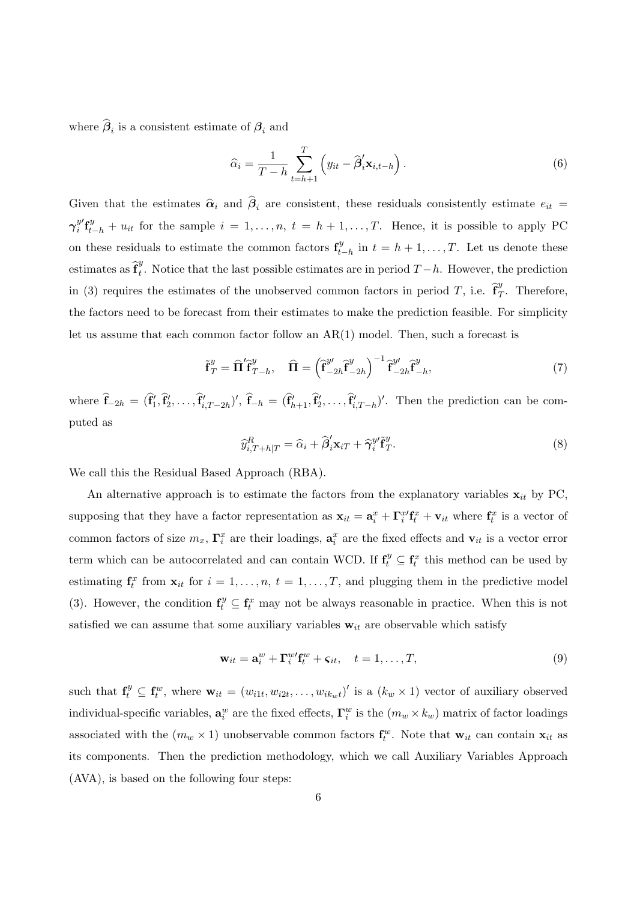where $\widehat{\boldsymbol{\beta}}_i$ is a consistent estimate of $\boldsymbol{\beta}_i$ and

$$\widehat{\alpha}_i = \frac{1}{T-h} \sum_{t=h+1}^{T} \left( y_{it} - \widehat{\boldsymbol{\beta}}_i' \mathbf{x}_{i,t-h} \right). \tag{6}$$

Given that the estimates $\widehat{\boldsymbol{\alpha}}_i$ and $\widehat{\boldsymbol{\beta}}_i$ are consistent, these residuals consistently estimate $e_{it} = \boldsymbol{\gamma}_i^{y\prime} \mathbf{f}_{t-h}^y + u_{it}$ for the sample $i = 1, \ldots, n$, $t = h+1, \ldots, T$. Hence, it is possible to apply PC on these residuals to estimate the common factors $\mathbf{f}_{t-h}^y$ in $t = h+1, \ldots, T$. Let us denote these estimates as $\widehat{\mathbf{f}}_t^y$. Notice that the last possible estimates are in period $T-h$. However, the prediction in (3) requires the estimates of the unobserved common factors in period $T$, i.e. $\widehat{\mathbf{f}}_T^y$. Therefore, the factors need to be forecast from their estimates to make the prediction feasible. For simplicity let us assume that each common factor follow an AR(1) model. Then, such a forecast is

$$\tilde{\mathbf{f}}_T^y = \widehat{\boldsymbol{\Pi}}' \widehat{\mathbf{f}}_{T-h}^y, \quad \widehat{\boldsymbol{\Pi}} = \left( \widehat{\mathbf{f}}_{-2h}^{y\prime} \widehat{\mathbf{f}}_{-2h}^y \right)^{-1} \widehat{\mathbf{f}}_{-2h}^{y\prime} \widehat{\mathbf{f}}_{-h}^y, \tag{7}$$

where $\widehat{\mathbf{f}}_{-2h} = (\widehat{\mathbf{f}}_1', \widehat{\mathbf{f}}_2', \ldots, \widehat{\mathbf{f}}_{i,T-2h}')'$, $\widehat{\mathbf{f}}_{-h} = (\widehat{\mathbf{f}}_{h+1}', \widehat{\mathbf{f}}_2', \ldots, \widehat{\mathbf{f}}_{i,T-h}')'$. Then the prediction can be computed as

$$\widehat{y}_{i,T+h|T}^R = \widehat{\alpha}_i + \widehat{\boldsymbol{\beta}}_i' \mathbf{x}_{iT} + \widehat{\boldsymbol{\gamma}}_i^{y\prime} \tilde{\mathbf{f}}_T^y. \tag{8}$$

We call this the Residual Based Approach (RBA).

An alternative approach is to estimate the factors from the explanatory variables $\mathbf{x}_{it}$ by PC, supposing that they have a factor representation as $\mathbf{x}_{it} = \mathbf{a}_i^x + \boldsymbol{\Gamma}_i^{x\prime} \mathbf{f}_t^x + \mathbf{v}_{it}$ where $\mathbf{f}_t^x$ is a vector of common factors of size $m_x$, $\boldsymbol{\Gamma}_i^x$ are their loadings, $\mathbf{a}_i^x$ are the fixed effects and $\mathbf{v}_{it}$ is a vector error term which can be autocorrelated and can contain WCD. If $\mathbf{f}_t^y \subseteq \mathbf{f}_t^x$ this method can be used by estimating $\mathbf{f}_t^x$ from $\mathbf{x}_{it}$ for $i = 1, \ldots, n$, $t = 1, \ldots, T$, and plugging them in the predictive model (3). However, the condition $\mathbf{f}_t^y \subseteq \mathbf{f}_t^x$ may not be always reasonable in practice. When this is not satisfied we can assume that some auxiliary variables $\mathbf{w}_{it}$ are observable which satisfy

$$\mathbf{w}_{it} = \mathbf{a}_i^w + \boldsymbol{\Gamma}_i^{w\prime} \mathbf{f}_t^w + \boldsymbol{\varsigma}_{it}, \quad t = 1, \ldots, T, \tag{9}$$

such that $\mathbf{f}_t^y \subseteq \mathbf{f}_t^w$, where $\mathbf{w}_{it} = (w_{i1t}, w_{i2t}, \ldots, w_{ik_w t})'$ is a $(k_w \times 1)$ vector of auxiliary observed individual-specific variables, $\mathbf{a}_i^w$ are the fixed effects, $\boldsymbol{\Gamma}_i^w$ is the $(m_w \times k_w)$ matrix of factor loadings associated with the $(m_w \times 1)$ unobservable common factors $\mathbf{f}_t^w$. Note that $\mathbf{w}_{it}$ can contain $\mathbf{x}_{it}$ as its components. Then the prediction methodology, which we call Auxiliary Variables Approach (AVA), is based on the following four steps: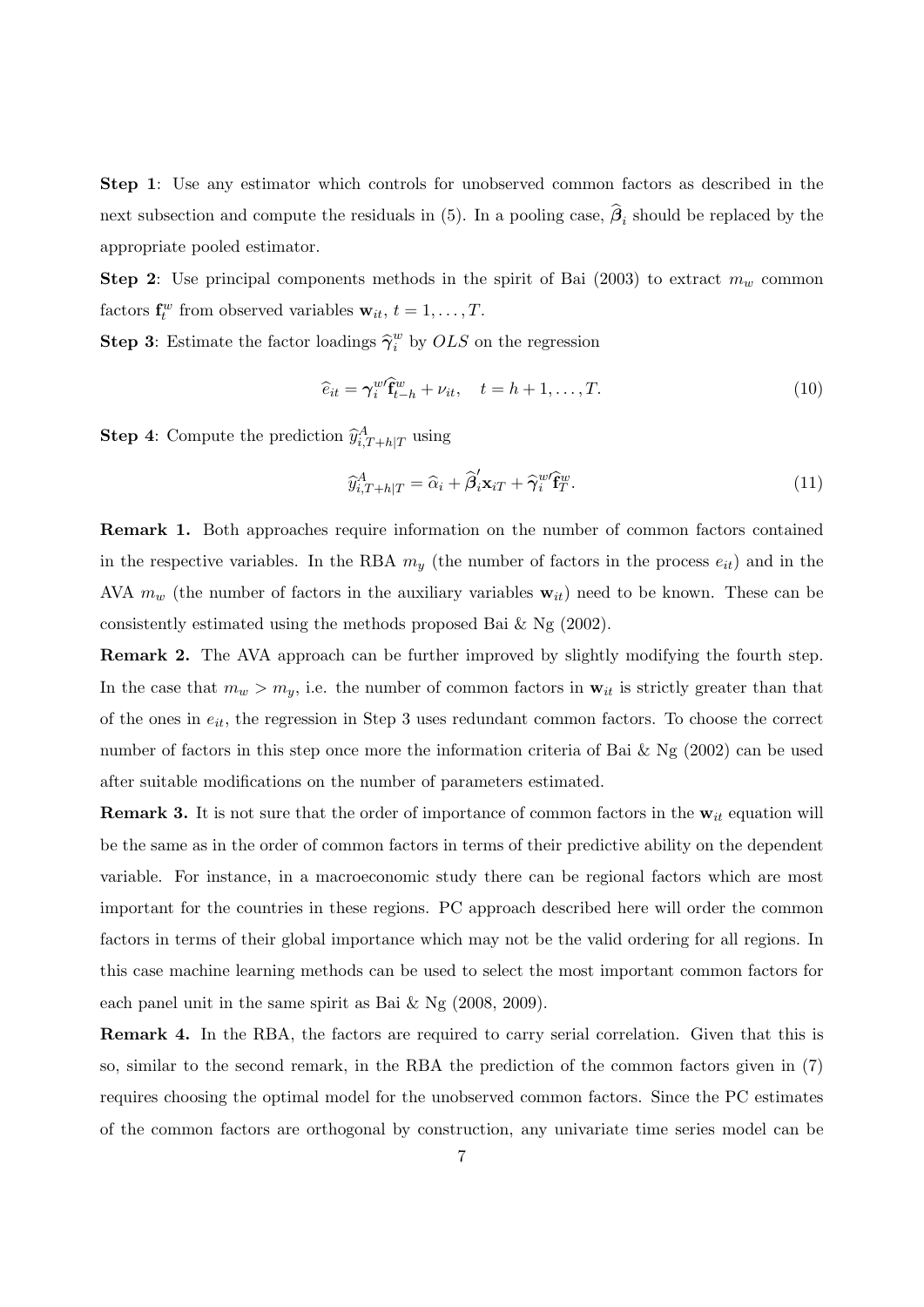**Step 1**: Use any estimator which controls for unobserved common factors as described in the next subsection and compute the residuals in (5). In a pooling case, $\widehat{\boldsymbol{\beta}}_i$ should be replaced by the appropriate pooled estimator.

**Step 2**: Use principal components methods in the spirit of Bai (2003) to extract $m_w$ common factors $\mathbf{f}_t^w$ from observed variables $\mathbf{w}_{it}$, $t = 1, \ldots, T$.

**Step 3**: Estimate the factor loadings $\widehat{\boldsymbol{\gamma}}_i^w$ by $OLS$ on the regression

$$
\widehat{e}_{it} = \boldsymbol{\gamma}_i^{w\prime} \widehat{\mathbf{f}}_{t-h}^w + \nu_{it}, \quad t = h+1, \ldots, T. \tag{10}
$$

**Step 4**: Compute the prediction $\widehat{y}_{i,T+h|T}^A$ using

$$
\widehat{y}_{i,T+h|T}^A = \widehat{\alpha}_i + \widehat{\boldsymbol{\beta}}_i' \mathbf{x}_{iT} + \widehat{\boldsymbol{\gamma}}_i^{w\prime} \widehat{\mathbf{f}}_T^w. \tag{11}
$$

**Remark 1.** Both approaches require information on the number of common factors contained in the respective variables. In the RBA $m_y$ (the number of factors in the process $e_{it}$) and in the AVA $m_w$ (the number of factors in the auxiliary variables $\mathbf{w}_{it}$) need to be known. These can be consistently estimated using the methods proposed Bai & Ng (2002).

**Remark 2.** The AVA approach can be further improved by slightly modifying the fourth step. In the case that $m_w > m_y$, i.e. the number of common factors in $\mathbf{w}_{it}$ is strictly greater than that of the ones in $e_{it}$, the regression in Step 3 uses redundant common factors. To choose the correct number of factors in this step once more the information criteria of Bai & Ng (2002) can be used after suitable modifications on the number of parameters estimated.

**Remark 3.** It is not sure that the order of importance of common factors in the $\mathbf{w}_{it}$ equation will be the same as in the order of common factors in terms of their predictive ability on the dependent variable. For instance, in a macroeconomic study there can be regional factors which are most important for the countries in these regions. PC approach described here will order the common factors in terms of their global importance which may not be the valid ordering for all regions. In this case machine learning methods can be used to select the most important common factors for each panel unit in the same spirit as Bai & Ng (2008, 2009).

**Remark 4.** In the RBA, the factors are required to carry serial correlation. Given that this is so, similar to the second remark, in the RBA the prediction of the common factors given in (7) requires choosing the optimal model for the unobserved common factors. Since the PC estimates of the common factors are orthogonal by construction, any univariate time series model can be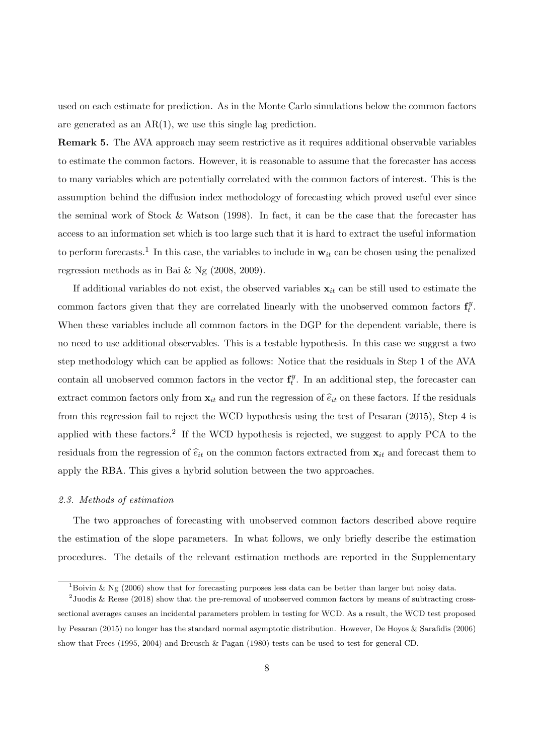used on each estimate for prediction. As in the Monte Carlo simulations below the common factors are generated as an AR(1), we use this single lag prediction.

**Remark 5.** The AVA approach may seem restrictive as it requires additional observable variables to estimate the common factors. However, it is reasonable to assume that the forecaster has access to many variables which are potentially correlated with the common factors of interest. This is the assumption behind the diffusion index methodology of forecasting which proved useful ever since the seminal work of Stock & Watson (1998). In fact, it can be the case that the forecaster has access to an information set which is too large such that it is hard to extract the useful information to perform forecasts.[1] In this case, the variables to include in $\mathbf{w}_{it}$ can be chosen using the penalized regression methods as in Bai & Ng (2008, 2009).

If additional variables do not exist, the observed variables $\mathbf{x}_{it}$ can be still used to estimate the common factors given that they are correlated linearly with the unobserved common factors $\mathbf{f}_t^y$. When these variables include all common factors in the DGP for the dependent variable, there is no need to use additional observables. This is a testable hypothesis. In this case we suggest a two step methodology which can be applied as follows: Notice that the residuals in Step 1 of the AVA contain all unobserved common factors in the vector $\mathbf{f}_t^y$. In an additional step, the forecaster can extract common factors only from $\mathbf{x}_{it}$ and run the regression of $\widehat{e}_{it}$ on these factors. If the residuals from this regression fail to reject the WCD hypothesis using the test of Pesaran (2015), Step 4 is applied with these factors.[2] If the WCD hypothesis is rejected, we suggest to apply PCA to the residuals from the regression of $\widehat{e}_{it}$ on the common factors extracted from $\mathbf{x}_{it}$ and forecast them to apply the RBA. This gives a hybrid solution between the two approaches.

### *2.3. Methods of estimation*

The two approaches of forecasting with unobserved common factors described above require the estimation of the slope parameters. In what follows, we only briefly describe the estimation procedures. The details of the relevant estimation methods are reported in the Supplementary

[1] Boivin & Ng (2006) show that for forecasting purposes less data can be better than larger but noisy data.

[2] Juodis & Reese (2018) show that the pre-removal of unobserved common factors by means of subtracting cross-sectional averages causes an incidental parameters problem in testing for WCD. As a result, the WCD test proposed by Pesaran (2015) no longer has the standard normal asymptotic distribution. However, De Hoyos & Sarafidis (2006) show that Frees (1995, 2004) and Breusch & Pagan (1980) tests can be used to test for general CD.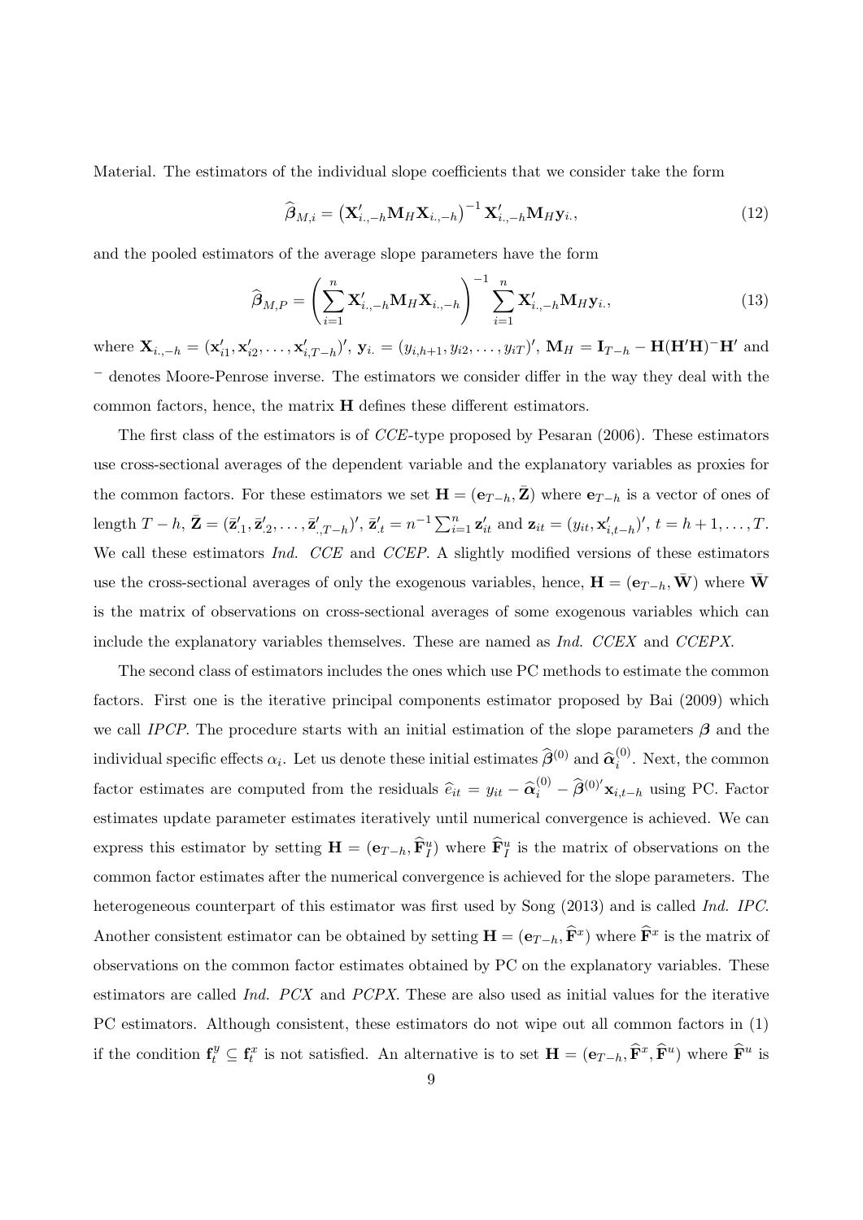Material. The estimators of the individual slope coefficients that we consider take the form

$$\widehat{\boldsymbol{\beta}}_{M,i} = \left(\mathbf{X}'_{i.,-h}\mathbf{M}_H\mathbf{X}_{i.,-h}\right)^{-1}\mathbf{X}'_{i.,-h}\mathbf{M}_H\mathbf{y}_{i.}, \tag{12}$$

and the pooled estimators of the average slope parameters have the form

$$\widehat{\boldsymbol{\beta}}_{M,P} = \left(\sum_{i=1}^{n}\mathbf{X}'_{i.,-h}\mathbf{M}_H\mathbf{X}_{i.,-h}\right)^{-1}\sum_{i=1}^{n}\mathbf{X}'_{i.,-h}\mathbf{M}_H\mathbf{y}_{i.}, \tag{13}$$

where $\mathbf{X}_{i.,-h} = (\mathbf{x}'_{i1}, \mathbf{x}'_{i2}, \ldots, \mathbf{x}'_{i,T-h})'$, $\mathbf{y}_{i.} = (y_{i,h+1}, y_{i2}, \ldots, y_{iT})'$, $\mathbf{M}_H = \mathbf{I}_{T-h} - \mathbf{H}(\mathbf{H}'\mathbf{H})^{-}\mathbf{H}'$ and $^{-}$ denotes Moore-Penrose inverse. The estimators we consider differ in the way they deal with the common factors, hence, the matrix $\mathbf{H}$ defines these different estimators.

The first class of the estimators is of *CCE*-type proposed by Pesaran (2006). These estimators use cross-sectional averages of the dependent variable and the explanatory variables as proxies for the common factors. For these estimators we set $\mathbf{H} = (\mathbf{e}_{T-h}, \bar{\mathbf{Z}})$ where $\mathbf{e}_{T-h}$ is a vector of ones of length $T-h$, $\bar{\mathbf{Z}} = (\bar{\mathbf{z}}'_{.1}, \bar{\mathbf{z}}'_{.2}, \ldots, \bar{\mathbf{z}}'_{.,T-h})'$, $\bar{\mathbf{z}}'_{.t} = n^{-1}\sum_{i=1}^{n}\mathbf{z}'_{it}$ and $\mathbf{z}_{it} = (y_{it}, \mathbf{x}'_{i,t-h})'$, $t = h+1, \ldots, T$. We call these estimators *Ind. CCE* and *CCEP*. A slightly modified versions of these estimators use the cross-sectional averages of only the exogenous variables, hence, $\mathbf{H} = (\mathbf{e}_{T-h}, \bar{\mathbf{W}})$ where $\bar{\mathbf{W}}$ is the matrix of observations on cross-sectional averages of some exogenous variables which can include the explanatory variables themselves. These are named as *Ind. CCEX* and *CCEPX*.

The second class of estimators includes the ones which use PC methods to estimate the common factors. First one is the iterative principal components estimator proposed by Bai (2009) which we call *IPCP*. The procedure starts with an initial estimation of the slope parameters $\boldsymbol{\beta}$ and the individual specific effects $\alpha_i$. Let us denote these initial estimates $\widehat{\boldsymbol{\beta}}^{(0)}$ and $\widehat{\boldsymbol{\alpha}}_i^{(0)}$. Next, the common factor estimates are computed from the residuals $\widehat{e}_{it} = y_{it} - \widehat{\boldsymbol{\alpha}}_i^{(0)} - \widehat{\boldsymbol{\beta}}^{(0)\prime}\mathbf{x}_{i,t-h}$ using PC. Factor estimates update parameter estimates iteratively until numerical convergence is achieved. We can express this estimator by setting $\mathbf{H} = (\mathbf{e}_{T-h}, \widehat{\mathbf{F}}_I^u)$ where $\widehat{\mathbf{F}}_I^u$ is the matrix of observations on the common factor estimates after the numerical convergence is achieved for the slope parameters. The heterogeneous counterpart of this estimator was first used by Song (2013) and is called *Ind. IPC*. Another consistent estimator can be obtained by setting $\mathbf{H} = (\mathbf{e}_{T-h}, \widehat{\mathbf{F}}^x)$ where $\widehat{\mathbf{F}}^x$ is the matrix of observations on the common factor estimates obtained by PC on the explanatory variables. These estimators are called *Ind. PCX* and *PCPX*. These are also used as initial values for the iterative PC estimators. Although consistent, these estimators do not wipe out all common factors in (1) if the condition $\mathbf{f}_t^y \subseteq \mathbf{f}_t^x$ is not satisfied. An alternative is to set $\mathbf{H} = (\mathbf{e}_{T-h}, \widehat{\mathbf{F}}^x, \widehat{\mathbf{F}}^u)$ where $\widehat{\mathbf{F}}^u$ is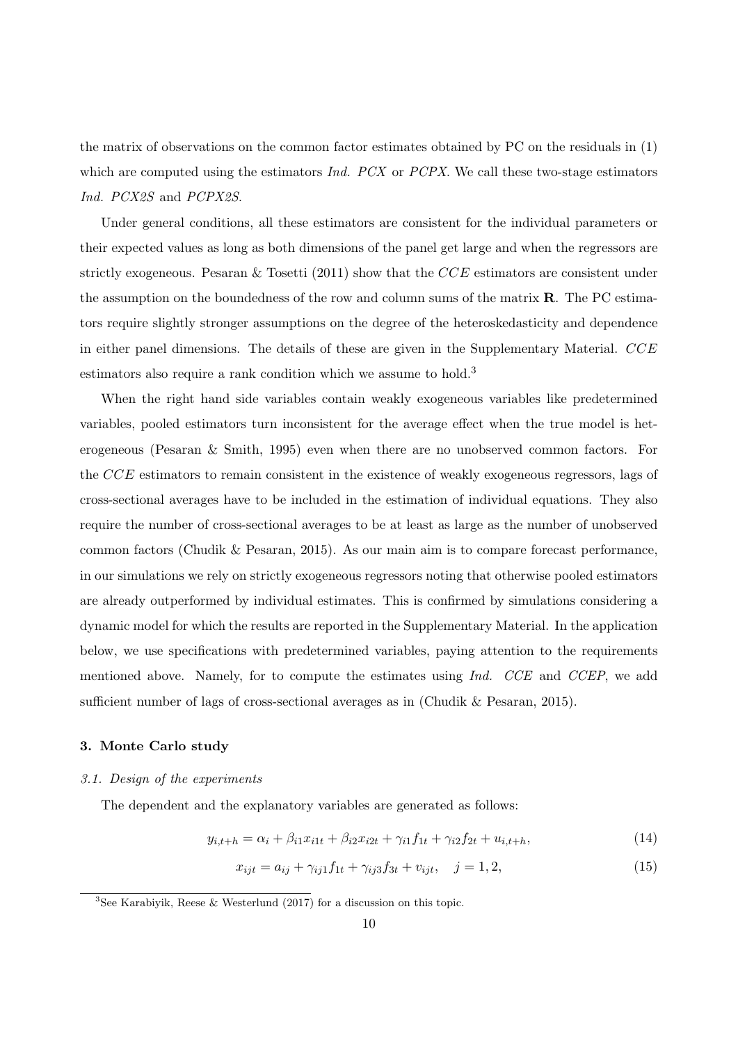the matrix of observations on the common factor estimates obtained by PC on the residuals in (1) which are computed using the estimators *Ind. PCX* or *PCPX*. We call these two-stage estimators *Ind. PCX2S* and *PCPX2S*.

Under general conditions, all these estimators are consistent for the individual parameters or their expected values as long as both dimensions of the panel get large and when the regressors are strictly exogeneous. Pesaran & Tosetti (2011) show that the $CCE$ estimators are consistent under the assumption on the boundedness of the row and column sums of the matrix $\mathbf{R}$. The PC estimators require slightly stronger assumptions on the degree of the heteroskedasticity and dependence in either panel dimensions. The details of these are given in the Supplementary Material. $CCE$ estimators also require a rank condition which we assume to hold.[3]

When the right hand side variables contain weakly exogeneous variables like predetermined variables, pooled estimators turn inconsistent for the average effect when the true model is heterogeneous (Pesaran & Smith, 1995) even when there are no unobserved common factors. For the $CCE$ estimators to remain consistent in the existence of weakly exogeneous regressors, lags of cross-sectional averages have to be included in the estimation of individual equations. They also require the number of cross-sectional averages to be at least as large as the number of unobserved common factors (Chudik & Pesaran, 2015). As our main aim is to compare forecast performance, in our simulations we rely on strictly exogeneous regressors noting that otherwise pooled estimators are already outperformed by individual estimates. This is confirmed by simulations considering a dynamic model for which the results are reported in the Supplementary Material. In the application below, we use specifications with predetermined variables, paying attention to the requirements mentioned above. Namely, for to compute the estimates using *Ind. CCE* and *CCEP*, we add sufficient number of lags of cross-sectional averages as in (Chudik & Pesaran, 2015).

## 3. Monte Carlo study

### 3.1. Design of the experiments

The dependent and the explanatory variables are generated as follows:

$$y_{i,t+h} = \alpha_i + \beta_{i1}x_{i1t} + \beta_{i2}x_{i2t} + \gamma_{i1}f_{1t} + \gamma_{i2}f_{2t} + u_{i,t+h}, \tag{14}$$

$$x_{ijt} = a_{ij} + \gamma_{ij1}f_{1t} + \gamma_{ij3}f_{3t} + v_{ijt}, \quad j = 1, 2, \tag{15}$$

[3] See Karabiyik, Reese & Westerlund (2017) for a discussion on this topic.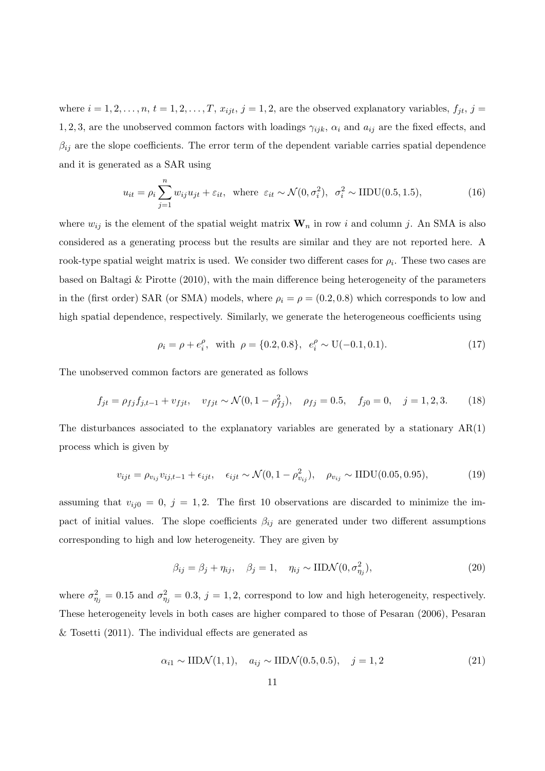where $i = 1, 2, \ldots, n$, $t = 1, 2, \ldots, T$, $x_{ijt}$, $j = 1, 2$, are the observed explanatory variables, $f_{jt}$, $j = 1, 2, 3$, are the unobserved common factors with loadings $\gamma_{ijk}$, $\alpha_i$ and $a_{ij}$ are the fixed effects, and $\beta_{ij}$ are the slope coefficients. The error term of the dependent variable carries spatial dependence and it is generated as a SAR using

$$u_{it} = \rho_i \sum_{j=1}^{n} w_{ij} u_{jt} + \varepsilon_{it}, \text{ where } \varepsilon_{it} \sim \mathcal{N}(0, \sigma_i^2), \ \ \sigma_i^2 \sim \text{IIDU}(0.5, 1.5), \tag{16}$$

where $w_{ij}$ is the element of the spatial weight matrix $\mathbf{W}_n$ in row $i$ and column $j$. An SMA is also considered as a generating process but the results are similar and they are not reported here. A rook-type spatial weight matrix is used. We consider two different cases for $\rho_i$. These two cases are based on Baltagi & Pirotte (2010), with the main difference being heterogeneity of the parameters in the (first order) SAR (or SMA) models, where $\rho_i = \rho = (0.2, 0.8)$ which corresponds to low and high spatial dependence, respectively. Similarly, we generate the heterogeneous coefficients using

$$\rho_i = \rho + e_i^{\rho}, \ \text{ with } \ \rho = \{0.2, 0.8\}, \ \ e_i^{\rho} \sim \text{U}(-0.1, 0.1). \tag{17}$$

The unobserved common factors are generated as follows

$$f_{jt} = \rho_{fj} f_{j,t-1} + v_{fjt}, \quad v_{fjt} \sim \mathcal{N}(0, 1 - \rho_{fj}^2), \quad \rho_{fj} = 0.5, \quad f_{j0} = 0, \quad j = 1, 2, 3. \tag{18}$$

The disturbances associated to the explanatory variables are generated by a stationary AR(1) process which is given by

$$v_{ijt} = \rho_{v_{ij}} v_{ij,t-1} + \epsilon_{ijt}, \quad \epsilon_{ijt} \sim \mathcal{N}(0, 1 - \rho_{v_{ij}}^2), \quad \rho_{v_{ij}} \sim \text{IIDU}(0.05, 0.95), \tag{19}$$

assuming that $v_{ij0} = 0$, $j = 1, 2$. The first 10 observations are discarded to minimize the impact of initial values. The slope coefficients $\beta_{ij}$ are generated under two different assumptions corresponding to high and low heterogeneity. They are given by

$$\beta_{ij} = \beta_j + \eta_{ij}, \quad \beta_j = 1, \quad \eta_{ij} \sim \text{IID}\mathcal{N}(0, \sigma_{\eta_j}^2), \tag{20}$$

where $\sigma_{\eta_j}^2 = 0.15$ and $\sigma_{\eta_j}^2 = 0.3$, $j = 1, 2$, correspond to low and high heterogeneity, respectively. These heterogeneity levels in both cases are higher compared to those of Pesaran (2006), Pesaran & Tosetti (2011). The individual effects are generated as

$$\alpha_{i1} \sim \text{IID}\mathcal{N}(1, 1), \quad a_{ij} \sim \text{IID}\mathcal{N}(0.5, 0.5), \quad j = 1, 2 \tag{21}$$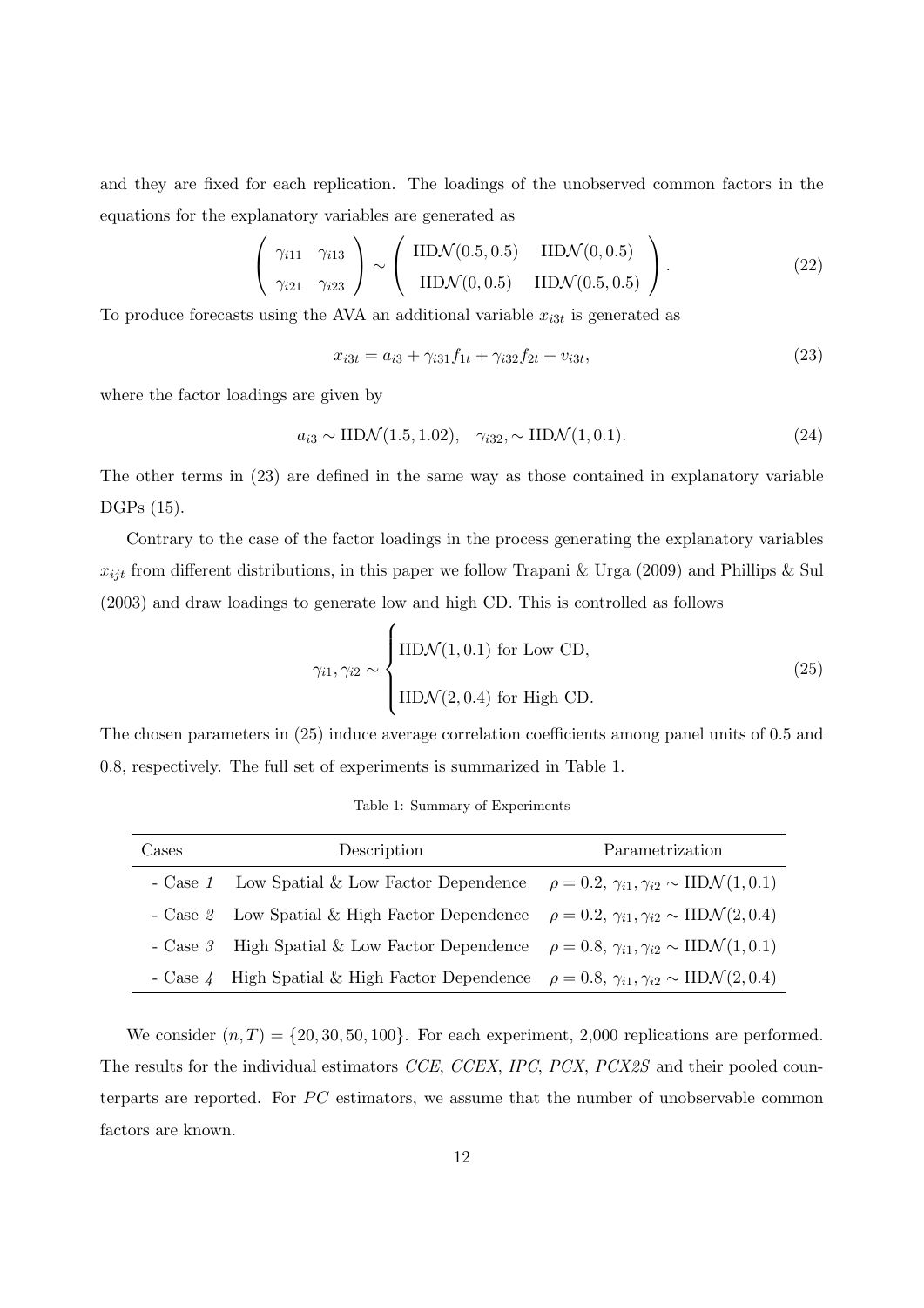and they are fixed for each replication. The loadings of the unobserved common factors in the equations for the explanatory variables are generated as

$$\left( \begin{array}{cc} \gamma_{i11} & \gamma_{i13} \\ \gamma_{i21} & \gamma_{i23} \end{array} \right) \sim \left( \begin{array}{cc} \text{IID}\mathcal{N}(0.5, 0.5) & \text{IID}\mathcal{N}(0, 0.5) \\ \text{IID}\mathcal{N}(0, 0.5) & \text{IID}\mathcal{N}(0.5, 0.5) \end{array} \right). \tag{22}$$

To produce forecasts using the AVA an additional variable $x_{i3t}$ is generated as

$$x_{i3t} = a_{i3} + \gamma_{i31} f_{1t} + \gamma_{i32} f_{2t} + v_{i3t}, \tag{23}$$

where the factor loadings are given by

$$a_{i3} \sim \text{IID}\mathcal{N}(1.5, 1.02), \quad \gamma_{i32}, \sim \text{IID}\mathcal{N}(1, 0.1). \tag{24}$$

The other terms in (23) are defined in the same way as those contained in explanatory variable DGPs (15).

Contrary to the case of the factor loadings in the process generating the explanatory variables $x_{ijt}$ from different distributions, in this paper we follow Trapani & Urga (2009) and Phillips & Sul (2003) and draw loadings to generate low and high CD. This is controlled as follows

$$\gamma_{i1}, \gamma_{i2} \sim \begin{cases} \text{IID}\mathcal{N}(1, 0.1) \text{ for Low CD,} \\ \text{IID}\mathcal{N}(2, 0.4) \text{ for High CD.} \end{cases} \tag{25}$$

The chosen parameters in (25) induce average correlation coefficients among panel units of 0.5 and 0.8, respectively. The full set of experiments is summarized in Table 1.

Table 1: Summary of Experiments

| Cases | Description | Parametrization |
|---|---|---|
| - Case *1* | Low Spatial & Low Factor Dependence | $\rho = 0.2$, $\gamma_{i1}, \gamma_{i2} \sim \text{IID}\mathcal{N}(1, 0.1)$ |
| - Case *2* | Low Spatial & High Factor Dependence | $\rho = 0.2$, $\gamma_{i1}, \gamma_{i2} \sim \text{IID}\mathcal{N}(2, 0.4)$ |
| - Case *3* | High Spatial & Low Factor Dependence | $\rho = 0.8$, $\gamma_{i1}, \gamma_{i2} \sim \text{IID}\mathcal{N}(1, 0.1)$ |
| - Case *4* | High Spatial & High Factor Dependence | $\rho = 0.8$, $\gamma_{i1}, \gamma_{i2} \sim \text{IID}\mathcal{N}(2, 0.4)$ |

We consider $(n, T) = \{20, 30, 50, 100\}$. For each experiment, 2,000 replications are performed. The results for the individual estimators *CCE*, *CCEX*, *IPC*, *PCX*, *PCX2S* and their pooled counterparts are reported. For *PC* estimators, we assume that the number of unobservable common factors are known.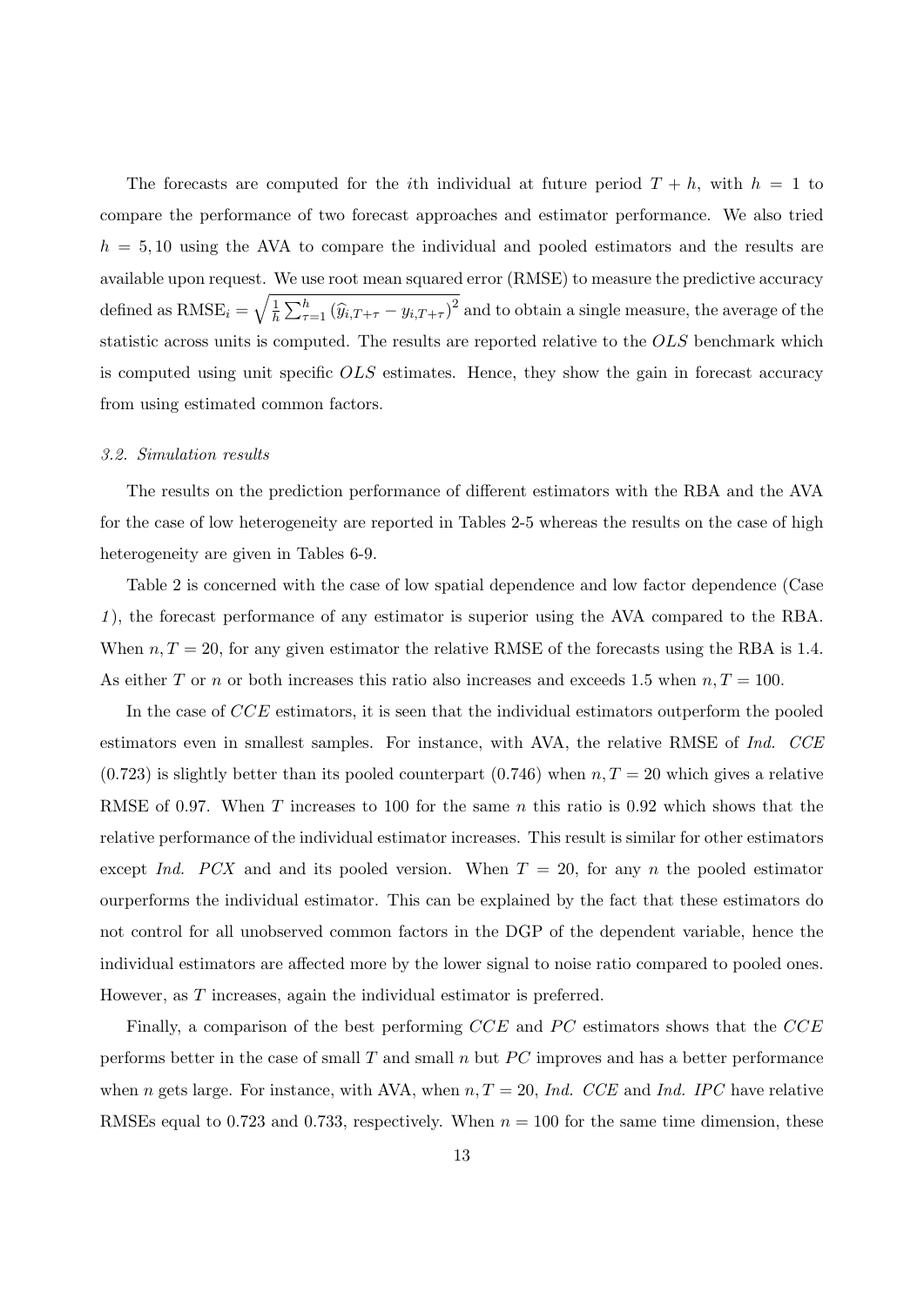The forecasts are computed for the $i$th individual at future period $T+h$, with $h = 1$ to compare the performance of two forecast approaches and estimator performance. We also tried $h = 5, 10$ using the AVA to compare the individual and pooled estimators and the results are available upon request. We use root mean squared error (RMSE) to measure the predictive accuracy defined as $\text{RMSE}_i = \sqrt{\frac{1}{h}\sum_{\tau=1}^{h}\left(\widehat{y}_{i,T+\tau} - y_{i,T+\tau}\right)^2}$ and to obtain a single measure, the average of the statistic across units is computed. The results are reported relative to the $OLS$ benchmark which is computed using unit specific $OLS$ estimates. Hence, they show the gain in forecast accuracy from using estimated common factors.

### *3.2. Simulation results*

The results on the prediction performance of different estimators with the RBA and the AVA for the case of low heterogeneity are reported in Tables 2-5 whereas the results on the case of high heterogeneity are given in Tables 6-9.

Table 2 is concerned with the case of low spatial dependence and low factor dependence (Case *1*), the forecast performance of any estimator is superior using the AVA compared to the RBA. When $n, T = 20$, for any given estimator the relative RMSE of the forecasts using the RBA is 1.4. As either $T$ or $n$ or both increases this ratio also increases and exceeds 1.5 when $n, T = 100$.

In the case of $CCE$ estimators, it is seen that the individual estimators outperform the pooled estimators even in smallest samples. For instance, with AVA, the relative RMSE of *Ind. CCE* (0.723) is slightly better than its pooled counterpart (0.746) when $n, T = 20$ which gives a relative RMSE of 0.97. When $T$ increases to 100 for the same $n$ this ratio is 0.92 which shows that the relative performance of the individual estimator increases. This result is similar for other estimators except *Ind. PCX* and and its pooled version. When $T = 20$, for any $n$ the pooled estimator ourperforms the individual estimator. This can be explained by the fact that these estimators do not control for all unobserved common factors in the DGP of the dependent variable, hence the individual estimators are affected more by the lower signal to noise ratio compared to pooled ones. However, as $T$ increases, again the individual estimator is preferred.

Finally, a comparison of the best performing $CCE$ and $PC$ estimators shows that the $CCE$ performs better in the case of small $T$ and small $n$ but $PC$ improves and has a better performance when $n$ gets large. For instance, with AVA, when $n, T = 20$, *Ind. CCE* and *Ind. IPC* have relative RMSEs equal to 0.723 and 0.733, respectively. When $n = 100$ for the same time dimension, these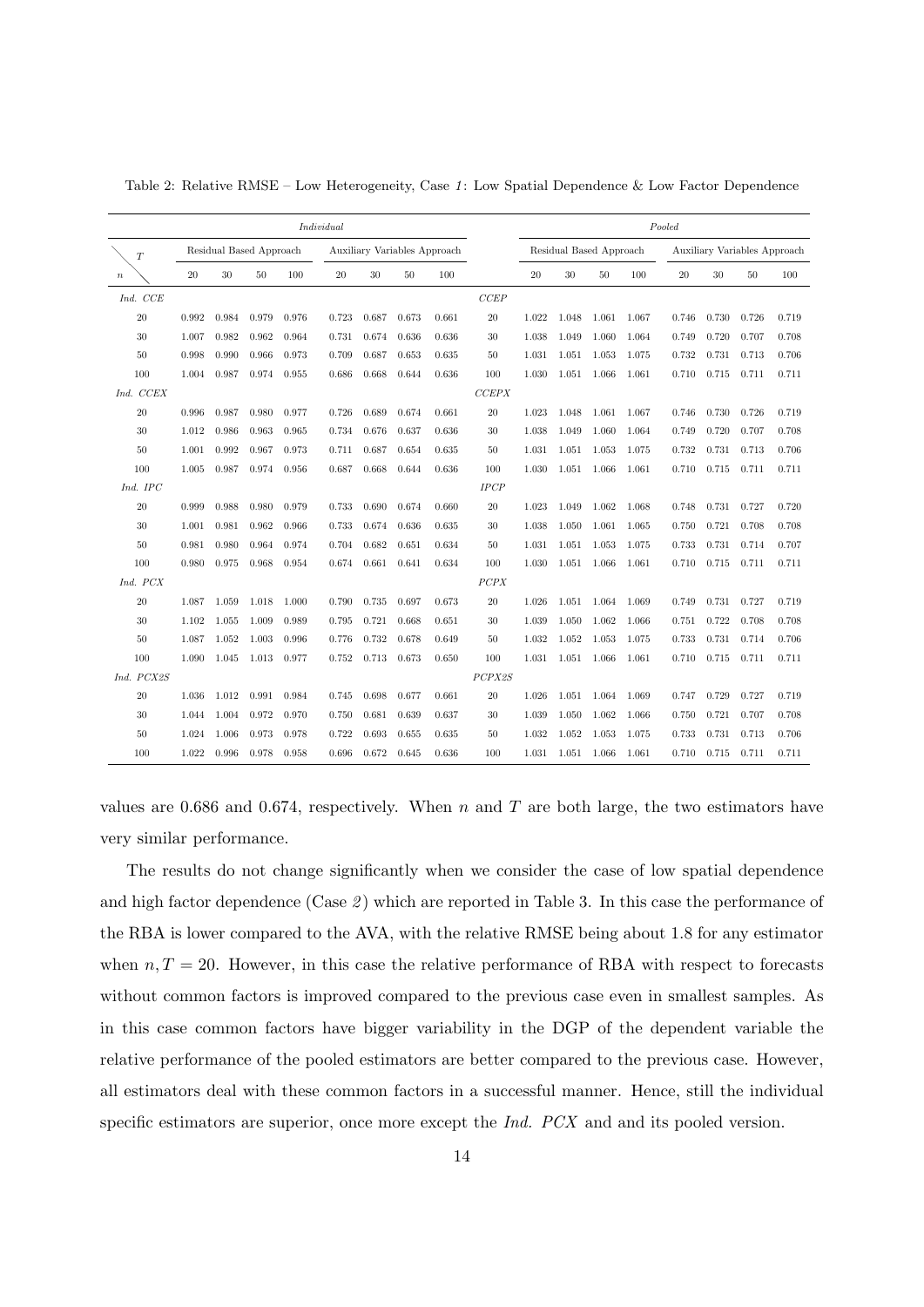Table 2: Relative RMSE – Low Heterogeneity, Case *1*: Low Spatial Dependence & Low Factor Dependence

| | *Individual* | | | | | | | | | *Pooled* | | | | | | | |
|---|---|---|---|---|---|---|---|---|---|---|---|---|---|---|---|---|---|
| $T$ / $n$ | Residual Based Approach | | | | Auxiliary Variables Approach | | | | | Residual Based Approach | | | | Auxiliary Variables Approach | | | |
| | 20 | 30 | 50 | 100 | 20 | 30 | 50 | 100 | | 20 | 30 | 50 | 100 | 20 | 30 | 50 | 100 |
| *Ind. CCE* | | | | | | | | | *CCEP* | | | | | | | | |
| 20 | 0.992 | 0.984 | 0.979 | 0.976 | 0.723 | 0.687 | 0.673 | 0.661 | 20 | 1.022 | 1.048 | 1.061 | 1.067 | 0.746 | 0.730 | 0.726 | 0.719 |
| 30 | 1.007 | 0.982 | 0.962 | 0.964 | 0.731 | 0.674 | 0.636 | 0.636 | 30 | 1.038 | 1.049 | 1.060 | 1.064 | 0.749 | 0.720 | 0.707 | 0.708 |
| 50 | 0.998 | 0.990 | 0.966 | 0.973 | 0.709 | 0.687 | 0.653 | 0.635 | 50 | 1.031 | 1.051 | 1.053 | 1.075 | 0.732 | 0.731 | 0.713 | 0.706 |
| 100 | 1.004 | 0.987 | 0.974 | 0.955 | 0.686 | 0.668 | 0.644 | 0.636 | 100 | 1.030 | 1.051 | 1.066 | 1.061 | 0.710 | 0.715 | 0.711 | 0.711 |
| *Ind. CCEX* | | | | | | | | | *CCEPX* | | | | | | | | |
| 20 | 0.996 | 0.987 | 0.980 | 0.977 | 0.726 | 0.689 | 0.674 | 0.661 | 20 | 1.023 | 1.048 | 1.061 | 1.067 | 0.746 | 0.730 | 0.726 | 0.719 |
| 30 | 1.012 | 0.986 | 0.963 | 0.965 | 0.734 | 0.676 | 0.637 | 0.636 | 30 | 1.038 | 1.049 | 1.060 | 1.064 | 0.749 | 0.720 | 0.707 | 0.708 |
| 50 | 1.001 | 0.992 | 0.967 | 0.973 | 0.711 | 0.687 | 0.654 | 0.635 | 50 | 1.031 | 1.051 | 1.053 | 1.075 | 0.732 | 0.731 | 0.713 | 0.706 |
| 100 | 1.005 | 0.987 | 0.974 | 0.956 | 0.687 | 0.668 | 0.644 | 0.636 | 100 | 1.030 | 1.051 | 1.066 | 1.061 | 0.710 | 0.715 | 0.711 | 0.711 |
| *Ind. IPC* | | | | | | | | | *IPCP* | | | | | | | | |
| 20 | 0.999 | 0.988 | 0.980 | 0.979 | 0.733 | 0.690 | 0.674 | 0.660 | 20 | 1.023 | 1.049 | 1.062 | 1.068 | 0.748 | 0.731 | 0.727 | 0.720 |
| 30 | 1.001 | 0.981 | 0.962 | 0.966 | 0.733 | 0.674 | 0.636 | 0.635 | 30 | 1.038 | 1.050 | 1.061 | 1.065 | 0.750 | 0.721 | 0.708 | 0.708 |
| 50 | 0.981 | 0.980 | 0.964 | 0.974 | 0.704 | 0.682 | 0.651 | 0.634 | 50 | 1.031 | 1.051 | 1.053 | 1.075 | 0.733 | 0.731 | 0.714 | 0.707 |
| 100 | 0.980 | 0.975 | 0.968 | 0.954 | 0.674 | 0.661 | 0.641 | 0.634 | 100 | 1.030 | 1.051 | 1.066 | 1.061 | 0.710 | 0.715 | 0.711 | 0.711 |
| *Ind. PCX* | | | | | | | | | *PCPX* | | | | | | | | |
| 20 | 1.087 | 1.059 | 1.018 | 1.000 | 0.790 | 0.735 | 0.697 | 0.673 | 20 | 1.026 | 1.051 | 1.064 | 1.069 | 0.749 | 0.731 | 0.727 | 0.719 |
| 30 | 1.102 | 1.055 | 1.009 | 0.989 | 0.795 | 0.721 | 0.668 | 0.651 | 30 | 1.039 | 1.050 | 1.062 | 1.066 | 0.751 | 0.722 | 0.708 | 0.708 |
| 50 | 1.087 | 1.052 | 1.003 | 0.996 | 0.776 | 0.732 | 0.678 | 0.649 | 50 | 1.032 | 1.052 | 1.053 | 1.075 | 0.733 | 0.731 | 0.714 | 0.706 |
| 100 | 1.090 | 1.045 | 1.013 | 0.977 | 0.752 | 0.713 | 0.673 | 0.650 | 100 | 1.031 | 1.051 | 1.066 | 1.061 | 0.710 | 0.715 | 0.711 | 0.711 |
| *Ind. PCX2S* | | | | | | | | | *PCPX2S* | | | | | | | | |
| 20 | 1.036 | 1.012 | 0.991 | 0.984 | 0.745 | 0.698 | 0.677 | 0.661 | 20 | 1.026 | 1.051 | 1.064 | 1.069 | 0.747 | 0.729 | 0.727 | 0.719 |
| 30 | 1.044 | 1.004 | 0.972 | 0.970 | 0.750 | 0.681 | 0.639 | 0.637 | 30 | 1.039 | 1.050 | 1.062 | 1.066 | 0.750 | 0.721 | 0.707 | 0.708 |
| 50 | 1.024 | 1.006 | 0.973 | 0.978 | 0.722 | 0.693 | 0.655 | 0.635 | 50 | 1.032 | 1.052 | 1.053 | 1.075 | 0.733 | 0.731 | 0.713 | 0.706 |
| 100 | 1.022 | 0.996 | 0.978 | 0.958 | 0.696 | 0.672 | 0.645 | 0.636 | 100 | 1.031 | 1.051 | 1.066 | 1.061 | 0.710 | 0.715 | 0.711 | 0.711 |

values are 0.686 and 0.674, respectively. When $n$ and $T$ are both large, the two estimators have very similar performance.

The results do not change significantly when we consider the case of low spatial dependence and high factor dependence (Case *2*) which are reported in Table 3. In this case the performance of the RBA is lower compared to the AVA, with the relative RMSE being about 1.8 for any estimator when $n, T = 20$. However, in this case the relative performance of RBA with respect to forecasts without common factors is improved compared to the previous case even in smallest samples. As in this case common factors have bigger variability in the DGP of the dependent variable the relative performance of the pooled estimators are better compared to the previous case. However, all estimators deal with these common factors in a successful manner. Hence, still the individual specific estimators are superior, once more except the *Ind. PCX* and and its pooled version.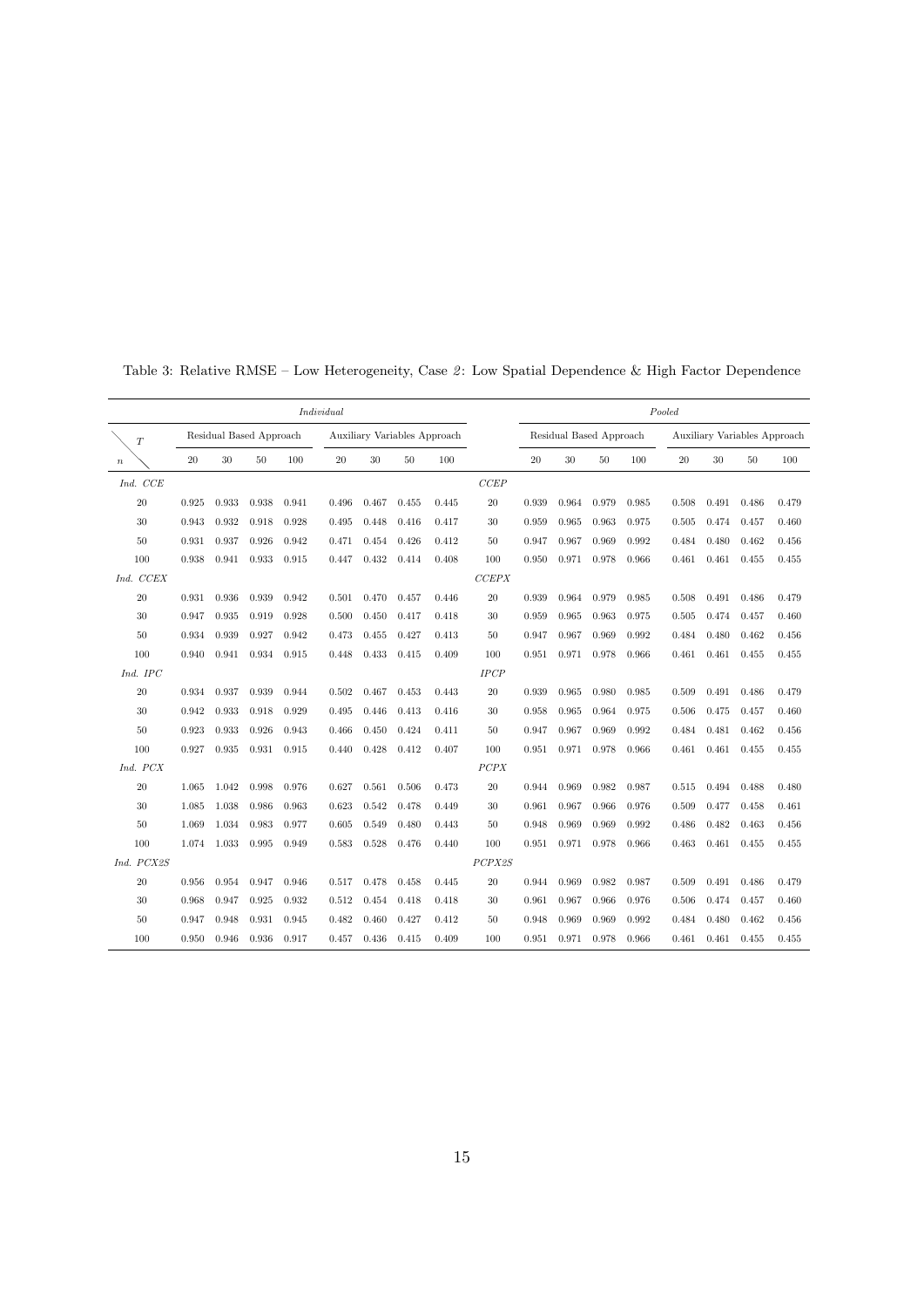Table 3: Relative RMSE – Low Heterogeneity, Case *2*: Low Spatial Dependence & High Factor Dependence

| | *Individual* | | | | | | | | | *Pooled* | | | | | | | |
|---|---|---|---|---|---|---|---|---|---|---|---|---|---|---|---|---|---|
| $T$ | Residual Based Approach | | | | Auxiliary Variables Approach | | | | | Residual Based Approach | | | | Auxiliary Variables Approach | | | |
| $n$ | 20 | 30 | 50 | 100 | 20 | 30 | 50 | 100 | | 20 | 30 | 50 | 100 | 20 | 30 | 50 | 100 |
| *Ind. CCE* | | | | | | | | | *CCEP* | | | | | | | | |
| 20 | 0.925 | 0.933 | 0.938 | 0.941 | 0.496 | 0.467 | 0.455 | 0.445 | 20 | 0.939 | 0.964 | 0.979 | 0.985 | 0.508 | 0.491 | 0.486 | 0.479 |
| 30 | 0.943 | 0.932 | 0.918 | 0.928 | 0.495 | 0.448 | 0.416 | 0.417 | 30 | 0.959 | 0.965 | 0.963 | 0.975 | 0.505 | 0.474 | 0.457 | 0.460 |
| 50 | 0.931 | 0.937 | 0.926 | 0.942 | 0.471 | 0.454 | 0.426 | 0.412 | 50 | 0.947 | 0.967 | 0.969 | 0.992 | 0.484 | 0.480 | 0.462 | 0.456 |
| 100 | 0.938 | 0.941 | 0.933 | 0.915 | 0.447 | 0.432 | 0.414 | 0.408 | 100 | 0.950 | 0.971 | 0.978 | 0.966 | 0.461 | 0.461 | 0.455 | 0.455 |
| *Ind. CCEX* | | | | | | | | | *CCEPX* | | | | | | | | |
| 20 | 0.931 | 0.936 | 0.939 | 0.942 | 0.501 | 0.470 | 0.457 | 0.446 | 20 | 0.939 | 0.964 | 0.979 | 0.985 | 0.508 | 0.491 | 0.486 | 0.479 |
| 30 | 0.947 | 0.935 | 0.919 | 0.928 | 0.500 | 0.450 | 0.417 | 0.418 | 30 | 0.959 | 0.965 | 0.963 | 0.975 | 0.505 | 0.474 | 0.457 | 0.460 |
| 50 | 0.934 | 0.939 | 0.927 | 0.942 | 0.473 | 0.455 | 0.427 | 0.413 | 50 | 0.947 | 0.967 | 0.969 | 0.992 | 0.484 | 0.480 | 0.462 | 0.456 |
| 100 | 0.940 | 0.941 | 0.934 | 0.915 | 0.448 | 0.433 | 0.415 | 0.409 | 100 | 0.951 | 0.971 | 0.978 | 0.966 | 0.461 | 0.461 | 0.455 | 0.455 |
| *Ind. IPC* | | | | | | | | | *IPCP* | | | | | | | | |
| 20 | 0.934 | 0.937 | 0.939 | 0.944 | 0.502 | 0.467 | 0.453 | 0.443 | 20 | 0.939 | 0.965 | 0.980 | 0.985 | 0.509 | 0.491 | 0.486 | 0.479 |
| 30 | 0.942 | 0.933 | 0.918 | 0.929 | 0.495 | 0.446 | 0.413 | 0.416 | 30 | 0.958 | 0.965 | 0.964 | 0.975 | 0.506 | 0.475 | 0.457 | 0.460 |
| 50 | 0.923 | 0.933 | 0.926 | 0.943 | 0.466 | 0.450 | 0.424 | 0.411 | 50 | 0.947 | 0.967 | 0.969 | 0.992 | 0.484 | 0.481 | 0.462 | 0.456 |
| 100 | 0.927 | 0.935 | 0.931 | 0.915 | 0.440 | 0.428 | 0.412 | 0.407 | 100 | 0.951 | 0.971 | 0.978 | 0.966 | 0.461 | 0.461 | 0.455 | 0.455 |
| *Ind. PCX* | | | | | | | | | *PCPX* | | | | | | | | |
| 20 | 1.065 | 1.042 | 0.998 | 0.976 | 0.627 | 0.561 | 0.506 | 0.473 | 20 | 0.944 | 0.969 | 0.982 | 0.987 | 0.515 | 0.494 | 0.488 | 0.480 |
| 30 | 1.085 | 1.038 | 0.986 | 0.963 | 0.623 | 0.542 | 0.478 | 0.449 | 30 | 0.961 | 0.967 | 0.966 | 0.976 | 0.509 | 0.477 | 0.458 | 0.461 |
| 50 | 1.069 | 1.034 | 0.983 | 0.977 | 0.605 | 0.549 | 0.480 | 0.443 | 50 | 0.948 | 0.969 | 0.969 | 0.992 | 0.486 | 0.482 | 0.463 | 0.456 |
| 100 | 1.074 | 1.033 | 0.995 | 0.949 | 0.583 | 0.528 | 0.476 | 0.440 | 100 | 0.951 | 0.971 | 0.978 | 0.966 | 0.463 | 0.461 | 0.455 | 0.455 |
| *Ind. PCX2S* | | | | | | | | | *PCPX2S* | | | | | | | | |
| 20 | 0.956 | 0.954 | 0.947 | 0.946 | 0.517 | 0.478 | 0.458 | 0.445 | 20 | 0.944 | 0.969 | 0.982 | 0.987 | 0.509 | 0.491 | 0.486 | 0.479 |
| 30 | 0.968 | 0.947 | 0.925 | 0.932 | 0.512 | 0.454 | 0.418 | 0.418 | 30 | 0.961 | 0.967 | 0.966 | 0.976 | 0.506 | 0.474 | 0.457 | 0.460 |
| 50 | 0.947 | 0.948 | 0.931 | 0.945 | 0.482 | 0.460 | 0.427 | 0.412 | 50 | 0.948 | 0.969 | 0.969 | 0.992 | 0.484 | 0.480 | 0.462 | 0.456 |
| 100 | 0.950 | 0.946 | 0.936 | 0.917 | 0.457 | 0.436 | 0.415 | 0.409 | 100 | 0.951 | 0.971 | 0.978 | 0.966 | 0.461 | 0.461 | 0.455 | 0.455 |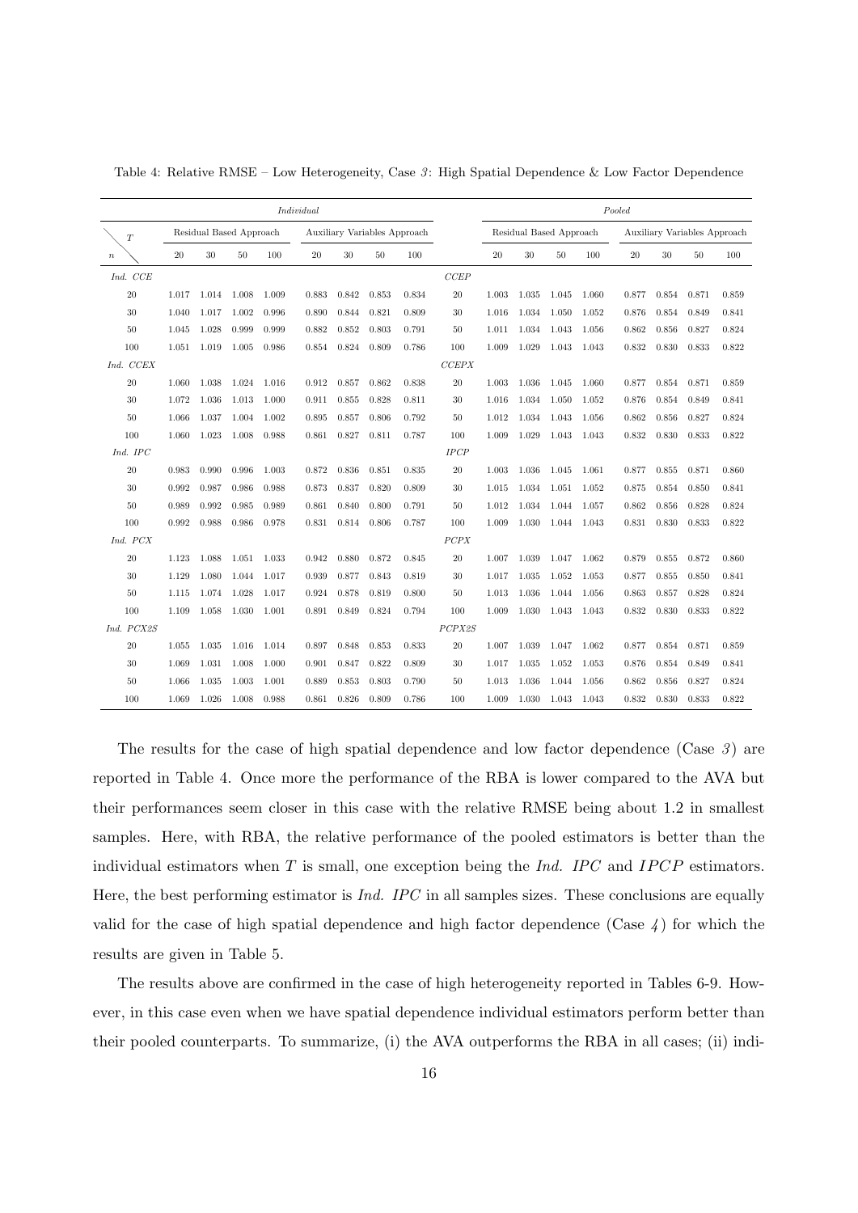Table 4: Relative RMSE – Low Heterogeneity, Case *3*: High Spatial Dependence & Low Factor Dependence

| | *Individual* | | | | | | | | | *Pooled* | | | | | | | |
|---|---|---|---|---|---|---|---|---|---|---|---|---|---|---|---|---|---|
| $n$ \ $T$ | Residual Based Approach | | | | Auxiliary Variables Approach | | | | | Residual Based Approach | | | | Auxiliary Variables Approach | | | |
| | 20 | 30 | 50 | 100 | 20 | 30 | 50 | 100 | | 20 | 30 | 50 | 100 | 20 | 30 | 50 | 100 |
| *Ind. CCE* | | | | | | | | | *CCEP* | | | | | | | | |
| 20 | 1.017 | 1.014 | 1.008 | 1.009 | 0.883 | 0.842 | 0.853 | 0.834 | 20 | 1.003 | 1.035 | 1.045 | 1.060 | 0.877 | 0.854 | 0.871 | 0.859 |
| 30 | 1.040 | 1.017 | 1.002 | 0.996 | 0.890 | 0.844 | 0.821 | 0.809 | 30 | 1.016 | 1.034 | 1.050 | 1.052 | 0.876 | 0.854 | 0.849 | 0.841 |
| 50 | 1.045 | 1.028 | 0.999 | 0.999 | 0.882 | 0.852 | 0.803 | 0.791 | 50 | 1.011 | 1.034 | 1.043 | 1.056 | 0.862 | 0.856 | 0.827 | 0.824 |
| 100 | 1.051 | 1.019 | 1.005 | 0.986 | 0.854 | 0.824 | 0.809 | 0.786 | 100 | 1.009 | 1.029 | 1.043 | 1.043 | 0.832 | 0.830 | 0.833 | 0.822 |
| *Ind. CCEX* | | | | | | | | | *CCEPX* | | | | | | | | |
| 20 | 1.060 | 1.038 | 1.024 | 1.016 | 0.912 | 0.857 | 0.862 | 0.838 | 20 | 1.003 | 1.036 | 1.045 | 1.060 | 0.877 | 0.854 | 0.871 | 0.859 |
| 30 | 1.072 | 1.036 | 1.013 | 1.000 | 0.911 | 0.855 | 0.828 | 0.811 | 30 | 1.016 | 1.034 | 1.050 | 1.052 | 0.876 | 0.854 | 0.849 | 0.841 |
| 50 | 1.066 | 1.037 | 1.004 | 1.002 | 0.895 | 0.857 | 0.806 | 0.792 | 50 | 1.012 | 1.034 | 1.043 | 1.056 | 0.862 | 0.856 | 0.827 | 0.824 |
| 100 | 1.060 | 1.023 | 1.008 | 0.988 | 0.861 | 0.827 | 0.811 | 0.787 | 100 | 1.009 | 1.029 | 1.043 | 1.043 | 0.832 | 0.830 | 0.833 | 0.822 |
| *Ind. IPC* | | | | | | | | | *IPCP* | | | | | | | | |
| 20 | 0.983 | 0.990 | 0.996 | 1.003 | 0.872 | 0.836 | 0.851 | 0.835 | 20 | 1.003 | 1.036 | 1.045 | 1.061 | 0.877 | 0.855 | 0.871 | 0.860 |
| 30 | 0.992 | 0.987 | 0.986 | 0.988 | 0.873 | 0.837 | 0.820 | 0.809 | 30 | 1.015 | 1.034 | 1.051 | 1.052 | 0.875 | 0.854 | 0.850 | 0.841 |
| 50 | 0.989 | 0.992 | 0.985 | 0.989 | 0.861 | 0.840 | 0.800 | 0.791 | 50 | 1.012 | 1.034 | 1.044 | 1.057 | 0.862 | 0.856 | 0.828 | 0.824 |
| 100 | 0.992 | 0.988 | 0.986 | 0.978 | 0.831 | 0.814 | 0.806 | 0.787 | 100 | 1.009 | 1.030 | 1.044 | 1.043 | 0.831 | 0.830 | 0.833 | 0.822 |
| *Ind. PCX* | | | | | | | | | *PCPX* | | | | | | | | |
| 20 | 1.123 | 1.088 | 1.051 | 1.033 | 0.942 | 0.880 | 0.872 | 0.845 | 20 | 1.007 | 1.039 | 1.047 | 1.062 | 0.879 | 0.855 | 0.872 | 0.860 |
| 30 | 1.129 | 1.080 | 1.044 | 1.017 | 0.939 | 0.877 | 0.843 | 0.819 | 30 | 1.017 | 1.035 | 1.052 | 1.053 | 0.877 | 0.855 | 0.850 | 0.841 |
| 50 | 1.115 | 1.074 | 1.028 | 1.017 | 0.924 | 0.878 | 0.819 | 0.800 | 50 | 1.013 | 1.036 | 1.044 | 1.056 | 0.863 | 0.857 | 0.828 | 0.824 |
| 100 | 1.109 | 1.058 | 1.030 | 1.001 | 0.891 | 0.849 | 0.824 | 0.794 | 100 | 1.009 | 1.030 | 1.043 | 1.043 | 0.832 | 0.830 | 0.833 | 0.822 |
| *Ind. PCX2S* | | | | | | | | | *PCPX2S* | | | | | | | | |
| 20 | 1.055 | 1.035 | 1.016 | 1.014 | 0.897 | 0.848 | 0.853 | 0.833 | 20 | 1.007 | 1.039 | 1.047 | 1.062 | 0.877 | 0.854 | 0.871 | 0.859 |
| 30 | 1.069 | 1.031 | 1.008 | 1.000 | 0.901 | 0.847 | 0.822 | 0.809 | 30 | 1.017 | 1.035 | 1.052 | 1.053 | 0.876 | 0.854 | 0.849 | 0.841 |
| 50 | 1.066 | 1.035 | 1.003 | 1.001 | 0.889 | 0.853 | 0.803 | 0.790 | 50 | 1.013 | 1.036 | 1.044 | 1.056 | 0.862 | 0.856 | 0.827 | 0.824 |
| 100 | 1.069 | 1.026 | 1.008 | 0.988 | 0.861 | 0.826 | 0.809 | 0.786 | 100 | 1.009 | 1.030 | 1.043 | 1.043 | 0.832 | 0.830 | 0.833 | 0.822 |

The results for the case of high spatial dependence and low factor dependence (Case *3*) are reported in Table 4. Once more the performance of the RBA is lower compared to the AVA but their performances seem closer in this case with the relative RMSE being about 1.2 in smallest samples. Here, with RBA, the relative performance of the pooled estimators is better than the individual estimators when $T$ is small, one exception being the *Ind. IPC* and $IPCP$ estimators. Here, the best performing estimator is *Ind. IPC* in all samples sizes. These conclusions are equally valid for the case of high spatial dependence and high factor dependence (Case *4*) for which the results are given in Table 5.

The results above are confirmed in the case of high heterogeneity reported in Tables 6-9. However, in this case even when we have spatial dependence individual estimators perform better than their pooled counterparts. To summarize, (i) the AVA outperforms the RBA in all cases; (ii) indi-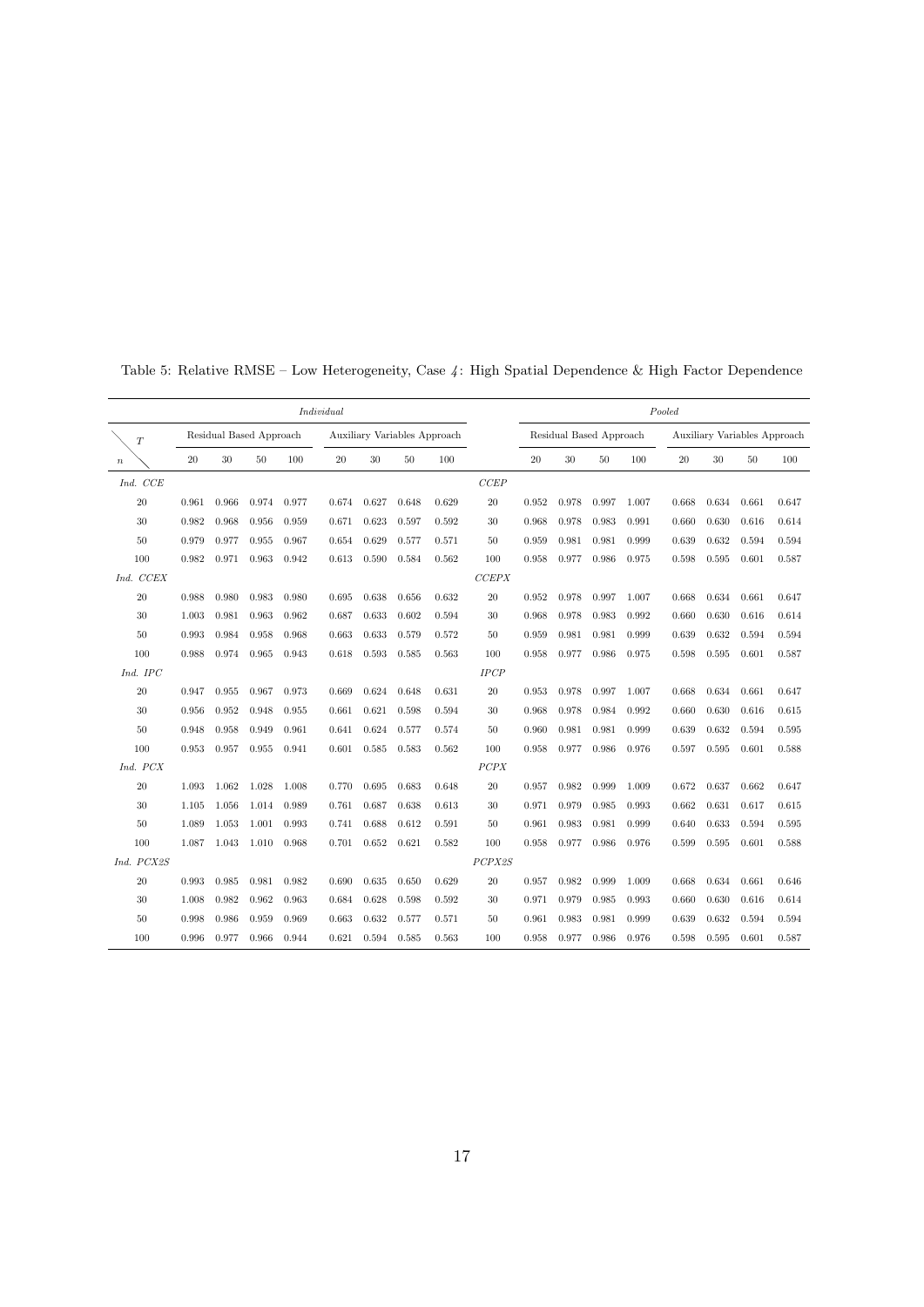Table 5: Relative RMSE – Low Heterogeneity, Case *4*: High Spatial Dependence & High Factor Dependence

| | *Individual* | | | | | | | | | *Pooled* | | | | | | | |
|---|---|---|---|---|---|---|---|---|---|---|---|---|---|---|---|---|---|
| $T$ | Residual Based Approach | | | | Auxiliary Variables Approach | | | | | Residual Based Approach | | | | Auxiliary Variables Approach | | | |
| $n$ | 20 | 30 | 50 | 100 | 20 | 30 | 50 | 100 | | 20 | 30 | 50 | 100 | 20 | 30 | 50 | 100 |
| *Ind. CCE* | | | | | | | | | *CCEP* | | | | | | | | |
| 20 | 0.961 | 0.966 | 0.974 | 0.977 | 0.674 | 0.627 | 0.648 | 0.629 | 20 | 0.952 | 0.978 | 0.997 | 1.007 | 0.668 | 0.634 | 0.661 | 0.647 |
| 30 | 0.982 | 0.968 | 0.956 | 0.959 | 0.671 | 0.623 | 0.597 | 0.592 | 30 | 0.968 | 0.978 | 0.983 | 0.991 | 0.660 | 0.630 | 0.616 | 0.614 |
| 50 | 0.979 | 0.977 | 0.955 | 0.967 | 0.654 | 0.629 | 0.577 | 0.571 | 50 | 0.959 | 0.981 | 0.981 | 0.999 | 0.639 | 0.632 | 0.594 | 0.594 |
| 100 | 0.982 | 0.971 | 0.963 | 0.942 | 0.613 | 0.590 | 0.584 | 0.562 | 100 | 0.958 | 0.977 | 0.986 | 0.975 | 0.598 | 0.595 | 0.601 | 0.587 |
| *Ind. CCEX* | | | | | | | | | *CCEPX* | | | | | | | | |
| 20 | 0.988 | 0.980 | 0.983 | 0.980 | 0.695 | 0.638 | 0.656 | 0.632 | 20 | 0.952 | 0.978 | 0.997 | 1.007 | 0.668 | 0.634 | 0.661 | 0.647 |
| 30 | 1.003 | 0.981 | 0.963 | 0.962 | 0.687 | 0.633 | 0.602 | 0.594 | 30 | 0.968 | 0.978 | 0.983 | 0.992 | 0.660 | 0.630 | 0.616 | 0.614 |
| 50 | 0.993 | 0.984 | 0.958 | 0.968 | 0.663 | 0.633 | 0.579 | 0.572 | 50 | 0.959 | 0.981 | 0.981 | 0.999 | 0.639 | 0.632 | 0.594 | 0.594 |
| 100 | 0.988 | 0.974 | 0.965 | 0.943 | 0.618 | 0.593 | 0.585 | 0.563 | 100 | 0.958 | 0.977 | 0.986 | 0.975 | 0.598 | 0.595 | 0.601 | 0.587 |
| *Ind. IPC* | | | | | | | | | *IPCP* | | | | | | | | |
| 20 | 0.947 | 0.955 | 0.967 | 0.973 | 0.669 | 0.624 | 0.648 | 0.631 | 20 | 0.953 | 0.978 | 0.997 | 1.007 | 0.668 | 0.634 | 0.661 | 0.647 |
| 30 | 0.956 | 0.952 | 0.948 | 0.955 | 0.661 | 0.621 | 0.598 | 0.594 | 30 | 0.968 | 0.978 | 0.984 | 0.992 | 0.660 | 0.630 | 0.616 | 0.615 |
| 50 | 0.948 | 0.958 | 0.949 | 0.961 | 0.641 | 0.624 | 0.577 | 0.574 | 50 | 0.960 | 0.981 | 0.981 | 0.999 | 0.639 | 0.632 | 0.594 | 0.595 |
| 100 | 0.953 | 0.957 | 0.955 | 0.941 | 0.601 | 0.585 | 0.583 | 0.562 | 100 | 0.958 | 0.977 | 0.986 | 0.976 | 0.597 | 0.595 | 0.601 | 0.588 |
| *Ind. PCX* | | | | | | | | | *PCPX* | | | | | | | | |
| 20 | 1.093 | 1.062 | 1.028 | 1.008 | 0.770 | 0.695 | 0.683 | 0.648 | 20 | 0.957 | 0.982 | 0.999 | 1.009 | 0.672 | 0.637 | 0.662 | 0.647 |
| 30 | 1.105 | 1.056 | 1.014 | 0.989 | 0.761 | 0.687 | 0.638 | 0.613 | 30 | 0.971 | 0.979 | 0.985 | 0.993 | 0.662 | 0.631 | 0.617 | 0.615 |
| 50 | 1.089 | 1.053 | 1.001 | 0.993 | 0.741 | 0.688 | 0.612 | 0.591 | 50 | 0.961 | 0.983 | 0.981 | 0.999 | 0.640 | 0.633 | 0.594 | 0.595 |
| 100 | 1.087 | 1.043 | 1.010 | 0.968 | 0.701 | 0.652 | 0.621 | 0.582 | 100 | 0.958 | 0.977 | 0.986 | 0.976 | 0.599 | 0.595 | 0.601 | 0.588 |
| *Ind. PCX2S* | | | | | | | | | *PCPX2S* | | | | | | | | |
| 20 | 0.993 | 0.985 | 0.981 | 0.982 | 0.690 | 0.635 | 0.650 | 0.629 | 20 | 0.957 | 0.982 | 0.999 | 1.009 | 0.668 | 0.634 | 0.661 | 0.646 |
| 30 | 1.008 | 0.982 | 0.962 | 0.963 | 0.684 | 0.628 | 0.598 | 0.592 | 30 | 0.971 | 0.979 | 0.985 | 0.993 | 0.660 | 0.630 | 0.616 | 0.614 |
| 50 | 0.998 | 0.986 | 0.959 | 0.969 | 0.663 | 0.632 | 0.577 | 0.571 | 50 | 0.961 | 0.983 | 0.981 | 0.999 | 0.639 | 0.632 | 0.594 | 0.594 |
| 100 | 0.996 | 0.977 | 0.966 | 0.944 | 0.621 | 0.594 | 0.585 | 0.563 | 100 | 0.958 | 0.977 | 0.986 | 0.976 | 0.598 | 0.595 | 0.601 | 0.587 |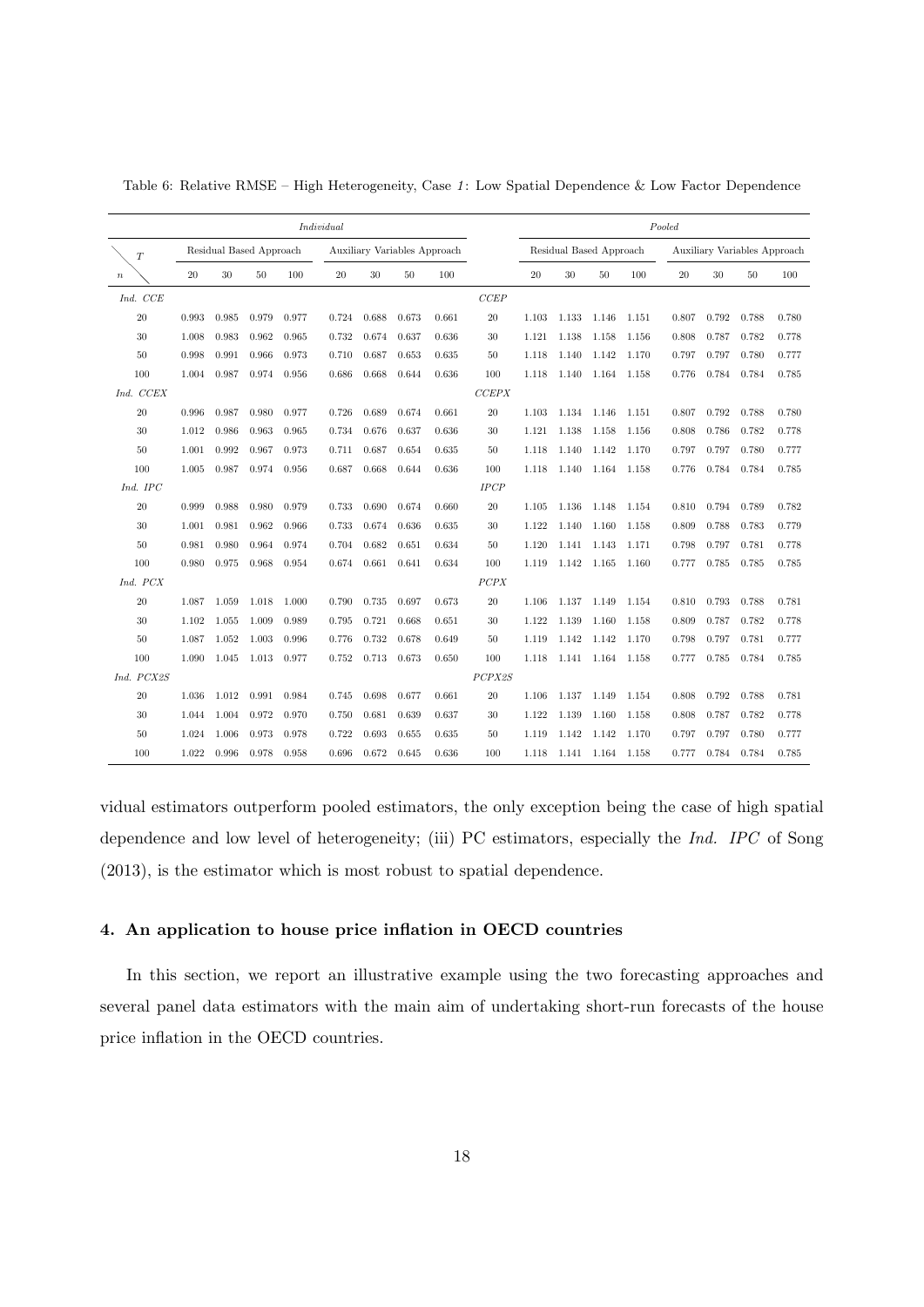Table 6: Relative RMSE – High Heterogeneity, Case *1*: Low Spatial Dependence & Low Factor Dependence

| | *Individual* | | | | | | | | | *Pooled* | | | | | | | |
|---|---|---|---|---|---|---|---|---|---|---|---|---|---|---|---|---|---|
| $T$ | Residual Based Approach | | | | Auxiliary Variables Approach | | | | | Residual Based Approach | | | | Auxiliary Variables Approach | | | |
| $n$ | 20 | 30 | 50 | 100 | 20 | 30 | 50 | 100 | | 20 | 30 | 50 | 100 | 20 | 30 | 50 | 100 |
| *Ind. CCE* | | | | | | | | | *CCEP* | | | | | | | | |
| 20 | 0.993 | 0.985 | 0.979 | 0.977 | 0.724 | 0.688 | 0.673 | 0.661 | 20 | 1.103 | 1.133 | 1.146 | 1.151 | 0.807 | 0.792 | 0.788 | 0.780 |
| 30 | 1.008 | 0.983 | 0.962 | 0.965 | 0.732 | 0.674 | 0.637 | 0.636 | 30 | 1.121 | 1.138 | 1.158 | 1.156 | 0.808 | 0.787 | 0.782 | 0.778 |
| 50 | 0.998 | 0.991 | 0.966 | 0.973 | 0.710 | 0.687 | 0.653 | 0.635 | 50 | 1.118 | 1.140 | 1.142 | 1.170 | 0.797 | 0.797 | 0.780 | 0.777 |
| 100 | 1.004 | 0.987 | 0.974 | 0.956 | 0.686 | 0.668 | 0.644 | 0.636 | 100 | 1.118 | 1.140 | 1.164 | 1.158 | 0.776 | 0.784 | 0.784 | 0.785 |
| *Ind. CCEX* | | | | | | | | | *CCEPX* | | | | | | | | |
| 20 | 0.996 | 0.987 | 0.980 | 0.977 | 0.726 | 0.689 | 0.674 | 0.661 | 20 | 1.103 | 1.134 | 1.146 | 1.151 | 0.807 | 0.792 | 0.788 | 0.780 |
| 30 | 1.012 | 0.986 | 0.963 | 0.965 | 0.734 | 0.676 | 0.637 | 0.636 | 30 | 1.121 | 1.138 | 1.158 | 1.156 | 0.808 | 0.786 | 0.782 | 0.778 |
| 50 | 1.001 | 0.992 | 0.967 | 0.973 | 0.711 | 0.687 | 0.654 | 0.635 | 50 | 1.118 | 1.140 | 1.142 | 1.170 | 0.797 | 0.797 | 0.780 | 0.777 |
| 100 | 1.005 | 0.987 | 0.974 | 0.956 | 0.687 | 0.668 | 0.644 | 0.636 | 100 | 1.118 | 1.140 | 1.164 | 1.158 | 0.776 | 0.784 | 0.784 | 0.785 |
| *Ind. IPC* | | | | | | | | | *IPCP* | | | | | | | | |
| 20 | 0.999 | 0.988 | 0.980 | 0.979 | 0.733 | 0.690 | 0.674 | 0.660 | 20 | 1.105 | 1.136 | 1.148 | 1.154 | 0.810 | 0.794 | 0.789 | 0.782 |
| 30 | 1.001 | 0.981 | 0.962 | 0.966 | 0.733 | 0.674 | 0.636 | 0.635 | 30 | 1.122 | 1.140 | 1.160 | 1.158 | 0.809 | 0.788 | 0.783 | 0.779 |
| 50 | 0.981 | 0.980 | 0.964 | 0.974 | 0.704 | 0.682 | 0.651 | 0.634 | 50 | 1.120 | 1.141 | 1.143 | 1.171 | 0.798 | 0.797 | 0.781 | 0.778 |
| 100 | 0.980 | 0.975 | 0.968 | 0.954 | 0.674 | 0.661 | 0.641 | 0.634 | 100 | 1.119 | 1.142 | 1.165 | 1.160 | 0.777 | 0.785 | 0.785 | 0.785 |
| *Ind. PCX* | | | | | | | | | *PCPX* | | | | | | | | |
| 20 | 1.087 | 1.059 | 1.018 | 1.000 | 0.790 | 0.735 | 0.697 | 0.673 | 20 | 1.106 | 1.137 | 1.149 | 1.154 | 0.810 | 0.793 | 0.788 | 0.781 |
| 30 | 1.102 | 1.055 | 1.009 | 0.989 | 0.795 | 0.721 | 0.668 | 0.651 | 30 | 1.122 | 1.139 | 1.160 | 1.158 | 0.809 | 0.787 | 0.782 | 0.778 |
| 50 | 1.087 | 1.052 | 1.003 | 0.996 | 0.776 | 0.732 | 0.678 | 0.649 | 50 | 1.119 | 1.142 | 1.142 | 1.170 | 0.798 | 0.797 | 0.781 | 0.777 |
| 100 | 1.090 | 1.045 | 1.013 | 0.977 | 0.752 | 0.713 | 0.673 | 0.650 | 100 | 1.118 | 1.141 | 1.164 | 1.158 | 0.777 | 0.785 | 0.784 | 0.785 |
| *Ind. PCX2S* | | | | | | | | | *PCPX2S* | | | | | | | | |
| 20 | 1.036 | 1.012 | 0.991 | 0.984 | 0.745 | 0.698 | 0.677 | 0.661 | 20 | 1.106 | 1.137 | 1.149 | 1.154 | 0.808 | 0.792 | 0.788 | 0.781 |
| 30 | 1.044 | 1.004 | 0.972 | 0.970 | 0.750 | 0.681 | 0.639 | 0.637 | 30 | 1.122 | 1.139 | 1.160 | 1.158 | 0.808 | 0.787 | 0.782 | 0.778 |
| 50 | 1.024 | 1.006 | 0.973 | 0.978 | 0.722 | 0.693 | 0.655 | 0.635 | 50 | 1.119 | 1.142 | 1.142 | 1.170 | 0.797 | 0.797 | 0.780 | 0.777 |
| 100 | 1.022 | 0.996 | 0.978 | 0.958 | 0.696 | 0.672 | 0.645 | 0.636 | 100 | 1.118 | 1.141 | 1.164 | 1.158 | 0.777 | 0.784 | 0.784 | 0.785 |

vidual estimators outperform pooled estimators, the only exception being the case of high spatial dependence and low level of heterogeneity; (iii) PC estimators, especially the *Ind. IPC* of Song (2013), is the estimator which is most robust to spatial dependence.

### 4. An application to house price inflation in OECD countries

In this section, we report an illustrative example using the two forecasting approaches and several panel data estimators with the main aim of undertaking short-run forecasts of the house price inflation in the OECD countries.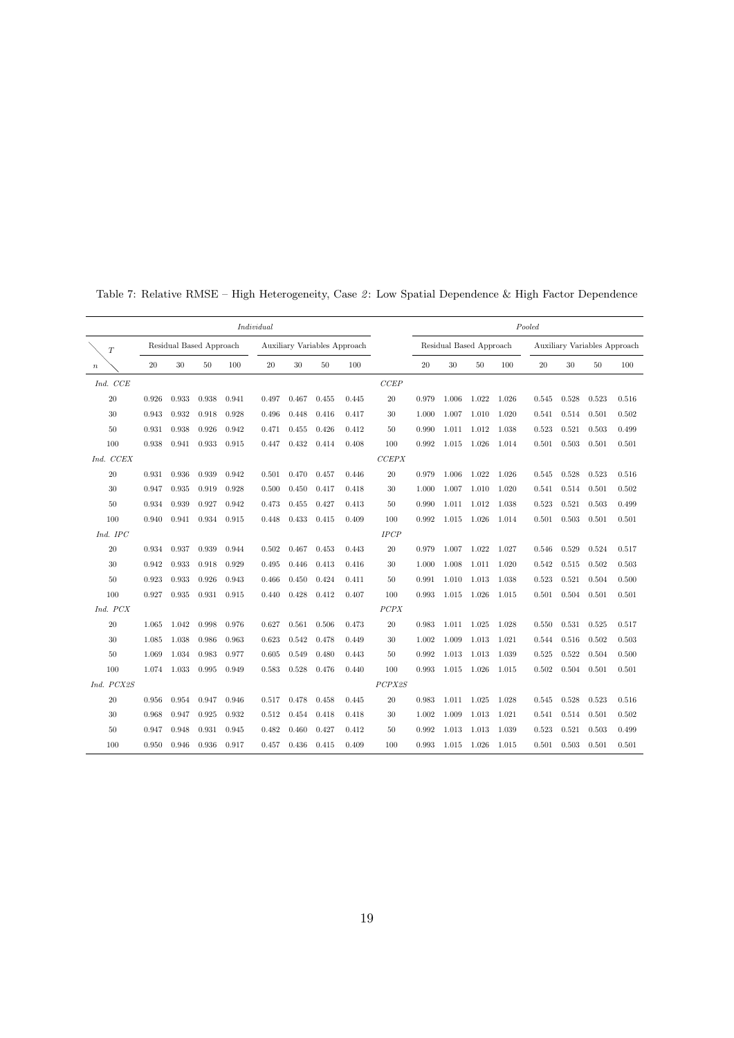Table 7: Relative RMSE – High Heterogeneity, Case *2*: Low Spatial Dependence & High Factor Dependence

| | *Individual* | | | | | | | | | *Pooled* | | | | | | | |
|---|---|---|---|---|---|---|---|---|---|---|---|---|---|---|---|---|---|
| $T$ | Residual Based Approach | | | | Auxiliary Variables Approach | | | | | Residual Based Approach | | | | Auxiliary Variables Approach | | | |
| $n$ | 20 | 30 | 50 | 100 | 20 | 30 | 50 | 100 | | 20 | 30 | 50 | 100 | 20 | 30 | 50 | 100 |
| *Ind. CCE* | | | | | | | | | *CCEP* | | | | | | | | |
| 20 | 0.926 | 0.933 | 0.938 | 0.941 | 0.497 | 0.467 | 0.455 | 0.445 | 20 | 0.979 | 1.006 | 1.022 | 1.026 | 0.545 | 0.528 | 0.523 | 0.516 |
| 30 | 0.943 | 0.932 | 0.918 | 0.928 | 0.496 | 0.448 | 0.416 | 0.417 | 30 | 1.000 | 1.007 | 1.010 | 1.020 | 0.541 | 0.514 | 0.501 | 0.502 |
| 50 | 0.931 | 0.938 | 0.926 | 0.942 | 0.471 | 0.455 | 0.426 | 0.412 | 50 | 0.990 | 1.011 | 1.012 | 1.038 | 0.523 | 0.521 | 0.503 | 0.499 |
| 100 | 0.938 | 0.941 | 0.933 | 0.915 | 0.447 | 0.432 | 0.414 | 0.408 | 100 | 0.992 | 1.015 | 1.026 | 1.014 | 0.501 | 0.503 | 0.501 | 0.501 |
| *Ind. CCEX* | | | | | | | | | *CCEPX* | | | | | | | | |
| 20 | 0.931 | 0.936 | 0.939 | 0.942 | 0.501 | 0.470 | 0.457 | 0.446 | 20 | 0.979 | 1.006 | 1.022 | 1.026 | 0.545 | 0.528 | 0.523 | 0.516 |
| 30 | 0.947 | 0.935 | 0.919 | 0.928 | 0.500 | 0.450 | 0.417 | 0.418 | 30 | 1.000 | 1.007 | 1.010 | 1.020 | 0.541 | 0.514 | 0.501 | 0.502 |
| 50 | 0.934 | 0.939 | 0.927 | 0.942 | 0.473 | 0.455 | 0.427 | 0.413 | 50 | 0.990 | 1.011 | 1.012 | 1.038 | 0.523 | 0.521 | 0.503 | 0.499 |
| 100 | 0.940 | 0.941 | 0.934 | 0.915 | 0.448 | 0.433 | 0.415 | 0.409 | 100 | 0.992 | 1.015 | 1.026 | 1.014 | 0.501 | 0.503 | 0.501 | 0.501 |
| *Ind. IPC* | | | | | | | | | *IPCP* | | | | | | | | |
| 20 | 0.934 | 0.937 | 0.939 | 0.944 | 0.502 | 0.467 | 0.453 | 0.443 | 20 | 0.979 | 1.007 | 1.022 | 1.027 | 0.546 | 0.529 | 0.524 | 0.517 |
| 30 | 0.942 | 0.933 | 0.918 | 0.929 | 0.495 | 0.446 | 0.413 | 0.416 | 30 | 1.000 | 1.008 | 1.011 | 1.020 | 0.542 | 0.515 | 0.502 | 0.503 |
| 50 | 0.923 | 0.933 | 0.926 | 0.943 | 0.466 | 0.450 | 0.424 | 0.411 | 50 | 0.991 | 1.010 | 1.013 | 1.038 | 0.523 | 0.521 | 0.504 | 0.500 |
| 100 | 0.927 | 0.935 | 0.931 | 0.915 | 0.440 | 0.428 | 0.412 | 0.407 | 100 | 0.993 | 1.015 | 1.026 | 1.015 | 0.501 | 0.504 | 0.501 | 0.501 |
| *Ind. PCX* | | | | | | | | | *PCPX* | | | | | | | | |
| 20 | 1.065 | 1.042 | 0.998 | 0.976 | 0.627 | 0.561 | 0.506 | 0.473 | 20 | 0.983 | 1.011 | 1.025 | 1.028 | 0.550 | 0.531 | 0.525 | 0.517 |
| 30 | 1.085 | 1.038 | 0.986 | 0.963 | 0.623 | 0.542 | 0.478 | 0.449 | 30 | 1.002 | 1.009 | 1.013 | 1.021 | 0.544 | 0.516 | 0.502 | 0.503 |
| 50 | 1.069 | 1.034 | 0.983 | 0.977 | 0.605 | 0.549 | 0.480 | 0.443 | 50 | 0.992 | 1.013 | 1.013 | 1.039 | 0.525 | 0.522 | 0.504 | 0.500 |
| 100 | 1.074 | 1.033 | 0.995 | 0.949 | 0.583 | 0.528 | 0.476 | 0.440 | 100 | 0.993 | 1.015 | 1.026 | 1.015 | 0.502 | 0.504 | 0.501 | 0.501 |
| *Ind. PCX2S* | | | | | | | | | *PCPX2S* | | | | | | | | |
| 20 | 0.956 | 0.954 | 0.947 | 0.946 | 0.517 | 0.478 | 0.458 | 0.445 | 20 | 0.983 | 1.011 | 1.025 | 1.028 | 0.545 | 0.528 | 0.523 | 0.516 |
| 30 | 0.968 | 0.947 | 0.925 | 0.932 | 0.512 | 0.454 | 0.418 | 0.418 | 30 | 1.002 | 1.009 | 1.013 | 1.021 | 0.541 | 0.514 | 0.501 | 0.502 |
| 50 | 0.947 | 0.948 | 0.931 | 0.945 | 0.482 | 0.460 | 0.427 | 0.412 | 50 | 0.992 | 1.013 | 1.013 | 1.039 | 0.523 | 0.521 | 0.503 | 0.499 |
| 100 | 0.950 | 0.946 | 0.936 | 0.917 | 0.457 | 0.436 | 0.415 | 0.409 | 100 | 0.993 | 1.015 | 1.026 | 1.015 | 0.501 | 0.503 | 0.501 | 0.501 |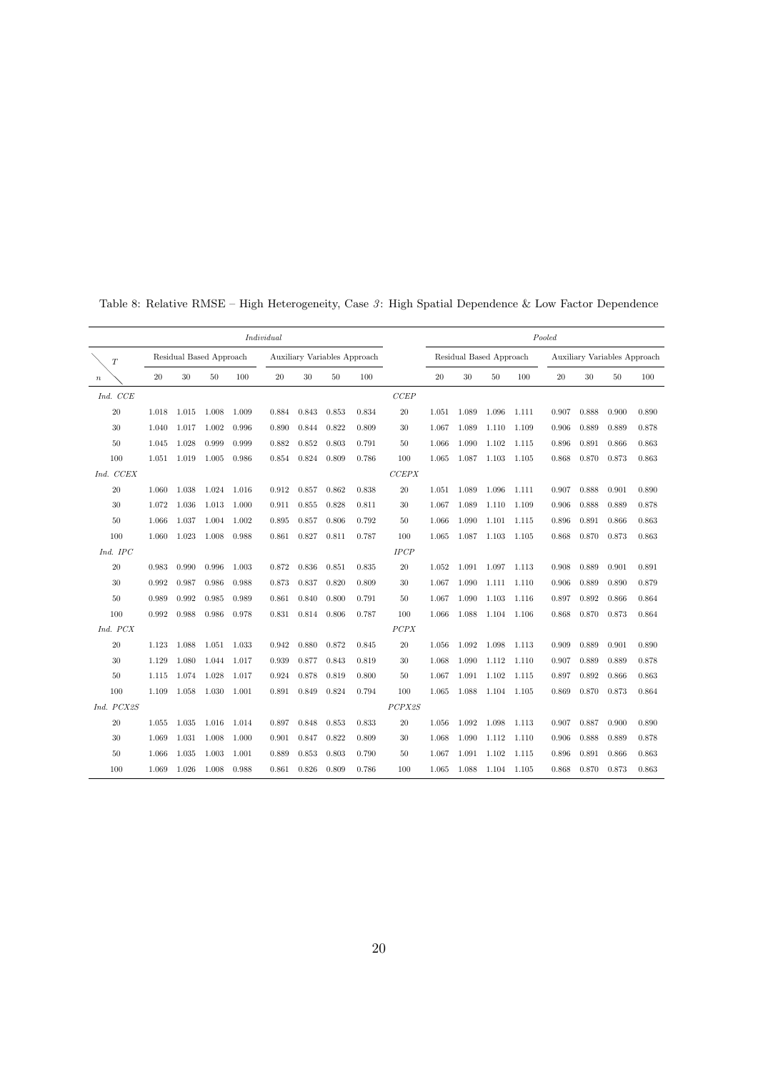Table 8: Relative RMSE – High Heterogeneity, Case *3*: High Spatial Dependence & Low Factor Dependence

| | *Individual* | | | | | | | | | *Pooled* | | | | | | | |
|---|---|---|---|---|---|---|---|---|---|---|---|---|---|---|---|---|---|
| $T$ | Residual Based Approach | | | | Auxiliary Variables Approach | | | | | Residual Based Approach | | | | Auxiliary Variables Approach | | | |
| $n$ | 20 | 30 | 50 | 100 | 20 | 30 | 50 | 100 | | 20 | 30 | 50 | 100 | 20 | 30 | 50 | 100 |
| *Ind. CCE* | | | | | | | | | *CCEP* | | | | | | | | |
| 20 | 1.018 | 1.015 | 1.008 | 1.009 | 0.884 | 0.843 | 0.853 | 0.834 | 20 | 1.051 | 1.089 | 1.096 | 1.111 | 0.907 | 0.888 | 0.900 | 0.890 |
| 30 | 1.040 | 1.017 | 1.002 | 0.996 | 0.890 | 0.844 | 0.822 | 0.809 | 30 | 1.067 | 1.089 | 1.110 | 1.109 | 0.906 | 0.889 | 0.889 | 0.878 |
| 50 | 1.045 | 1.028 | 0.999 | 0.999 | 0.882 | 0.852 | 0.803 | 0.791 | 50 | 1.066 | 1.090 | 1.102 | 1.115 | 0.896 | 0.891 | 0.866 | 0.863 |
| 100 | 1.051 | 1.019 | 1.005 | 0.986 | 0.854 | 0.824 | 0.809 | 0.786 | 100 | 1.065 | 1.087 | 1.103 | 1.105 | 0.868 | 0.870 | 0.873 | 0.863 |
| *Ind. CCEX* | | | | | | | | | *CCEPX* | | | | | | | | |
| 20 | 1.060 | 1.038 | 1.024 | 1.016 | 0.912 | 0.857 | 0.862 | 0.838 | 20 | 1.051 | 1.089 | 1.096 | 1.111 | 0.907 | 0.888 | 0.901 | 0.890 |
| 30 | 1.072 | 1.036 | 1.013 | 1.000 | 0.911 | 0.855 | 0.828 | 0.811 | 30 | 1.067 | 1.089 | 1.110 | 1.109 | 0.906 | 0.888 | 0.889 | 0.878 |
| 50 | 1.066 | 1.037 | 1.004 | 1.002 | 0.895 | 0.857 | 0.806 | 0.792 | 50 | 1.066 | 1.090 | 1.101 | 1.115 | 0.896 | 0.891 | 0.866 | 0.863 |
| 100 | 1.060 | 1.023 | 1.008 | 0.988 | 0.861 | 0.827 | 0.811 | 0.787 | 100 | 1.065 | 1.087 | 1.103 | 1.105 | 0.868 | 0.870 | 0.873 | 0.863 |
| *Ind. IPC* | | | | | | | | | *IPCP* | | | | | | | | |
| 20 | 0.983 | 0.990 | 0.996 | 1.003 | 0.872 | 0.836 | 0.851 | 0.835 | 20 | 1.052 | 1.091 | 1.097 | 1.113 | 0.908 | 0.889 | 0.901 | 0.891 |
| 30 | 0.992 | 0.987 | 0.986 | 0.988 | 0.873 | 0.837 | 0.820 | 0.809 | 30 | 1.067 | 1.090 | 1.111 | 1.110 | 0.906 | 0.889 | 0.890 | 0.879 |
| 50 | 0.989 | 0.992 | 0.985 | 0.989 | 0.861 | 0.840 | 0.800 | 0.791 | 50 | 1.067 | 1.090 | 1.103 | 1.116 | 0.897 | 0.892 | 0.866 | 0.864 |
| 100 | 0.992 | 0.988 | 0.986 | 0.978 | 0.831 | 0.814 | 0.806 | 0.787 | 100 | 1.066 | 1.088 | 1.104 | 1.106 | 0.868 | 0.870 | 0.873 | 0.864 |
| *Ind. PCX* | | | | | | | | | *PCPX* | | | | | | | | |
| 20 | 1.123 | 1.088 | 1.051 | 1.033 | 0.942 | 0.880 | 0.872 | 0.845 | 20 | 1.056 | 1.092 | 1.098 | 1.113 | 0.909 | 0.889 | 0.901 | 0.890 |
| 30 | 1.129 | 1.080 | 1.044 | 1.017 | 0.939 | 0.877 | 0.843 | 0.819 | 30 | 1.068 | 1.090 | 1.112 | 1.110 | 0.907 | 0.889 | 0.889 | 0.878 |
| 50 | 1.115 | 1.074 | 1.028 | 1.017 | 0.924 | 0.878 | 0.819 | 0.800 | 50 | 1.067 | 1.091 | 1.102 | 1.115 | 0.897 | 0.892 | 0.866 | 0.863 |
| 100 | 1.109 | 1.058 | 1.030 | 1.001 | 0.891 | 0.849 | 0.824 | 0.794 | 100 | 1.065 | 1.088 | 1.104 | 1.105 | 0.869 | 0.870 | 0.873 | 0.864 |
| *Ind. PCX2S* | | | | | | | | | *PCPX2S* | | | | | | | | |
| 20 | 1.055 | 1.035 | 1.016 | 1.014 | 0.897 | 0.848 | 0.853 | 0.833 | 20 | 1.056 | 1.092 | 1.098 | 1.113 | 0.907 | 0.887 | 0.900 | 0.890 |
| 30 | 1.069 | 1.031 | 1.008 | 1.000 | 0.901 | 0.847 | 0.822 | 0.809 | 30 | 1.068 | 1.090 | 1.112 | 1.110 | 0.906 | 0.888 | 0.889 | 0.878 |
| 50 | 1.066 | 1.035 | 1.003 | 1.001 | 0.889 | 0.853 | 0.803 | 0.790 | 50 | 1.067 | 1.091 | 1.102 | 1.115 | 0.896 | 0.891 | 0.866 | 0.863 |
| 100 | 1.069 | 1.026 | 1.008 | 0.988 | 0.861 | 0.826 | 0.809 | 0.786 | 100 | 1.065 | 1.088 | 1.104 | 1.105 | 0.868 | 0.870 | 0.873 | 0.863 |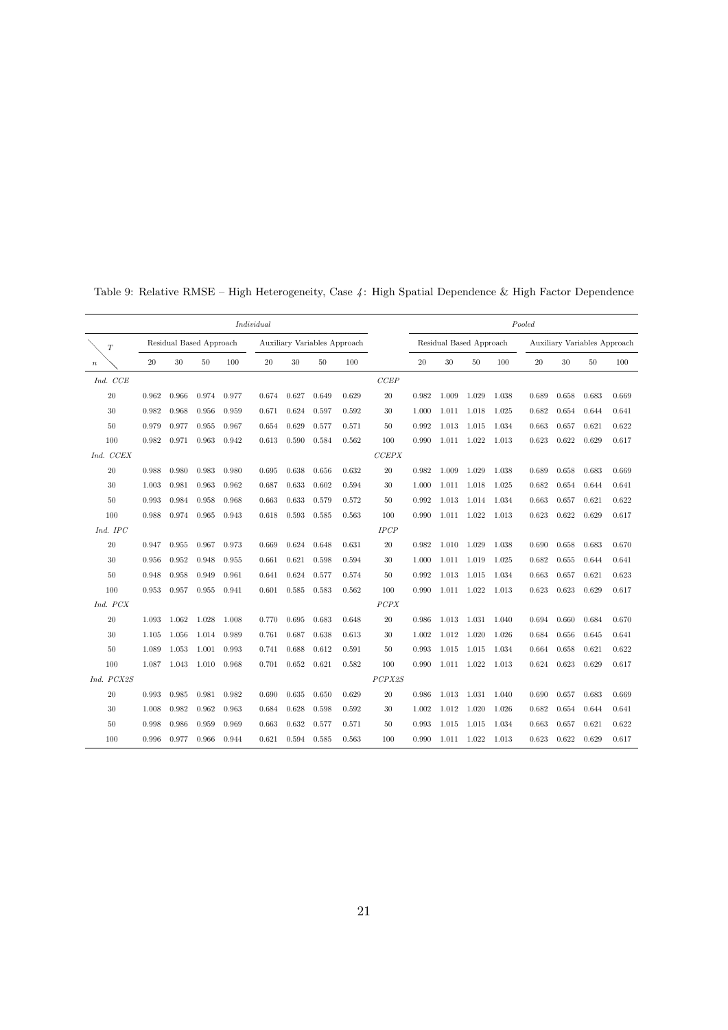Table 9: Relative RMSE – High Heterogeneity, Case *4*: High Spatial Dependence & High Factor Dependence

| | *Individual* | | | | | | | | | *Pooled* | | | | | | | |
|---|---|---|---|---|---|---|---|---|---|---|---|---|---|---|---|---|---|
| $T$ | Residual Based Approach | | | | Auxiliary Variables Approach | | | | | Residual Based Approach | | | | Auxiliary Variables Approach | | | |
| $n$ | 20 | 30 | 50 | 100 | 20 | 30 | 50 | 100 | | 20 | 30 | 50 | 100 | 20 | 30 | 50 | 100 |
| *Ind. CCE* | | | | | | | | | *CCEP* | | | | | | | | |
| 20 | 0.962 | 0.966 | 0.974 | 0.977 | 0.674 | 0.627 | 0.649 | 0.629 | 20 | 0.982 | 1.009 | 1.029 | 1.038 | 0.689 | 0.658 | 0.683 | 0.669 |
| 30 | 0.982 | 0.968 | 0.956 | 0.959 | 0.671 | 0.624 | 0.597 | 0.592 | 30 | 1.000 | 1.011 | 1.018 | 1.025 | 0.682 | 0.654 | 0.644 | 0.641 |
| 50 | 0.979 | 0.977 | 0.955 | 0.967 | 0.654 | 0.629 | 0.577 | 0.571 | 50 | 0.992 | 1.013 | 1.015 | 1.034 | 0.663 | 0.657 | 0.621 | 0.622 |
| 100 | 0.982 | 0.971 | 0.963 | 0.942 | 0.613 | 0.590 | 0.584 | 0.562 | 100 | 0.990 | 1.011 | 1.022 | 1.013 | 0.623 | 0.622 | 0.629 | 0.617 |
| *Ind. CCEX* | | | | | | | | | *CCEPX* | | | | | | | | |
| 20 | 0.988 | 0.980 | 0.983 | 0.980 | 0.695 | 0.638 | 0.656 | 0.632 | 20 | 0.982 | 1.009 | 1.029 | 1.038 | 0.689 | 0.658 | 0.683 | 0.669 |
| 30 | 1.003 | 0.981 | 0.963 | 0.962 | 0.687 | 0.633 | 0.602 | 0.594 | 30 | 1.000 | 1.011 | 1.018 | 1.025 | 0.682 | 0.654 | 0.644 | 0.641 |
| 50 | 0.993 | 0.984 | 0.958 | 0.968 | 0.663 | 0.633 | 0.579 | 0.572 | 50 | 0.992 | 1.013 | 1.014 | 1.034 | 0.663 | 0.657 | 0.621 | 0.622 |
| 100 | 0.988 | 0.974 | 0.965 | 0.943 | 0.618 | 0.593 | 0.585 | 0.563 | 100 | 0.990 | 1.011 | 1.022 | 1.013 | 0.623 | 0.622 | 0.629 | 0.617 |
| *Ind. IPC* | | | | | | | | | *IPCP* | | | | | | | | |
| 20 | 0.947 | 0.955 | 0.967 | 0.973 | 0.669 | 0.624 | 0.648 | 0.631 | 20 | 0.982 | 1.010 | 1.029 | 1.038 | 0.690 | 0.658 | 0.683 | 0.670 |
| 30 | 0.956 | 0.952 | 0.948 | 0.955 | 0.661 | 0.621 | 0.598 | 0.594 | 30 | 1.000 | 1.011 | 1.019 | 1.025 | 0.682 | 0.655 | 0.644 | 0.641 |
| 50 | 0.948 | 0.958 | 0.949 | 0.961 | 0.641 | 0.624 | 0.577 | 0.574 | 50 | 0.992 | 1.013 | 1.015 | 1.034 | 0.663 | 0.657 | 0.621 | 0.623 |
| 100 | 0.953 | 0.957 | 0.955 | 0.941 | 0.601 | 0.585 | 0.583 | 0.562 | 100 | 0.990 | 1.011 | 1.022 | 1.013 | 0.623 | 0.623 | 0.629 | 0.617 |
| *Ind. PCX* | | | | | | | | | *PCPX* | | | | | | | | |
| 20 | 1.093 | 1.062 | 1.028 | 1.008 | 0.770 | 0.695 | 0.683 | 0.648 | 20 | 0.986 | 1.013 | 1.031 | 1.040 | 0.694 | 0.660 | 0.684 | 0.670 |
| 30 | 1.105 | 1.056 | 1.014 | 0.989 | 0.761 | 0.687 | 0.638 | 0.613 | 30 | 1.002 | 1.012 | 1.020 | 1.026 | 0.684 | 0.656 | 0.645 | 0.641 |
| 50 | 1.089 | 1.053 | 1.001 | 0.993 | 0.741 | 0.688 | 0.612 | 0.591 | 50 | 0.993 | 1.015 | 1.015 | 1.034 | 0.664 | 0.658 | 0.621 | 0.622 |
| 100 | 1.087 | 1.043 | 1.010 | 0.968 | 0.701 | 0.652 | 0.621 | 0.582 | 100 | 0.990 | 1.011 | 1.022 | 1.013 | 0.624 | 0.623 | 0.629 | 0.617 |
| *Ind. PCX2S* | | | | | | | | | *PCPX2S* | | | | | | | | |
| 20 | 0.993 | 0.985 | 0.981 | 0.982 | 0.690 | 0.635 | 0.650 | 0.629 | 20 | 0.986 | 1.013 | 1.031 | 1.040 | 0.690 | 0.657 | 0.683 | 0.669 |
| 30 | 1.008 | 0.982 | 0.962 | 0.963 | 0.684 | 0.628 | 0.598 | 0.592 | 30 | 1.002 | 1.012 | 1.020 | 1.026 | 0.682 | 0.654 | 0.644 | 0.641 |
| 50 | 0.998 | 0.986 | 0.959 | 0.969 | 0.663 | 0.632 | 0.577 | 0.571 | 50 | 0.993 | 1.015 | 1.015 | 1.034 | 0.663 | 0.657 | 0.621 | 0.622 |
| 100 | 0.996 | 0.977 | 0.966 | 0.944 | 0.621 | 0.594 | 0.585 | 0.563 | 100 | 0.990 | 1.011 | 1.022 | 1.013 | 0.623 | 0.622 | 0.629 | 0.617 |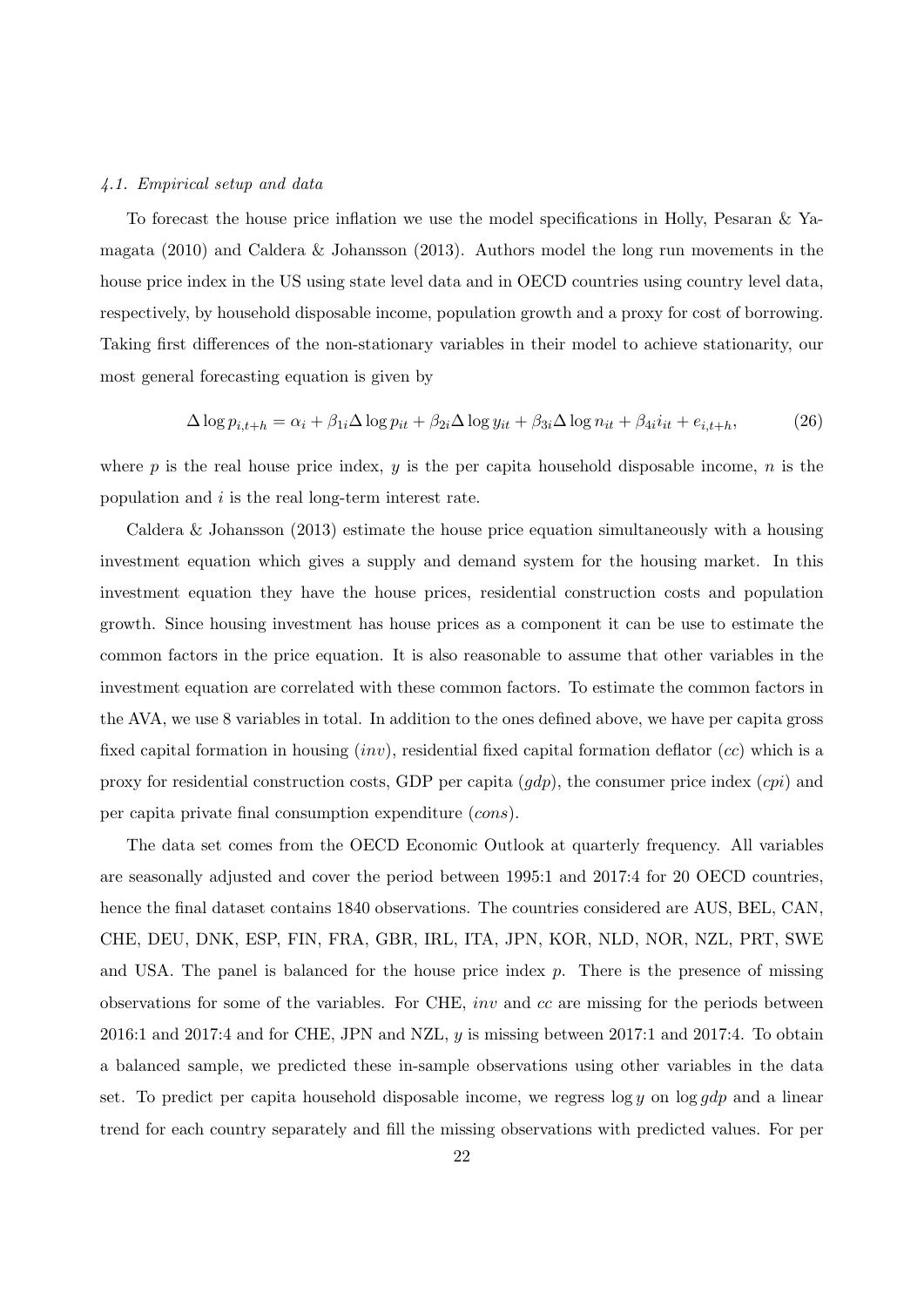### *4.1. Empirical setup and data*

To forecast the house price inflation we use the model specifications in Holly, Pesaran & Yamagata (2010) and Caldera & Johansson (2013). Authors model the long run movements in the house price index in the US using state level data and in OECD countries using country level data, respectively, by household disposable income, population growth and a proxy for cost of borrowing. Taking first differences of the non-stationary variables in their model to achieve stationarity, our most general forecasting equation is given by

$$\Delta \log p_{i,t+h} = \alpha_i + \beta_{1i} \Delta \log p_{it} + \beta_{2i} \Delta \log y_{it} + \beta_{3i} \Delta \log n_{it} + \beta_{4i} i_{it} + e_{i,t+h}, \tag{26}$$

where $p$ is the real house price index, $y$ is the per capita household disposable income, $n$ is the population and $i$ is the real long-term interest rate.

Caldera & Johansson (2013) estimate the house price equation simultaneously with a housing investment equation which gives a supply and demand system for the housing market. In this investment equation they have the house prices, residential construction costs and population growth. Since housing investment has house prices as a component it can be use to estimate the common factors in the price equation. It is also reasonable to assume that other variables in the investment equation are correlated with these common factors. To estimate the common factors in the AVA, we use 8 variables in total. In addition to the ones defined above, we have per capita gross fixed capital formation in housing ($inv$), residential fixed capital formation deflator ($cc$) which is a proxy for residential construction costs, GDP per capita ($gdp$), the consumer price index ($cpi$) and per capita private final consumption expenditure ($cons$).

The data set comes from the OECD Economic Outlook at quarterly frequency. All variables are seasonally adjusted and cover the period between 1995:1 and 2017:4 for 20 OECD countries, hence the final dataset contains 1840 observations. The countries considered are AUS, BEL, CAN, CHE, DEU, DNK, ESP, FIN, FRA, GBR, IRL, ITA, JPN, KOR, NLD, NOR, NZL, PRT, SWE and USA. The panel is balanced for the house price index $p$. There is the presence of missing observations for some of the variables. For CHE, $inv$ and $cc$ are missing for the periods between 2016:1 and 2017:4 and for CHE, JPN and NZL, $y$ is missing between 2017:1 and 2017:4. To obtain a balanced sample, we predicted these in-sample observations using other variables in the data set. To predict per capita household disposable income, we regress $\log y$ on $\log gdp$ and a linear trend for each country separately and fill the missing observations with predicted values. For per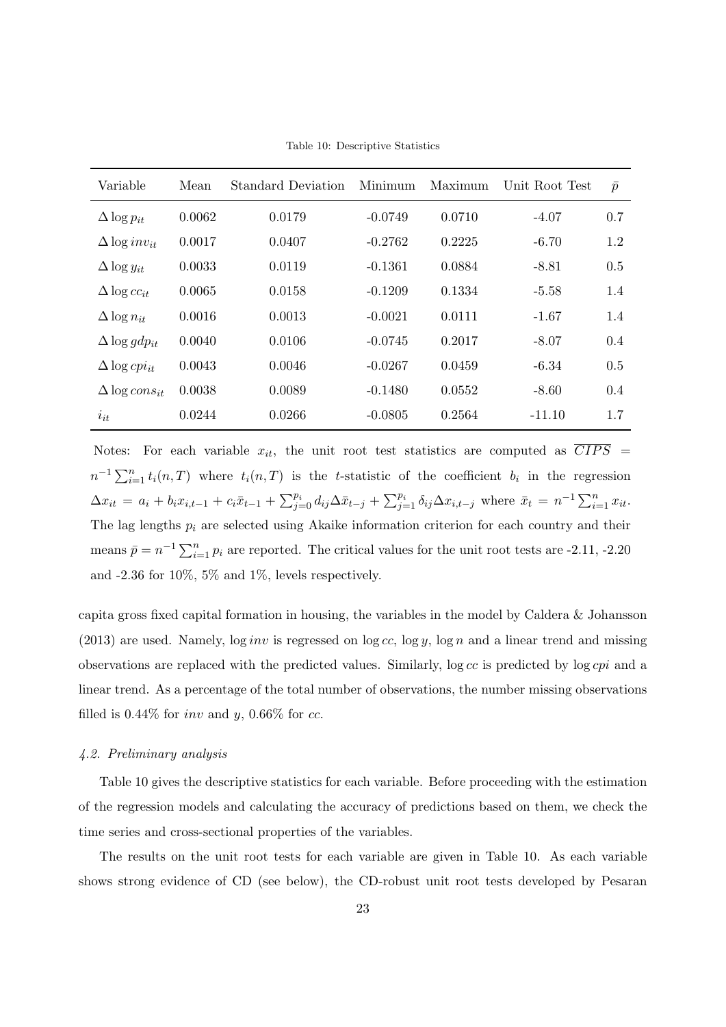Table 10: Descriptive Statistics

| Variable | Mean | Standard Deviation | Minimum | Maximum | Unit Root Test | $\bar{p}$ |
|---|---|---|---|---|---|---|
| $\Delta \log p_{it}$ | 0.0062 | 0.0179 | -0.0749 | 0.0710 | -4.07 | 0.7 |
| $\Delta \log inv_{it}$ | 0.0017 | 0.0407 | -0.2762 | 0.2225 | -6.70 | 1.2 |
| $\Delta \log y_{it}$ | 0.0033 | 0.0119 | -0.1361 | 0.0884 | -8.81 | 0.5 |
| $\Delta \log cc_{it}$ | 0.0065 | 0.0158 | -0.1209 | 0.1334 | -5.58 | 1.4 |
| $\Delta \log n_{it}$ | 0.0016 | 0.0013 | -0.0021 | 0.0111 | -1.67 | 1.4 |
| $\Delta \log gdp_{it}$ | 0.0040 | 0.0106 | -0.0745 | 0.2017 | -8.07 | 0.4 |
| $\Delta \log cpi_{it}$ | 0.0043 | 0.0046 | -0.0267 | 0.0459 | -6.34 | 0.5 |
| $\Delta \log cons_{it}$ | 0.0038 | 0.0089 | -0.1480 | 0.0552 | -8.60 | 0.4 |
| $i_{it}$ | 0.0244 | 0.0266 | -0.0805 | 0.2564 | -11.10 | 1.7 |

Notes: For each variable $x_{it}$, the unit root test statistics are computed as $\overline{CIPS} = n^{-1}\sum_{i=1}^{n} t_i(n,T)$ where $t_i(n,T)$ is the $t$-statistic of the coefficient $b_i$ in the regression $\Delta x_{it} = a_i + b_i x_{i,t-1} + c_i \bar{x}_{t-1} + \sum_{j=0}^{p_i} d_{ij}\Delta\bar{x}_{t-j} + \sum_{j=1}^{p_i}\delta_{ij}\Delta x_{i,t-j}$ where $\bar{x}_t = n^{-1}\sum_{i=1}^{n} x_{it}$. The lag lengths $p_i$ are selected using Akaike information criterion for each country and their means $\bar{p} = n^{-1}\sum_{i=1}^{n} p_i$ are reported. The critical values for the unit root tests are -2.11, -2.20 and -2.36 for 10%, 5% and 1%, levels respectively.

capita gross fixed capital formation in housing, the variables in the model by Caldera & Johansson (2013) are used. Namely, $\log inv$ is regressed on $\log cc$, $\log y$, $\log n$ and a linear trend and missing observations are replaced with the predicted values. Similarly, $\log cc$ is predicted by $\log cpi$ and a linear trend. As a percentage of the total number of observations, the number missing observations filled is 0.44% for $inv$ and $y$, 0.66% for $cc$.

### *4.2. Preliminary analysis*

Table 10 gives the descriptive statistics for each variable. Before proceeding with the estimation of the regression models and calculating the accuracy of predictions based on them, we check the time series and cross-sectional properties of the variables.

The results on the unit root tests for each variable are given in Table 10. As each variable shows strong evidence of CD (see below), the CD-robust unit root tests developed by Pesaran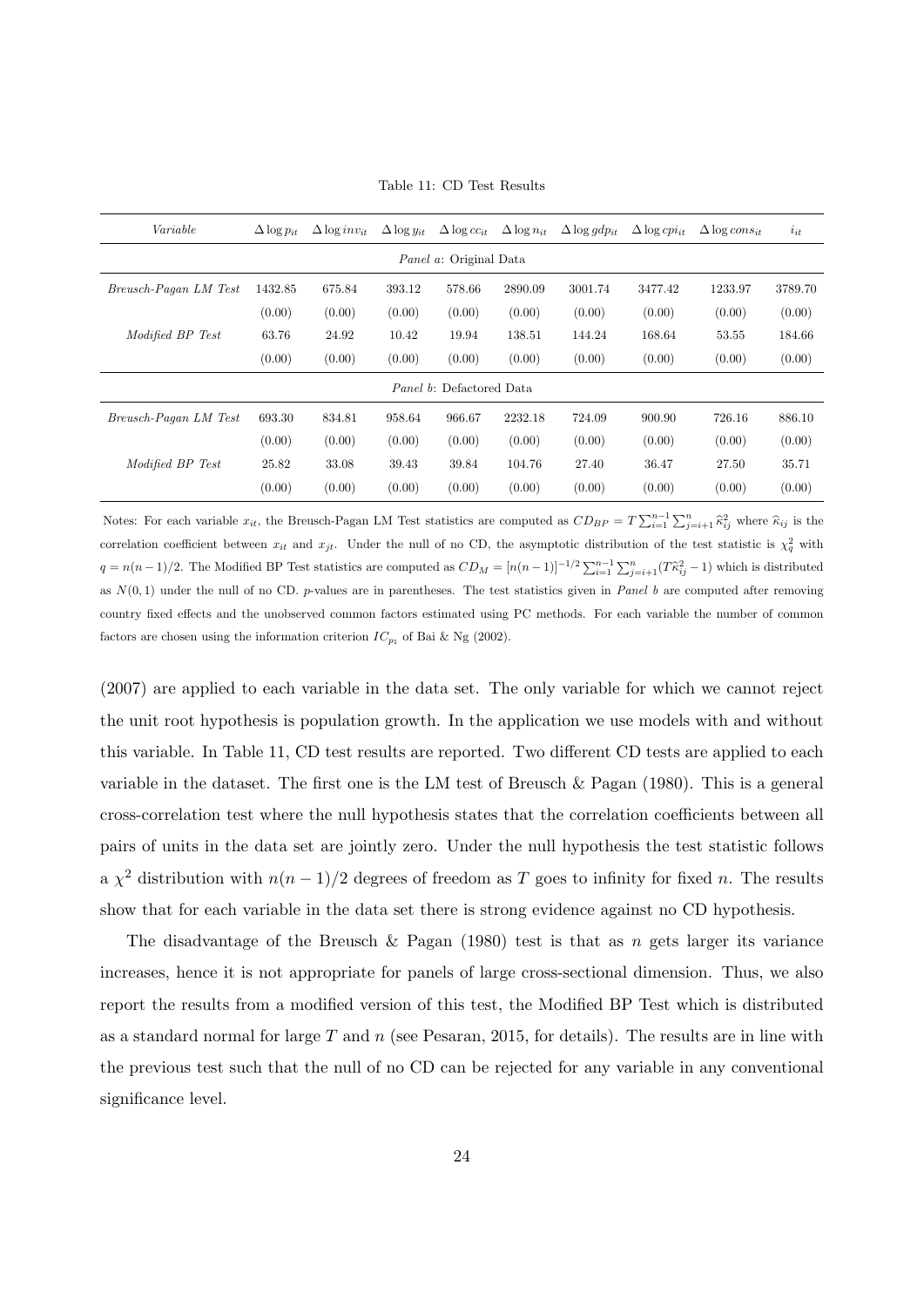Table 11: CD Test Results

| *Variable* | $\Delta \log p_{it}$ | $\Delta \log inv_{it}$ | $\Delta \log y_{it}$ | $\Delta \log cc_{it}$ | $\Delta \log n_{it}$ | $\Delta \log gdp_{it}$ | $\Delta \log cpi_{it}$ | $\Delta \log cons_{it}$ | $i_{it}$ |
|---|---|---|---|---|---|---|---|---|---|
| | | | | *Panel a*: Original Data | | | | | |
| *Breusch-Pagan LM Test* | 1432.85 | 675.84 | 393.12 | 578.66 | 2890.09 | 3001.74 | 3477.42 | 1233.97 | 3789.70 |
| | (0.00) | (0.00) | (0.00) | (0.00) | (0.00) | (0.00) | (0.00) | (0.00) | (0.00) |
| *Modified BP Test* | 63.76 | 24.92 | 10.42 | 19.94 | 138.51 | 144.24 | 168.64 | 53.55 | 184.66 |
| | (0.00) | (0.00) | (0.00) | (0.00) | (0.00) | (0.00) | (0.00) | (0.00) | (0.00) |
| | | | | *Panel b*: Defactored Data | | | | | |
| *Breusch-Pagan LM Test* | 693.30 | 834.81 | 958.64 | 966.67 | 2232.18 | 724.09 | 900.90 | 726.16 | 886.10 |
| | (0.00) | (0.00) | (0.00) | (0.00) | (0.00) | (0.00) | (0.00) | (0.00) | (0.00) |
| *Modified BP Test* | 25.82 | 33.08 | 39.43 | 39.84 | 104.76 | 27.40 | 36.47 | 27.50 | 35.71 |
| | (0.00) | (0.00) | (0.00) | (0.00) | (0.00) | (0.00) | (0.00) | (0.00) | (0.00) |

Notes: For each variable $x_{it}$, the Breusch-Pagan LM Test statistics are computed as $CD_{BP} = T\sum_{i=1}^{n-1}\sum_{j=i+1}^{n}\widehat{\kappa}_{ij}^2$ where $\widehat{\kappa}_{ij}$ is the correlation coefficient between $x_{it}$ and $x_{jt}$. Under the null of no CD, the asymptotic distribution of the test statistic is $\chi_q^2$ with $q = n(n-1)/2$. The Modified BP Test statistics are computed as $CD_M = [n(n-1)]^{-1/2}\sum_{i=1}^{n-1}\sum_{j=i+1}^{n}(T\widehat{\kappa}_{ij}^2 - 1)$ which is distributed as $N(0,1)$ under the null of no CD. $p$-values are in parentheses. The test statistics given in *Panel b* are computed after removing country fixed effects and the unobserved common factors estimated using PC methods. For each variable the number of common factors are chosen using the information criterion $IC_{p_1}$ of Bai & Ng (2002).

(2007) are applied to each variable in the data set. The only variable for which we cannot reject the unit root hypothesis is population growth. In the application we use models with and without this variable. In Table 11, CD test results are reported. Two different CD tests are applied to each variable in the dataset. The first one is the LM test of Breusch & Pagan (1980). This is a general cross-correlation test where the null hypothesis states that the correlation coefficients between all pairs of units in the data set are jointly zero. Under the null hypothesis the test statistic follows a $\chi^2$ distribution with $n(n-1)/2$ degrees of freedom as $T$ goes to infinity for fixed $n$. The results show that for each variable in the data set there is strong evidence against no CD hypothesis.

The disadvantage of the Breusch & Pagan (1980) test is that as $n$ gets larger its variance increases, hence it is not appropriate for panels of large cross-sectional dimension. Thus, we also report the results from a modified version of this test, the Modified BP Test which is distributed as a standard normal for large $T$ and $n$ (see Pesaran, 2015, for details). The results are in line with the previous test such that the null of no CD can be rejected for any variable in any conventional significance level.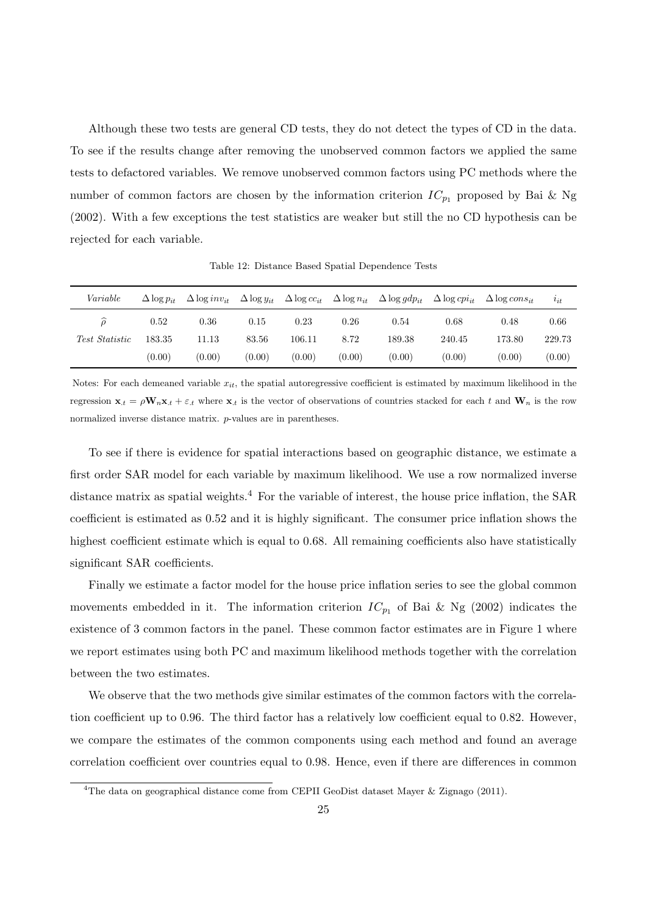Although these two tests are general CD tests, they do not detect the types of CD in the data. To see if the results change after removing the unobserved common factors we applied the same tests to defactored variables. We remove unobserved common factors using PC methods where the number of common factors are chosen by the information criterion $IC_{p_1}$ proposed by Bai & Ng (2002). With a few exceptions the test statistics are weaker but still the no CD hypothesis can be rejected for each variable.

Table 12: Distance Based Spatial Dependence Tests

| *Variable* | $\Delta \log p_{it}$ | $\Delta \log inv_{it}$ | $\Delta \log y_{it}$ | $\Delta \log cc_{it}$ | $\Delta \log n_{it}$ | $\Delta \log gdp_{it}$ | $\Delta \log cpi_{it}$ | $\Delta \log cons_{it}$ | $i_{it}$ |
|---|---|---|---|---|---|---|---|---|---|
| $\widehat{\rho}$ | 0.52 | 0.36 | 0.15 | 0.23 | 0.26 | 0.54 | 0.68 | 0.48 | 0.66 |
| *Test Statistic* | 183.35 | 11.13 | 83.56 | 106.11 | 8.72 | 189.38 | 240.45 | 173.80 | 229.73 |
| | (0.00) | (0.00) | (0.00) | (0.00) | (0.00) | (0.00) | (0.00) | (0.00) | (0.00) |

Notes: For each demeaned variable $x_{it}$, the spatial autoregressive coefficient is estimated by maximum likelihood in the regression $\mathbf{x}_{.t} = \rho \mathbf{W}_n \mathbf{x}_{.t} + \varepsilon_{.t}$ where $\mathbf{x}_{.t}$ is the vector of observations of countries stacked for each $t$ and $\mathbf{W}_n$ is the row normalized inverse distance matrix. $p$-values are in parentheses.

To see if there is evidence for spatial interactions based on geographic distance, we estimate a first order SAR model for each variable by maximum likelihood. We use a row normalized inverse distance matrix as spatial weights.[4] For the variable of interest, the house price inflation, the SAR coefficient is estimated as 0.52 and it is highly significant. The consumer price inflation shows the highest coefficient estimate which is equal to 0.68. All remaining coefficients also have statistically significant SAR coefficients.

Finally we estimate a factor model for the house price inflation series to see the global common movements embedded in it. The information criterion $IC_{p_1}$ of Bai & Ng (2002) indicates the existence of 3 common factors in the panel. These common factor estimates are in Figure 1 where we report estimates using both PC and maximum likelihood methods together with the correlation between the two estimates.

We observe that the two methods give similar estimates of the common factors with the correlation coefficient up to 0.96. The third factor has a relatively low coefficient equal to 0.82. However, we compare the estimates of the common components using each method and found an average correlation coefficient over countries equal to 0.98. Hence, even if there are differences in common

[4]The data on geographical distance come from CEPII GeoDist dataset Mayer & Zignago (2011).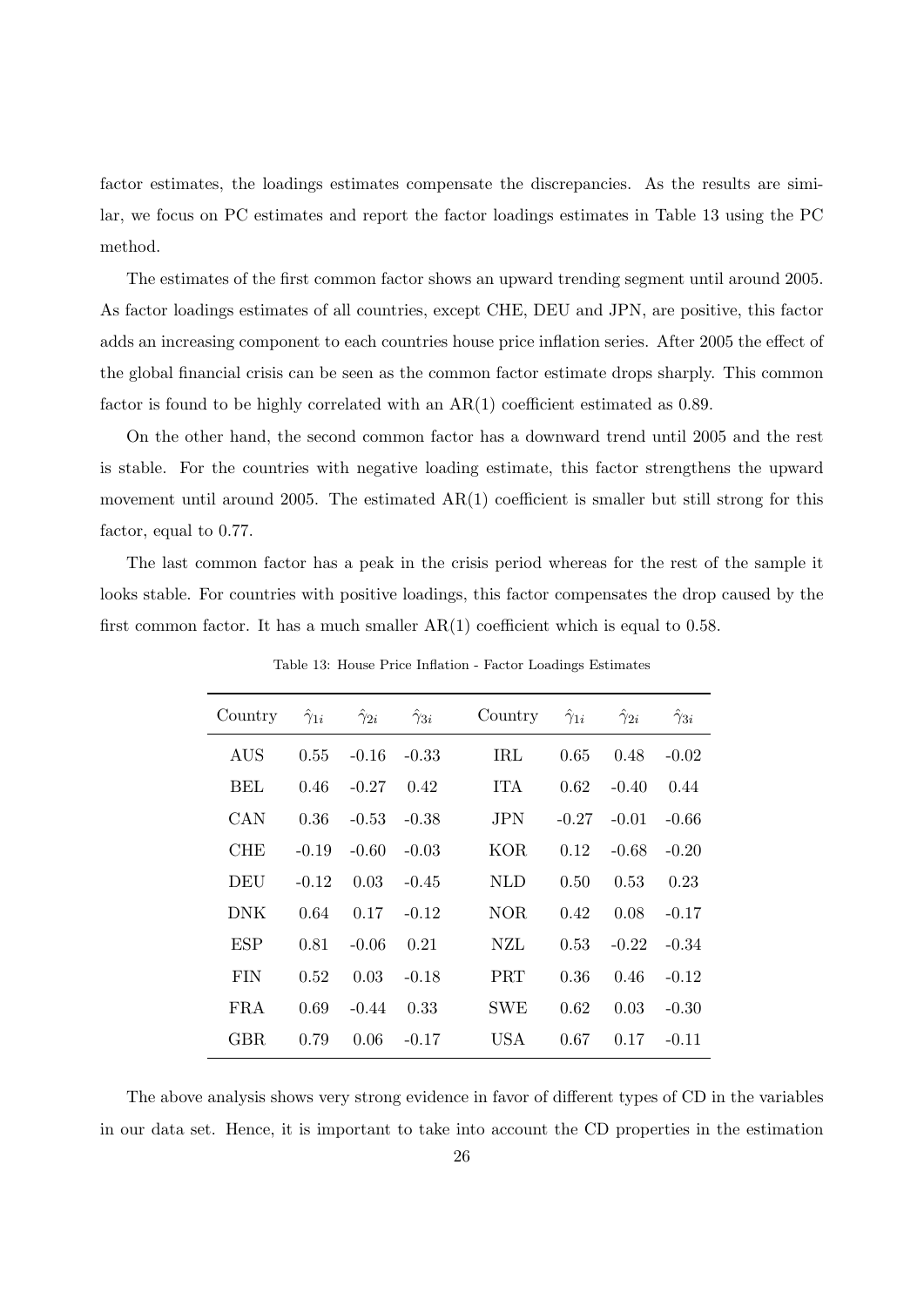factor estimates, the loadings estimates compensate the discrepancies. As the results are similar, we focus on PC estimates and report the factor loadings estimates in Table 13 using the PC method.

The estimates of the first common factor shows an upward trending segment until around 2005. As factor loadings estimates of all countries, except CHE, DEU and JPN, are positive, this factor adds an increasing component to each countries house price inflation series. After 2005 the effect of the global financial crisis can be seen as the common factor estimate drops sharply. This common factor is found to be highly correlated with an AR(1) coefficient estimated as 0.89.

On the other hand, the second common factor has a downward trend until 2005 and the rest is stable. For the countries with negative loading estimate, this factor strengthens the upward movement until around 2005. The estimated AR(1) coefficient is smaller but still strong for this factor, equal to 0.77.

The last common factor has a peak in the crisis period whereas for the rest of the sample it looks stable. For countries with positive loadings, this factor compensates the drop caused by the first common factor. It has a much smaller AR(1) coefficient which is equal to 0.58.

Table 13: House Price Inflation - Factor Loadings Estimates

| Country | $\hat{\gamma}_{1i}$ | $\hat{\gamma}_{2i}$ | $\hat{\gamma}_{3i}$ | Country | $\hat{\gamma}_{1i}$ | $\hat{\gamma}_{2i}$ | $\hat{\gamma}_{3i}$ |
|---|---|---|---|---|---|---|---|
| AUS | 0.55 | -0.16 | -0.33 | IRL | 0.65 | 0.48 | -0.02 |
| BEL | 0.46 | -0.27 | 0.42 | ITA | 0.62 | -0.40 | 0.44 |
| CAN | 0.36 | -0.53 | -0.38 | JPN | -0.27 | -0.01 | -0.66 |
| CHE | -0.19 | -0.60 | -0.03 | KOR | 0.12 | -0.68 | -0.20 |
| DEU | -0.12 | 0.03 | -0.45 | NLD | 0.50 | 0.53 | 0.23 |
| DNK | 0.64 | 0.17 | -0.12 | NOR | 0.42 | 0.08 | -0.17 |
| ESP | 0.81 | -0.06 | 0.21 | NZL | 0.53 | -0.22 | -0.34 |
| FIN | 0.52 | 0.03 | -0.18 | PRT | 0.36 | 0.46 | -0.12 |
| FRA | 0.69 | -0.44 | 0.33 | SWE | 0.62 | 0.03 | -0.30 |
| GBR | 0.79 | 0.06 | -0.17 | USA | 0.67 | 0.17 | -0.11 |

The above analysis shows very strong evidence in favor of different types of CD in the variables in our data set. Hence, it is important to take into account the CD properties in the estimation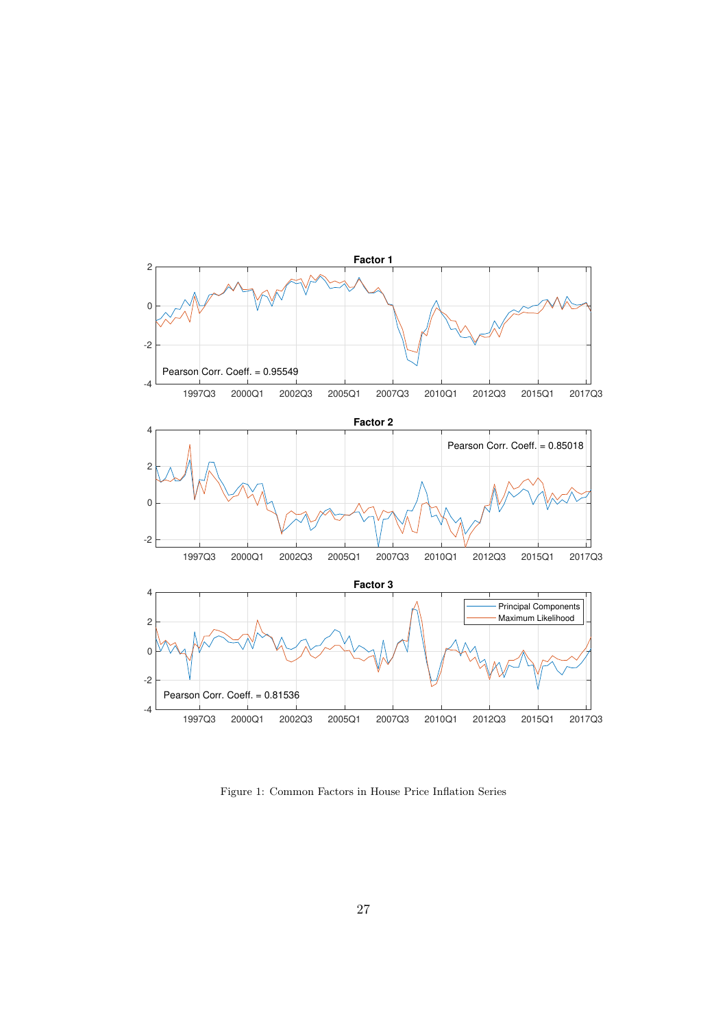Figure 1: Common Factors in House Price Inflation Series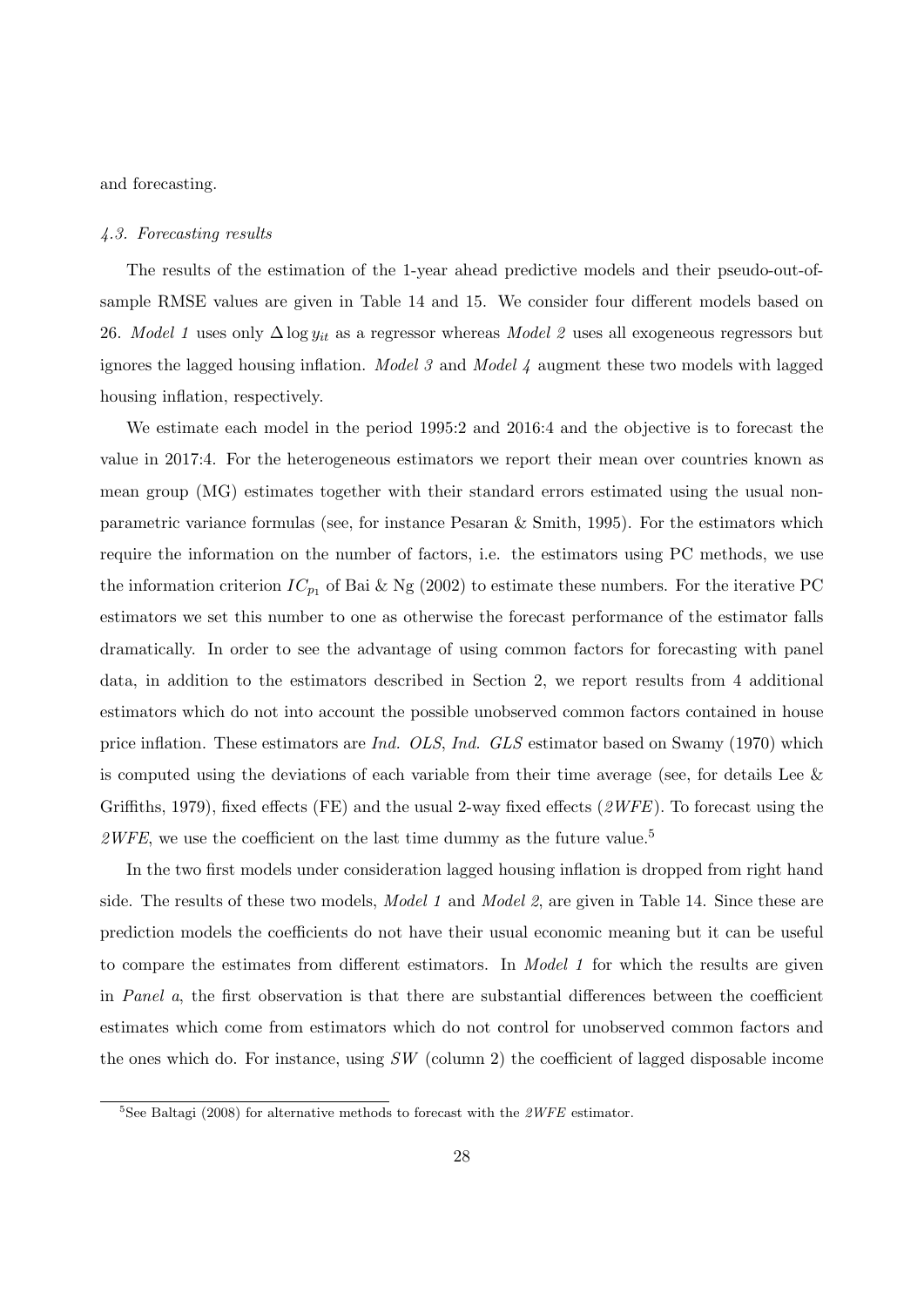and forecasting.

### *4.3. Forecasting results*

The results of the estimation of the 1-year ahead predictive models and their pseudo-out-of-sample RMSE values are given in Table 14 and 15. We consider four different models based on 26. *Model 1* uses only $\Delta \log y_{it}$ as a regressor whereas *Model 2* uses all exogeneous regressors but ignores the lagged housing inflation. *Model 3* and *Model 4* augment these two models with lagged housing inflation, respectively.

We estimate each model in the period 1995:2 and 2016:4 and the objective is to forecast the value in 2017:4. For the heterogeneous estimators we report their mean over countries known as mean group (MG) estimates together with their standard errors estimated using the usual non-parametric variance formulas (see, for instance Pesaran & Smith, 1995). For the estimators which require the information on the number of factors, i.e. the estimators using PC methods, we use the information criterion $IC_{p_1}$ of Bai & Ng (2002) to estimate these numbers. For the iterative PC estimators we set this number to one as otherwise the forecast performance of the estimator falls dramatically. In order to see the advantage of using common factors for forecasting with panel data, in addition to the estimators described in Section 2, we report results from 4 additional estimators which do not into account the possible unobserved common factors contained in house price inflation. These estimators are *Ind. OLS*, *Ind. GLS* estimator based on Swamy (1970) which is computed using the deviations of each variable from their time average (see, for details Lee & Griffiths, 1979), fixed effects (FE) and the usual 2-way fixed effects (*2WFE*). To forecast using the *2WFE*, we use the coefficient on the last time dummy as the future value.[5]

In the two first models under consideration lagged housing inflation is dropped from right hand side. The results of these two models, *Model 1* and *Model 2*, are given in Table 14. Since these are prediction models the coefficients do not have their usual economic meaning but it can be useful to compare the estimates from different estimators. In *Model 1* for which the results are given in *Panel a*, the first observation is that there are substantial differences between the coefficient estimates which come from estimators which do not control for unobserved common factors and the ones which do. For instance, using *SW* (column 2) the coefficient of lagged disposable income

[5]See Baltagi (2008) for alternative methods to forecast with the *2WFE* estimator.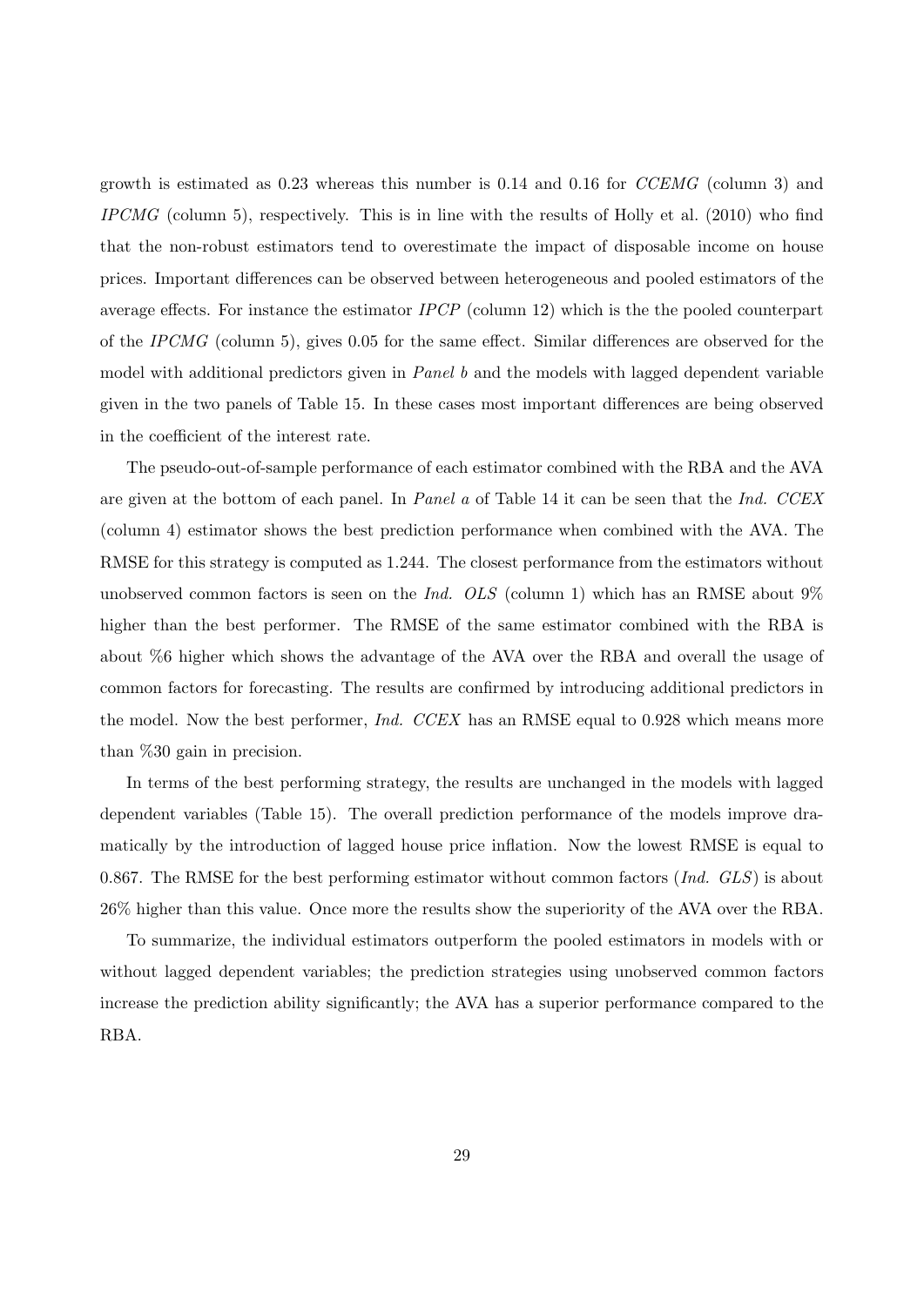growth is estimated as 0.23 whereas this number is 0.14 and 0.16 for *CCEMG* (column 3) and *IPCMG* (column 5), respectively. This is in line with the results of Holly et al. (2010) who find that the non-robust estimators tend to overestimate the impact of disposable income on house prices. Important differences can be observed between heterogeneous and pooled estimators of the average effects. For instance the estimator *IPCP* (column 12) which is the the pooled counterpart of the *IPCMG* (column 5), gives 0.05 for the same effect. Similar differences are observed for the model with additional predictors given in *Panel b* and the models with lagged dependent variable given in the two panels of Table 15. In these cases most important differences are being observed in the coefficient of the interest rate.

The pseudo-out-of-sample performance of each estimator combined with the RBA and the AVA are given at the bottom of each panel. In *Panel a* of Table 14 it can be seen that the *Ind. CCEX* (column 4) estimator shows the best prediction performance when combined with the AVA. The RMSE for this strategy is computed as 1.244. The closest performance from the estimators without unobserved common factors is seen on the *Ind. OLS* (column 1) which has an RMSE about 9% higher than the best performer. The RMSE of the same estimator combined with the RBA is about %6 higher which shows the advantage of the AVA over the RBA and overall the usage of common factors for forecasting. The results are confirmed by introducing additional predictors in the model. Now the best performer, *Ind. CCEX* has an RMSE equal to 0.928 which means more than %30 gain in precision.

In terms of the best performing strategy, the results are unchanged in the models with lagged dependent variables (Table 15). The overall prediction performance of the models improve dramatically by the introduction of lagged house price inflation. Now the lowest RMSE is equal to 0.867. The RMSE for the best performing estimator without common factors (*Ind. GLS*) is about 26% higher than this value. Once more the results show the superiority of the AVA over the RBA.

To summarize, the individual estimators outperform the pooled estimators in models with or without lagged dependent variables; the prediction strategies using unobserved common factors increase the prediction ability significantly; the AVA has a superior performance compared to the RBA.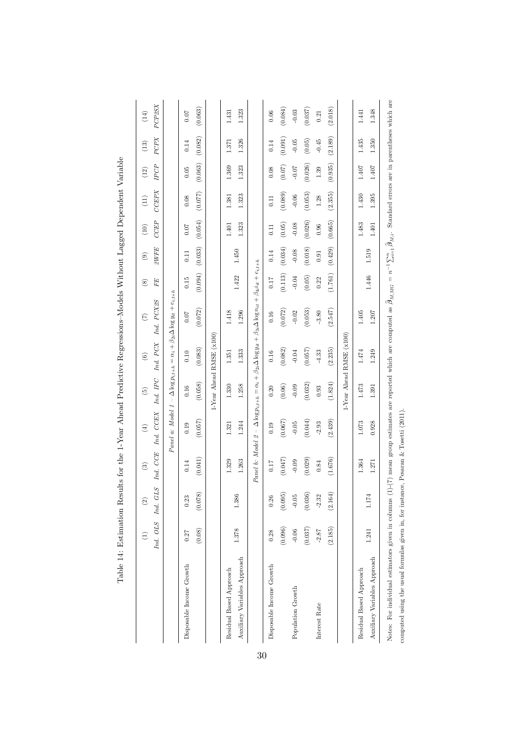Table 14: Estimation Results for the 1-Year Ahead Predictive Regressions–Models Without Lagged Dependent Variable

| | (1) | (2) | (3) | (4) | (5) | (6) | (7) | (8) | (9) | (10) | (11) | (12) | (13) | (14) |
|---|---|---|---|---|---|---|---|---|---|---|---|---|---|---|
| | *Ind. OLS* | *Ind. GLS* | *Ind. CCE* | *Ind. CCEX* | *Ind. IPC* | *Ind. PCX* | *Ind. PCX2S* | *FE* | *2WFE* | *CCEP* | *CCEPX* | *IPCP* | *PCPX* | *PCP2SX* |
| *Panel a: Model 1* – $\Delta \log p_{i,t+h} = \alpha_i + \beta_{2i} \Delta \log y_{it} + e_{i,t+h}$ | | | | | | | | | | | | | | |
| Disposable Income Growth | 0.27 | 0.23 | 0.14 | 0.19 | 0.16 | 0.10 | 0.07 | 0.15 | 0.11 | 0.07 | 0.08 | 0.05 | 0.14 | 0.07 |
| | (0.08) | (0.078) | (0.041) | (0.057) | (0.058) | (0.083) | (0.072) | (0.094) | (0.033) | (0.054) | (0.077) | (0.063) | (0.082) | (0.063) |
| 1-Year Ahead RMSE (x100) | | | | | | | | | | | | | | |
| Residual Based Approach | | | 1.329 | 1.321 | 1.330 | 1.351 | 1.418 | | | 1.401 | 1.381 | 1.369 | 1.371 | 1.431 |
| Auxiliary Variables Approach | 1.378 | 1.386 | 1.263 | 1.244 | 1.258 | 1.333 | 1.296 | 1.422 | 1.450 | 1.323 | 1.323 | 1.323 | 1.326 | 1.323 |
| *Panel b: Model 2* – $\Delta \log p_{i,t+h} = \alpha_i + \beta_{2i} \Delta \log y_{it} + \beta_{3i} \Delta \log n_{it} + \beta_{4i} i_{it} + e_{i,t+h}$ | | | | | | | | | | | | | | |
| Disposable Income Growth | 0.28 | 0.26 | 0.17 | 0.19 | 0.20 | 0.16 | 0.16 | 0.17 | 0.14 | 0.11 | 0.11 | 0.08 | 0.14 | 0.06 |
| | (0.096) | (0.095) | (0.047) | (0.067) | (0.06) | (0.082) | (0.072) | (0.113) | (0.034) | (0.05) | (0.089) | (0.07) | (0.091) | (0.084) |
| Population Growth | -0.06 | -0.05 | -0.09 | -0.05 | -0.09 | -0.04 | -0.02 | -0.04 | -0.08 | -0.08 | -0.06 | -0.07 | -0.05 | -0.03 |
| | (0.037) | (0.036) | (0.029) | (0.044) | (0.032) | (0.057) | (0.053) | (0.05) | (0.018) | (0.026) | (0.053) | (0.026) | (0.05) | (0.037) |
| Interest Rate | -2.87 | -2.32 | 0.84 | -2.93 | 0.93 | -4.33 | -3.80 | 0.22 | 0.91 | 0.96 | 1.28 | 1.39 | -0.45 | 0.21 |
| | (2.185) | (2.164) | (1.676) | (2.439) | (1.824) | (2.235) | (2.547) | (1.761) | (0.429) | (0.665) | (2.355) | (0.935) | (2.189) | (2.018) |
| 1-Year Ahead RMSE (x100) | | | | | | | | | | | | | | |
| Residual Based Approach | | | 1.364 | 1.073 | 1.473 | 1.474 | 1.405 | | | 1.483 | 1.430 | 1.407 | 1.435 | 1.441 |
| Auxiliary Variables Approach | 1.241 | 1.174 | 1.271 | 0.928 | 1.391 | 1.249 | 1.207 | 1.446 | 1.519 | 1.401 | 1.395 | 1.407 | 1.350 | 1.348 |

Notes: For individual estimators given in columns (1)-(7) mean group estimates are reported which are computed as $\widehat{\boldsymbol{\beta}}_{M,MG} = n^{-1} \sum_{i=1}^{n} \widehat{\boldsymbol{\beta}}_{M,i}$. Standard errors are in parentheses which are computed using the usual formulas given in, for instance, Pesaran & Tosetti (2011).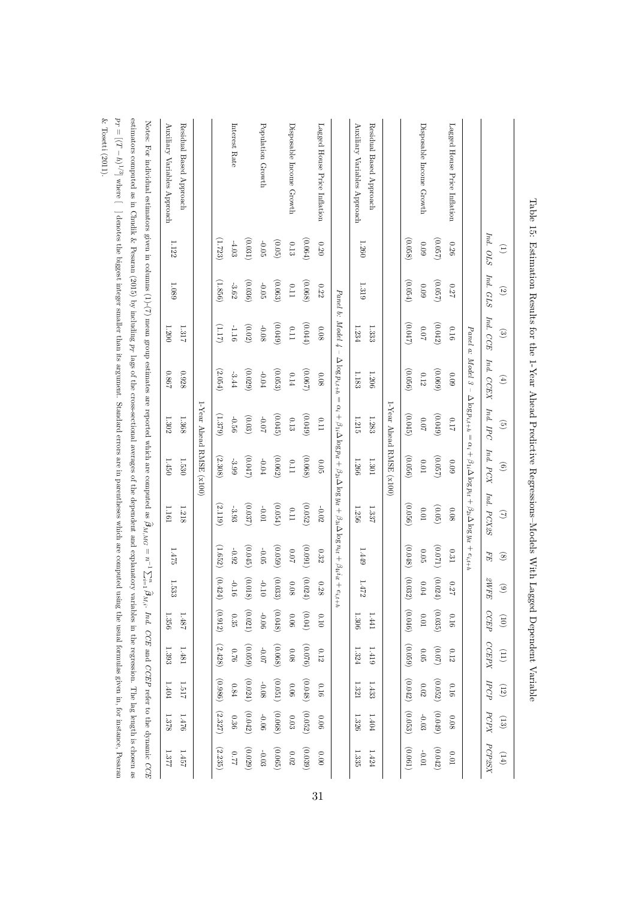Table 15: Estimation Results for the 1-Year Ahead Predictive Regressions–Models With Lagged Dependent Variable

| | (1) | (2) | (3) | (4) | (5) | (6) | (7) | (8) | (9) | (10) | (11) | (12) | (13) | (14) |
|---|---|---|---|---|---|---|---|---|---|---|---|---|---|---|
| | *Ind. OLS* | *Ind. GLS* | *Ind. CCE* | *Ind. CCEX* | *Ind. IPC* | *Ind. PCX* | *Ind. PCX2S* | *FE* | *2WFE* | *CCEP* | *CCEPX* | *IPCP* | *PCPX* | *PCP2SX* |
| *Panel a: Model 3* – $\Delta \log p_{i,t+h} = \alpha_i + \beta_{1i}\Delta \log p_{it} + \beta_{2i}\Delta \log y_{it} + e_{i,t+h}$ | | | | | | | | | | | | | | |
| Lagged House Price Inflation | 0.26 | 0.27 | 0.16 | 0.09 | 0.17 | 0.09 | 0.08 | 0.31 | 0.27 | 0.16 | 0.12 | 0.16 | 0.08 | 0.01 |
| | (0.057) | (0.057) | (0.042) | (0.069) | (0.049) | (0.057) | (0.05) | (0.071) | (0.024) | (0.035) | (0.07) | (0.052) | (0.049) | (0.042) |
| Disposable Income Growth | 0.09 | 0.09 | 0.07 | 0.12 | 0.07 | 0.01 | 0.01 | 0.05 | 0.04 | 0.01 | 0.05 | 0.02 | -0.03 | -0.01 |
| | (0.058) | (0.054) | (0.047) | (0.056) | (0.045) | (0.056) | (0.056) | (0.048) | (0.032) | (0.040) | (0.059) | (0.042) | (0.053) | (0.061) |
| 1-Year Ahead RMSE (x100) | | | | | | | | | | | | | | |
| Residual Based Approach | 1.260 | 1.319 | 1.333 | 1.206 | 1.283 | 1.301 | 1.337 | 1.449 | 1.472 | 1.441 | 1.419 | 1.433 | 1.404 | 1.424 |
| Auxiliary Variables Approach | | | 1.234 | 1.183 | 1.215 | 1.266 | 1.256 | | | 1.306 | 1.324 | 1.321 | 1.326 | 1.335 |
| *Panel b: Model 4* – $\Delta \log p_{i,t+h} = \alpha_i + \beta_{1i}\Delta \log p_{it} + \beta_{2i}\Delta \log y_{it} + \beta_{3i}\Delta \log n_{it} + \beta_{4i} r_{it} + e_{i,t+h}$ | | | | | | | | | | | | | | |
| Lagged House Price Inflation | 0.20 | 0.22 | 0.08 | 0.08 | 0.11 | 0.05 | -0.02 | 0.32 | 0.28 | 0.10 | 0.12 | 0.16 | 0.06 | 0.00 |
| | (0.064) | (0.068) | (0.044) | (0.067) | (0.049) | (0.068) | (0.052) | (0.091) | (0.024) | (0.04) | (0.076) | (0.048) | (0.052) | (0.039) |
| Disposable Income Growth | 0.13 | 0.11 | 0.11 | 0.14 | 0.13 | 0.11 | 0.11 | 0.07 | 0.08 | 0.06 | 0.08 | 0.06 | 0.03 | 0.02 |
| | (0.05) | (0.063) | (0.049) | (0.053) | (0.045) | (0.062) | (0.054) | (0.059) | (0.033) | (0.048) | (0.068) | (0.051) | (0.068) | (0.065) |
| Population Growth | -0.05 | -0.05 | -0.08 | -0.04 | -0.07 | -0.04 | -0.01 | -0.05 | -0.10 | -0.06 | -0.07 | -0.08 | -0.06 | -0.03 |
| | (0.031) | (0.036) | (0.02) | (0.029) | (0.03) | (0.047) | (0.037) | (0.045) | (0.018) | (0.021) | (0.059) | (0.024) | (0.042) | (0.029) |
| Interest Rate | -4.03 | -3.62 | -1.16 | -3.44 | -0.56 | -3.99 | -3.93 | -0.92 | -0.16 | 0.35 | 0.76 | 0.84 | 0.36 | 0.77 |
| | (1.723) | (1.856) | (1.17) | (2.054) | (1.379) | (2.308) | (2.119) | (1.652) | (0.424) | (0.912) | (2.428) | (0.986) | (2.327) | (2.235) |
| 1-Year Ahead RMSE (x100) | | | | | | | | | | | | | | |
| Residual Based Approach | 1.122 | 1.089 | 1.317 | 0.928 | 1.368 | 1.530 | 1.218 | 1.475 | 1.533 | 1.487 | 1.481 | 1.517 | 1.476 | 1.457 |
| Auxiliary Variables Approach | | | 1.200 | 0.867 | 1.302 | 1.450 | 1.161 | | | 1.356 | 1.393 | 1.404 | 1.378 | 1.377 |

Notes: For individual estimators given in columns (1)-(7) mean group estimates are reported which are computed as $\hat{\beta}_{M,MG} = n^{-1}\sum_{i=1}^{n}\hat{\beta}_{M,i}$. *Ind. CCE* and *CCEP* refer to the dynamic *CCE* estimators computed as in Chudik & Pesaran (2015) by including $p_T$ lags of the cross-sectional averages of the dependent and explanatory variables in the regression. The lag length is chosen as $p_T = \lfloor (T-h)^{1/3} \rfloor$ where $\lfloor \ \rfloor$ denotes the biggest integer smaller than its argument. Standard errors are in parentheses which are computed using the usual formulas given in, for instance, Pesaran & Tosetti (2011).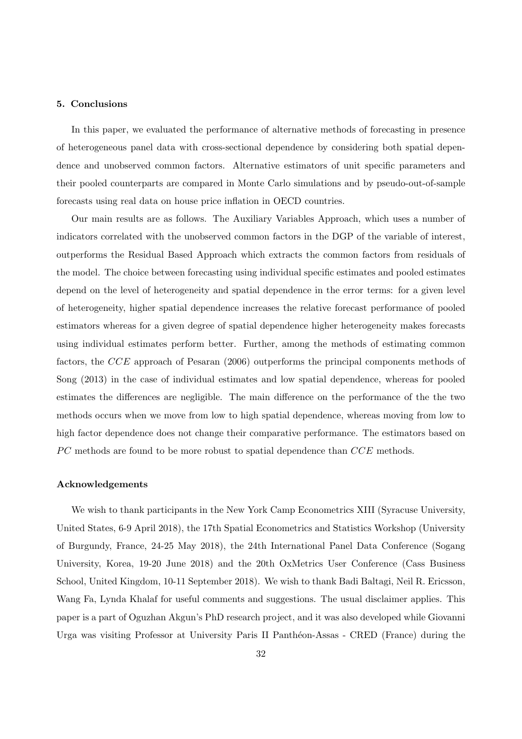## 5. Conclusions

In this paper, we evaluated the performance of alternative methods of forecasting in presence of heterogeneous panel data with cross-sectional dependence by considering both spatial dependence and unobserved common factors. Alternative estimators of unit specific parameters and their pooled counterparts are compared in Monte Carlo simulations and by pseudo-out-of-sample forecasts using real data on house price inflation in OECD countries.

Our main results are as follows. The Auxiliary Variables Approach, which uses a number of indicators correlated with the unobserved common factors in the DGP of the variable of interest, outperforms the Residual Based Approach which extracts the common factors from residuals of the model. The choice between forecasting using individual specific estimates and pooled estimates depend on the level of heterogeneity and spatial dependence in the error terms: for a given level of heterogeneity, higher spatial dependence increases the relative forecast performance of pooled estimators whereas for a given degree of spatial dependence higher heterogeneity makes forecasts using individual estimates perform better. Further, among the methods of estimating common factors, the $CCE$ approach of Pesaran (2006) outperforms the principal components methods of Song (2013) in the case of individual estimates and low spatial dependence, whereas for pooled estimates the differences are negligible. The main difference on the performance of the the two methods occurs when we move from low to high spatial dependence, whereas moving from low to high factor dependence does not change their comparative performance. The estimators based on $PC$ methods are found to be more robust to spatial dependence than $CCE$ methods.

### Acknowledgements

We wish to thank participants in the New York Camp Econometrics XIII (Syracuse University, United States, 6-9 April 2018), the 17th Spatial Econometrics and Statistics Workshop (University of Burgundy, France, 24-25 May 2018), the 24th International Panel Data Conference (Sogang University, Korea, 19-20 June 2018) and the 20th OxMetrics User Conference (Cass Business School, United Kingdom, 10-11 September 2018). We wish to thank Badi Baltagi, Neil R. Ericsson, Wang Fa, Lynda Khalaf for useful comments and suggestions. The usual disclaimer applies. This paper is a part of Oguzhan Akgun's PhD research project, and it was also developed while Giovanni Urga was visiting Professor at University Paris II Panthéon-Assas - CRED (France) during the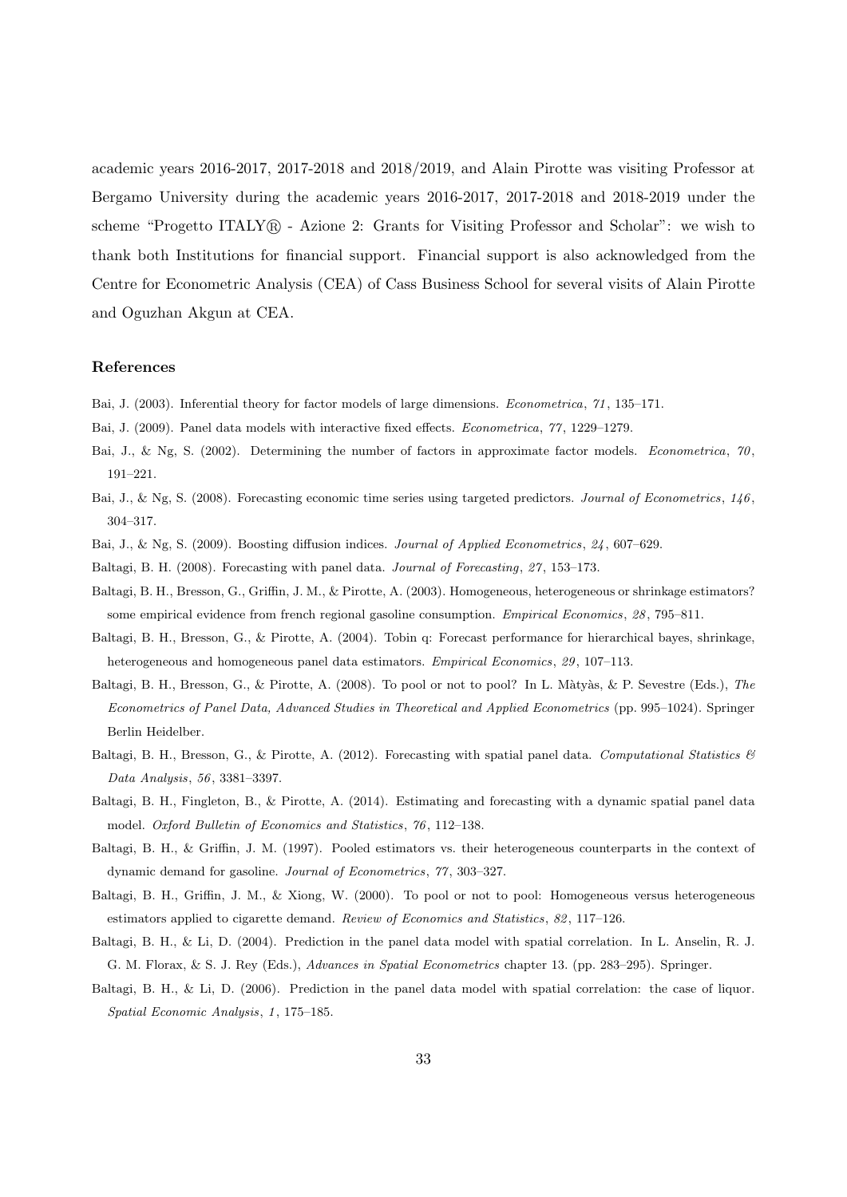academic years 2016-2017, 2017-2018 and 2018/2019, and Alain Pirotte was visiting Professor at Bergamo University during the academic years 2016-2017, 2017-2018 and 2018-2019 under the scheme "Progetto ITALY® - Azione 2: Grants for Visiting Professor and Scholar": we wish to thank both Institutions for financial support. Financial support is also acknowledged from the Centre for Econometric Analysis (CEA) of Cass Business School for several visits of Alain Pirotte and Oguzhan Akgun at CEA.

## References

Bai, J. (2003). Inferential theory for factor models of large dimensions. *Econometrica*, *71*, 135–171.

Bai, J. (2009). Panel data models with interactive fixed effects. *Econometrica*, *77*, 1229–1279.

Bai, J., & Ng, S. (2002). Determining the number of factors in approximate factor models. *Econometrica*, *70*, 191–221.

Bai, J., & Ng, S. (2008). Forecasting economic time series using targeted predictors. *Journal of Econometrics*, *146*, 304–317.

Bai, J., & Ng, S. (2009). Boosting diffusion indices. *Journal of Applied Econometrics*, *24*, 607–629.

Baltagi, B. H. (2008). Forecasting with panel data. *Journal of Forecasting*, *27*, 153–173.

Baltagi, B. H., Bresson, G., Griffin, J. M., & Pirotte, A. (2003). Homogeneous, heterogeneous or shrinkage estimators? some empirical evidence from french regional gasoline consumption. *Empirical Economics*, *28*, 795–811.

Baltagi, B. H., Bresson, G., & Pirotte, A. (2004). Tobin q: Forecast performance for hierarchical bayes, shrinkage, heterogeneous and homogeneous panel data estimators. *Empirical Economics*, *29*, 107–113.

Baltagi, B. H., Bresson, G., & Pirotte, A. (2008). To pool or not to pool? In L. Màtyàs, & P. Sevestre (Eds.), *The Econometrics of Panel Data, Advanced Studies in Theoretical and Applied Econometrics* (pp. 995–1024). Springer Berlin Heidelber.

Baltagi, B. H., Bresson, G., & Pirotte, A. (2012). Forecasting with spatial panel data. *Computational Statistics & Data Analysis*, *56*, 3381–3397.

Baltagi, B. H., Fingleton, B., & Pirotte, A. (2014). Estimating and forecasting with a dynamic spatial panel data model. *Oxford Bulletin of Economics and Statistics*, *76*, 112–138.

Baltagi, B. H., & Griffin, J. M. (1997). Pooled estimators vs. their heterogeneous counterparts in the context of dynamic demand for gasoline. *Journal of Econometrics*, *77*, 303–327.

Baltagi, B. H., Griffin, J. M., & Xiong, W. (2000). To pool or not to pool: Homogeneous versus heterogeneous estimators applied to cigarette demand. *Review of Economics and Statistics*, *82*, 117–126.

Baltagi, B. H., & Li, D. (2004). Prediction in the panel data model with spatial correlation. In L. Anselin, R. J. G. M. Florax, & S. J. Rey (Eds.), *Advances in Spatial Econometrics* chapter 13. (pp. 283–295). Springer.

Baltagi, B. H., & Li, D. (2006). Prediction in the panel data model with spatial correlation: the case of liquor. *Spatial Economic Analysis*, *1*, 175–185.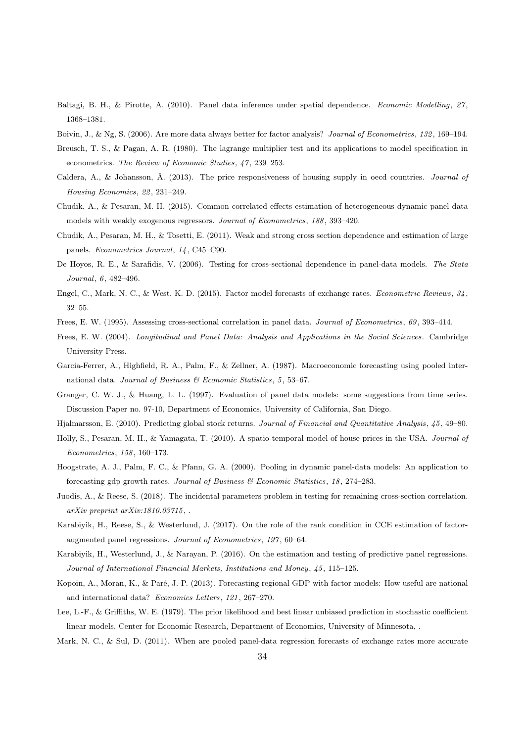Baltagi, B. H., & Pirotte, A. (2010). Panel data inference under spatial dependence. *Economic Modelling*, *27*, 1368–1381.

Boivin, J., & Ng, S. (2006). Are more data always better for factor analysis? *Journal of Econometrics*, *132*, 169–194.

Breusch, T. S., & Pagan, A. R. (1980). The lagrange multiplier test and its applications to model specification in econometrics. *The Review of Economic Studies*, *47*, 239–253.

Caldera, A., & Johansson, Å. (2013). The price responsiveness of housing supply in oecd countries. *Journal of Housing Economics*, *22*, 231–249.

Chudik, A., & Pesaran, M. H. (2015). Common correlated effects estimation of heterogeneous dynamic panel data models with weakly exogenous regressors. *Journal of Econometrics*, *188*, 393–420.

Chudik, A., Pesaran, M. H., & Tosetti, E. (2011). Weak and strong cross section dependence and estimation of large panels. *Econometrics Journal*, *14*, C45–C90.

De Hoyos, R. E., & Sarafidis, V. (2006). Testing for cross-sectional dependence in panel-data models. *The Stata Journal*, *6*, 482–496.

Engel, C., Mark, N. C., & West, K. D. (2015). Factor model forecasts of exchange rates. *Econometric Reviews*, *34*, 32–55.

Frees, E. W. (1995). Assessing cross-sectional correlation in panel data. *Journal of Econometrics*, *69*, 393–414.

Frees, E. W. (2004). *Longitudinal and Panel Data: Analysis and Applications in the Social Sciences*. Cambridge University Press.

Garcia-Ferrer, A., Highfield, R. A., Palm, F., & Zellner, A. (1987). Macroeconomic forecasting using pooled international data. *Journal of Business & Economic Statistics*, *5*, 53–67.

Granger, C. W. J., & Huang, L. L. (1997). Evaluation of panel data models: some suggestions from time series. Discussion Paper no. 97-10, Department of Economics, University of California, San Diego.

Hjalmarsson, E. (2010). Predicting global stock returns. *Journal of Financial and Quantitative Analysis*, *45*, 49–80.

Holly, S., Pesaran, M. H., & Yamagata, T. (2010). A spatio-temporal model of house prices in the USA. *Journal of Econometrics*, *158*, 160–173.

Hoogstrate, A. J., Palm, F. C., & Pfann, G. A. (2000). Pooling in dynamic panel-data models: An application to forecasting gdp growth rates. *Journal of Business & Economic Statistics*, *18*, 274–283.

Juodis, A., & Reese, S. (2018). The incidental parameters problem in testing for remaining cross-section correlation. *arXiv preprint arXiv:1810.03715*, .

Karabiyik, H., Reese, S., & Westerlund, J. (2017). On the role of the rank condition in CCE estimation of factor-augmented panel regressions. *Journal of Econometrics*, *197*, 60–64.

Karabiyik, H., Westerlund, J., & Narayan, P. (2016). On the estimation and testing of predictive panel regressions. *Journal of International Financial Markets, Institutions and Money*, *45*, 115–125.

Kopoin, A., Moran, K., & Paré, J.-P. (2013). Forecasting regional GDP with factor models: How useful are national and international data? *Economics Letters*, *121*, 267–270.

Lee, L.-F., & Griffiths, W. E. (1979). The prior likelihood and best linear unbiased prediction in stochastic coefficient linear models. Center for Economic Research, Department of Economics, University of Minnesota, .

Mark, N. C., & Sul, D. (2011). When are pooled panel-data regression forecasts of exchange rates more accurate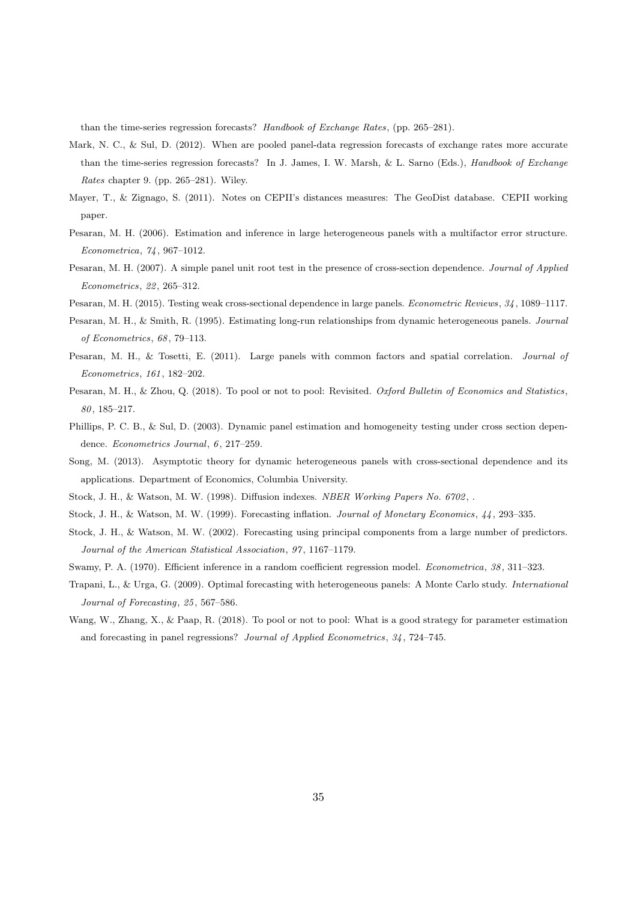than the time-series regression forecasts? *Handbook of Exchange Rates*, (pp. 265–281).

Mark, N. C., & Sul, D. (2012). When are pooled panel-data regression forecasts of exchange rates more accurate than the time-series regression forecasts? In J. James, I. W. Marsh, & L. Sarno (Eds.), *Handbook of Exchange Rates* chapter 9. (pp. 265–281). Wiley.

Mayer, T., & Zignago, S. (2011). Notes on CEPII's distances measures: The GeoDist database. CEPII working paper.

Pesaran, M. H. (2006). Estimation and inference in large heterogeneous panels with a multifactor error structure. *Econometrica*, *74*, 967–1012.

Pesaran, M. H. (2007). A simple panel unit root test in the presence of cross-section dependence. *Journal of Applied Econometrics*, *22*, 265–312.

Pesaran, M. H. (2015). Testing weak cross-sectional dependence in large panels. *Econometric Reviews*, *34*, 1089–1117.

Pesaran, M. H., & Smith, R. (1995). Estimating long-run relationships from dynamic heterogeneous panels. *Journal of Econometrics*, *68*, 79–113.

Pesaran, M. H., & Tosetti, E. (2011). Large panels with common factors and spatial correlation. *Journal of Econometrics*, *161*, 182–202.

Pesaran, M. H., & Zhou, Q. (2018). To pool or not to pool: Revisited. *Oxford Bulletin of Economics and Statistics*, *80*, 185–217.

Phillips, P. C. B., & Sul, D. (2003). Dynamic panel estimation and homogeneity testing under cross section dependence. *Econometrics Journal*, *6*, 217–259.

Song, M. (2013). Asymptotic theory for dynamic heterogeneous panels with cross-sectional dependence and its applications. Department of Economics, Columbia University.

Stock, J. H., & Watson, M. W. (1998). Diffusion indexes. *NBER Working Papers No. 6702*, .

Stock, J. H., & Watson, M. W. (1999). Forecasting inflation. *Journal of Monetary Economics*, *44*, 293–335.

Stock, J. H., & Watson, M. W. (2002). Forecasting using principal components from a large number of predictors. *Journal of the American Statistical Association*, *97*, 1167–1179.

Swamy, P. A. (1970). Efficient inference in a random coefficient regression model. *Econometrica*, *38*, 311–323.

Trapani, L., & Urga, G. (2009). Optimal forecasting with heterogeneous panels: A Monte Carlo study. *International Journal of Forecasting*, *25*, 567–586.

Wang, W., Zhang, X., & Paap, R. (2018). To pool or not to pool: What is a good strategy for parameter estimation and forecasting in panel regressions? *Journal of Applied Econometrics*, *34*, 724–745.